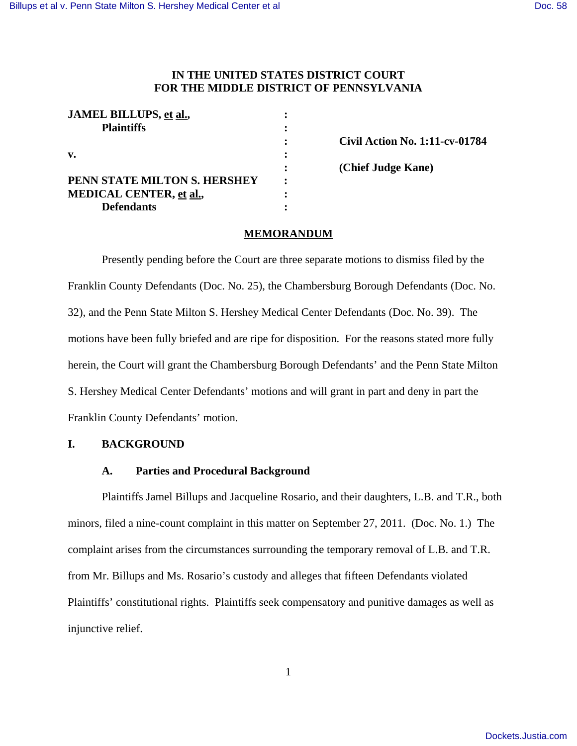**IN THE UNITED STATES DISTRICT COURT**
**FOR THE MIDDLE DISTRICT OF PENNSYLVANIA**

| | | |
|---|---|---|
| **JAMEL BILLUPS, et al.,** | : | |
| **Plaintiffs** | : | |
| | : | **Civil Action No. 1:11-cv-01784** |
| **v.** | : | |
| | : | **(Chief Judge Kane)** |
| **PENN STATE MILTON S. HERSHEY** | : | |
| **MEDICAL CENTER, et al.,** | : | |
| **Defendants** | : | |

# MEMORANDUM

Presently pending before the Court are three separate motions to dismiss filed by the Franklin County Defendants (Doc. No. 25), the Chambersburg Borough Defendants (Doc. No. 32), and the Penn State Milton S. Hershey Medical Center Defendants (Doc. No. 39). The motions have been fully briefed and are ripe for disposition. For the reasons stated more fully herein, the Court will grant the Chambersburg Borough Defendants' and the Penn State Milton S. Hershey Medical Center Defendants' motions and will grant in part and deny in part the Franklin County Defendants' motion.

## I. BACKGROUND

### A. Parties and Procedural Background

Plaintiffs Jamel Billups and Jacqueline Rosario, and their daughters, L.B. and T.R., both minors, filed a nine-count complaint in this matter on September 27, 2011. (Doc. No. 1.) The complaint arises from the circumstances surrounding the temporary removal of L.B. and T.R. from Mr. Billups and Ms. Rosario's custody and alleges that fifteen Defendants violated Plaintiffs' constitutional rights. Plaintiffs seek compensatory and punitive damages as well as injunctive relief.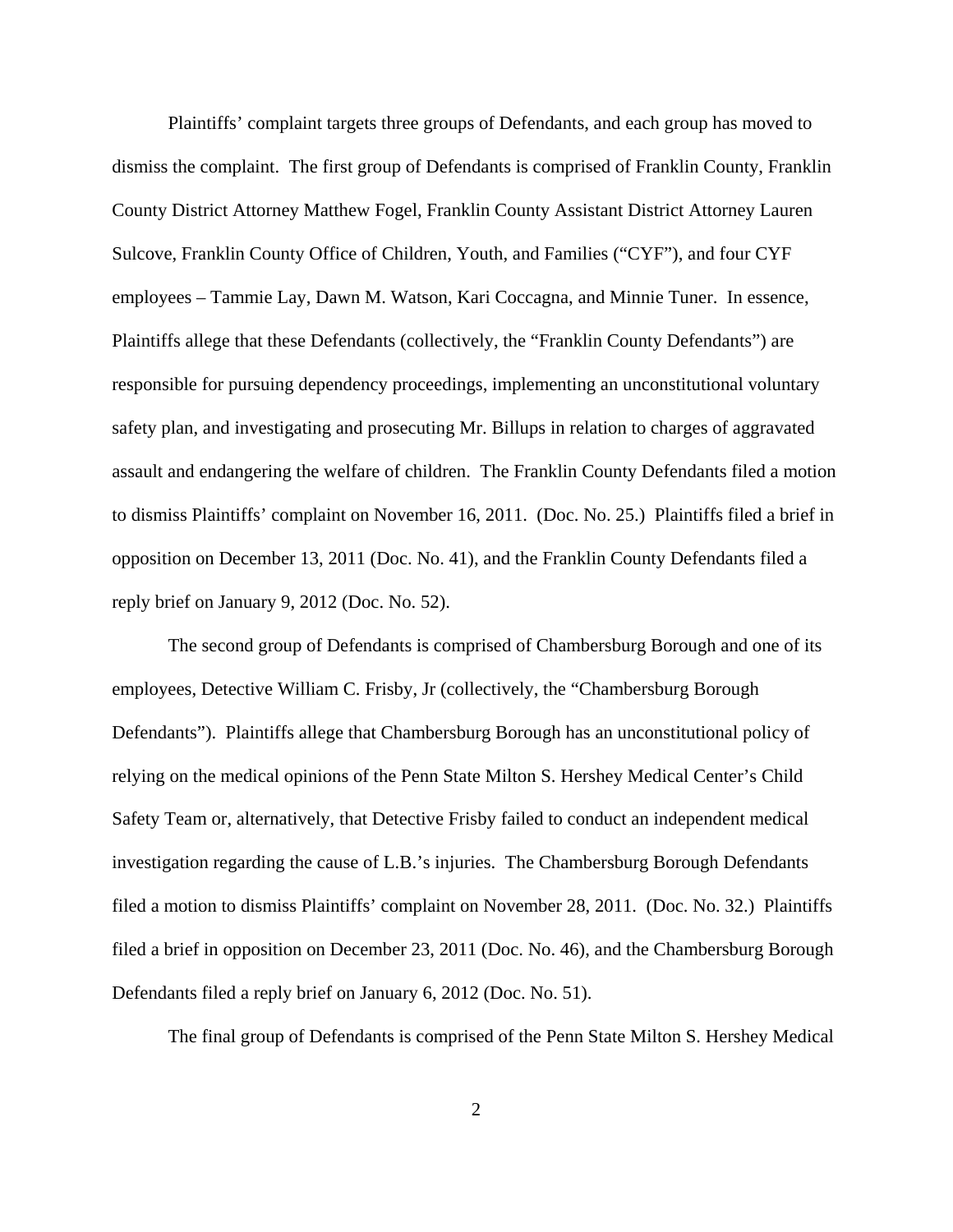Plaintiffs' complaint targets three groups of Defendants, and each group has moved to dismiss the complaint. The first group of Defendants is comprised of Franklin County, Franklin County District Attorney Matthew Fogel, Franklin County Assistant District Attorney Lauren Sulcove, Franklin County Office of Children, Youth, and Families ("CYF"), and four CYF employees – Tammie Lay, Dawn M. Watson, Kari Coccagna, and Minnie Tuner. In essence, Plaintiffs allege that these Defendants (collectively, the "Franklin County Defendants") are responsible for pursuing dependency proceedings, implementing an unconstitutional voluntary safety plan, and investigating and prosecuting Mr. Billups in relation to charges of aggravated assault and endangering the welfare of children. The Franklin County Defendants filed a motion to dismiss Plaintiffs' complaint on November 16, 2011. (Doc. No. 25.) Plaintiffs filed a brief in opposition on December 13, 2011 (Doc. No. 41), and the Franklin County Defendants filed a reply brief on January 9, 2012 (Doc. No. 52).

The second group of Defendants is comprised of Chambersburg Borough and one of its employees, Detective William C. Frisby, Jr (collectively, the "Chambersburg Borough Defendants"). Plaintiffs allege that Chambersburg Borough has an unconstitutional policy of relying on the medical opinions of the Penn State Milton S. Hershey Medical Center's Child Safety Team or, alternatively, that Detective Frisby failed to conduct an independent medical investigation regarding the cause of L.B.'s injuries. The Chambersburg Borough Defendants filed a motion to dismiss Plaintiffs' complaint on November 28, 2011. (Doc. No. 32.) Plaintiffs filed a brief in opposition on December 23, 2011 (Doc. No. 46), and the Chambersburg Borough Defendants filed a reply brief on January 6, 2012 (Doc. No. 51).

The final group of Defendants is comprised of the Penn State Milton S. Hershey Medical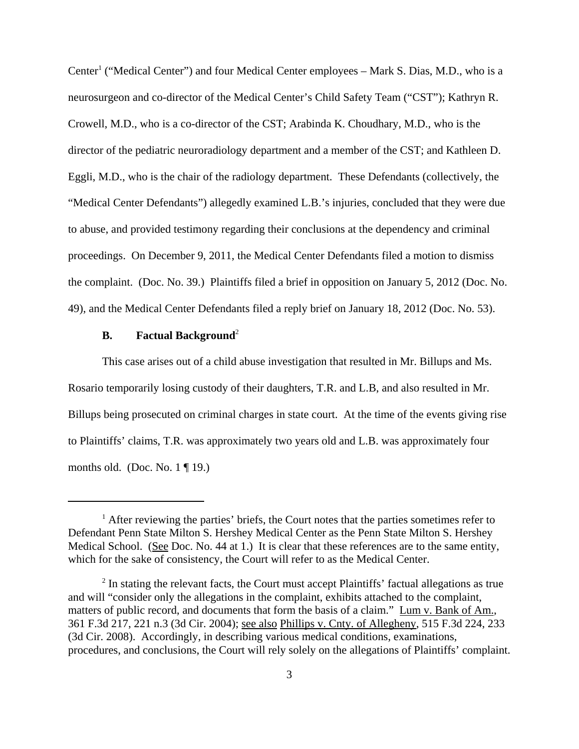Center[1] ("Medical Center") and four Medical Center employees – Mark S. Dias, M.D., who is a neurosurgeon and co-director of the Medical Center's Child Safety Team ("CST"); Kathryn R. Crowell, M.D., who is a co-director of the CST; Arabinda K. Choudhary, M.D., who is the director of the pediatric neuroradiology department and a member of the CST; and Kathleen D. Eggli, M.D., who is the chair of the radiology department. These Defendants (collectively, the "Medical Center Defendants") allegedly examined L.B.'s injuries, concluded that they were due to abuse, and provided testimony regarding their conclusions at the dependency and criminal proceedings. On December 9, 2011, the Medical Center Defendants filed a motion to dismiss the complaint. (Doc. No. 39.) Plaintiffs filed a brief in opposition on January 5, 2012 (Doc. No. 49), and the Medical Center Defendants filed a reply brief on January 18, 2012 (Doc. No. 53).

### B. Factual Background[2]

This case arises out of a child abuse investigation that resulted in Mr. Billups and Ms. Rosario temporarily losing custody of their daughters, T.R. and L.B, and also resulted in Mr. Billups being prosecuted on criminal charges in state court. At the time of the events giving rise to Plaintiffs' claims, T.R. was approximately two years old and L.B. was approximately four months old. (Doc. No. 1 ¶ 19.)

---

[1] After reviewing the parties' briefs, the Court notes that the parties sometimes refer to Defendant Penn State Milton S. Hershey Medical Center as the Penn State Milton S. Hershey Medical School. (See Doc. No. 44 at 1.) It is clear that these references are to the same entity, which for the sake of consistency, the Court will refer to as the Medical Center.

[2] In stating the relevant facts, the Court must accept Plaintiffs' factual allegations as true and will "consider only the allegations in the complaint, exhibits attached to the complaint, matters of public record, and documents that form the basis of a claim." Lum v. Bank of Am., 361 F.3d 217, 221 n.3 (3d Cir. 2004); see also Phillips v. Cnty. of Allegheny, 515 F.3d 224, 233 (3d Cir. 2008). Accordingly, in describing various medical conditions, examinations, procedures, and conclusions, the Court will rely solely on the allegations of Plaintiffs' complaint.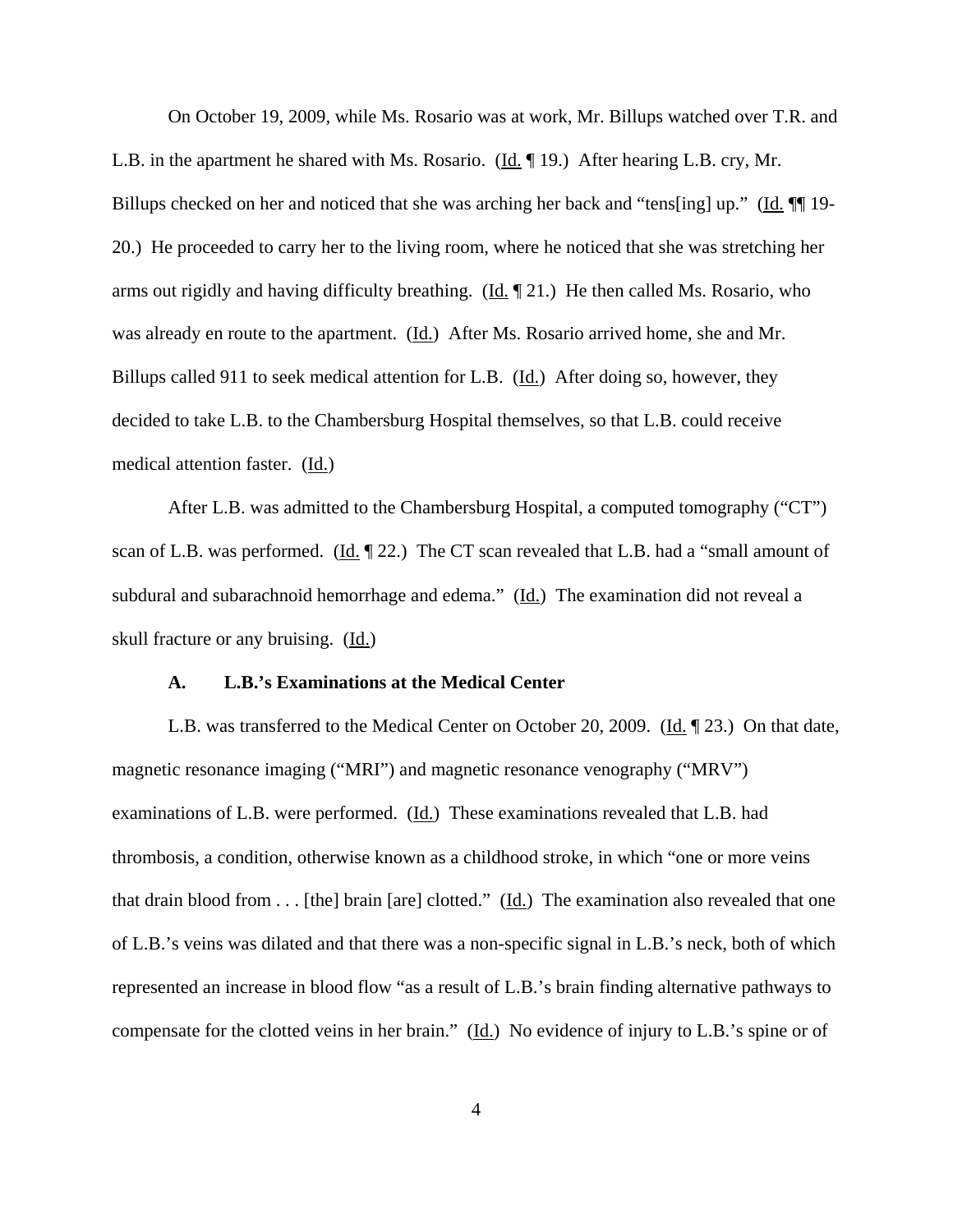On October 19, 2009, while Ms. Rosario was at work, Mr. Billups watched over T.R. and L.B. in the apartment he shared with Ms. Rosario. (Id. ¶ 19.) After hearing L.B. cry, Mr. Billups checked on her and noticed that she was arching her back and "tens[ing] up." (Id. ¶¶ 19-20.) He proceeded to carry her to the living room, where he noticed that she was stretching her arms out rigidly and having difficulty breathing. (Id. ¶ 21.) He then called Ms. Rosario, who was already en route to the apartment. (Id.) After Ms. Rosario arrived home, she and Mr. Billups called 911 to seek medical attention for L.B. (Id.) After doing so, however, they decided to take L.B. to the Chambersburg Hospital themselves, so that L.B. could receive medical attention faster. (Id.)

After L.B. was admitted to the Chambersburg Hospital, a computed tomography ("CT") scan of L.B. was performed. (Id. ¶ 22.) The CT scan revealed that L.B. had a "small amount of subdural and subarachnoid hemorrhage and edema." (Id.) The examination did not reveal a skull fracture or any bruising. (Id.)

### A. L.B.'s Examinations at the Medical Center

L.B. was transferred to the Medical Center on October 20, 2009. (Id. ¶ 23.) On that date, magnetic resonance imaging ("MRI") and magnetic resonance venography ("MRV") examinations of L.B. were performed. (Id.) These examinations revealed that L.B. had thrombosis, a condition, otherwise known as a childhood stroke, in which "one or more veins that drain blood from . . . [the] brain [are] clotted." (Id.) The examination also revealed that one of L.B.'s veins was dilated and that there was a non-specific signal in L.B.'s neck, both of which represented an increase in blood flow "as a result of L.B.'s brain finding alternative pathways to compensate for the clotted veins in her brain." (Id.) No evidence of injury to L.B.'s spine or of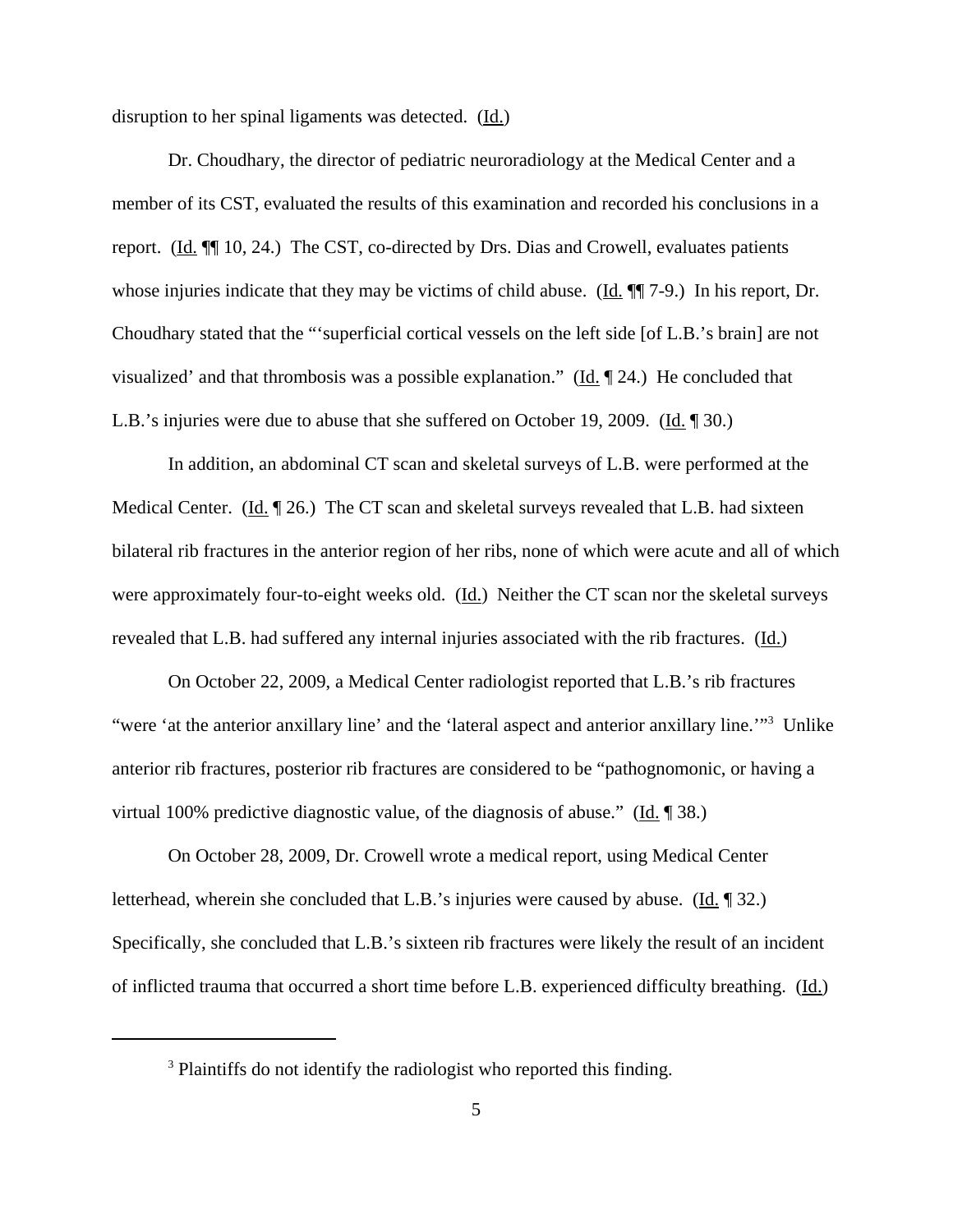disruption to her spinal ligaments was detected. (Id.)

Dr. Choudhary, the director of pediatric neuroradiology at the Medical Center and a member of its CST, evaluated the results of this examination and recorded his conclusions in a report. (Id. ¶¶ 10, 24.) The CST, co-directed by Drs. Dias and Crowell, evaluates patients whose injuries indicate that they may be victims of child abuse. (Id. ¶¶ 7-9.) In his report, Dr. Choudhary stated that the "'superficial cortical vessels on the left side [of L.B.'s brain] are not visualized' and that thrombosis was a possible explanation." (Id. ¶ 24.) He concluded that L.B.'s injuries were due to abuse that she suffered on October 19, 2009. (Id. ¶ 30.)

In addition, an abdominal CT scan and skeletal surveys of L.B. were performed at the Medical Center. (Id. ¶ 26.) The CT scan and skeletal surveys revealed that L.B. had sixteen bilateral rib fractures in the anterior region of her ribs, none of which were acute and all of which were approximately four-to-eight weeks old. (Id.) Neither the CT scan nor the skeletal surveys revealed that L.B. had suffered any internal injuries associated with the rib fractures. (Id.)

On October 22, 2009, a Medical Center radiologist reported that L.B.'s rib fractures "were 'at the anterior anxillary line' and the 'lateral aspect and anterior anxillary line.'"[3] Unlike anterior rib fractures, posterior rib fractures are considered to be "pathognomonic, or having a virtual 100% predictive diagnostic value, of the diagnosis of abuse." (Id. ¶ 38.)

On October 28, 2009, Dr. Crowell wrote a medical report, using Medical Center letterhead, wherein she concluded that L.B.'s injuries were caused by abuse. (Id. ¶ 32.) Specifically, she concluded that L.B.'s sixteen rib fractures were likely the result of an incident of inflicted trauma that occurred a short time before L.B. experienced difficulty breathing. (Id.)

---

[3] Plaintiffs do not identify the radiologist who reported this finding.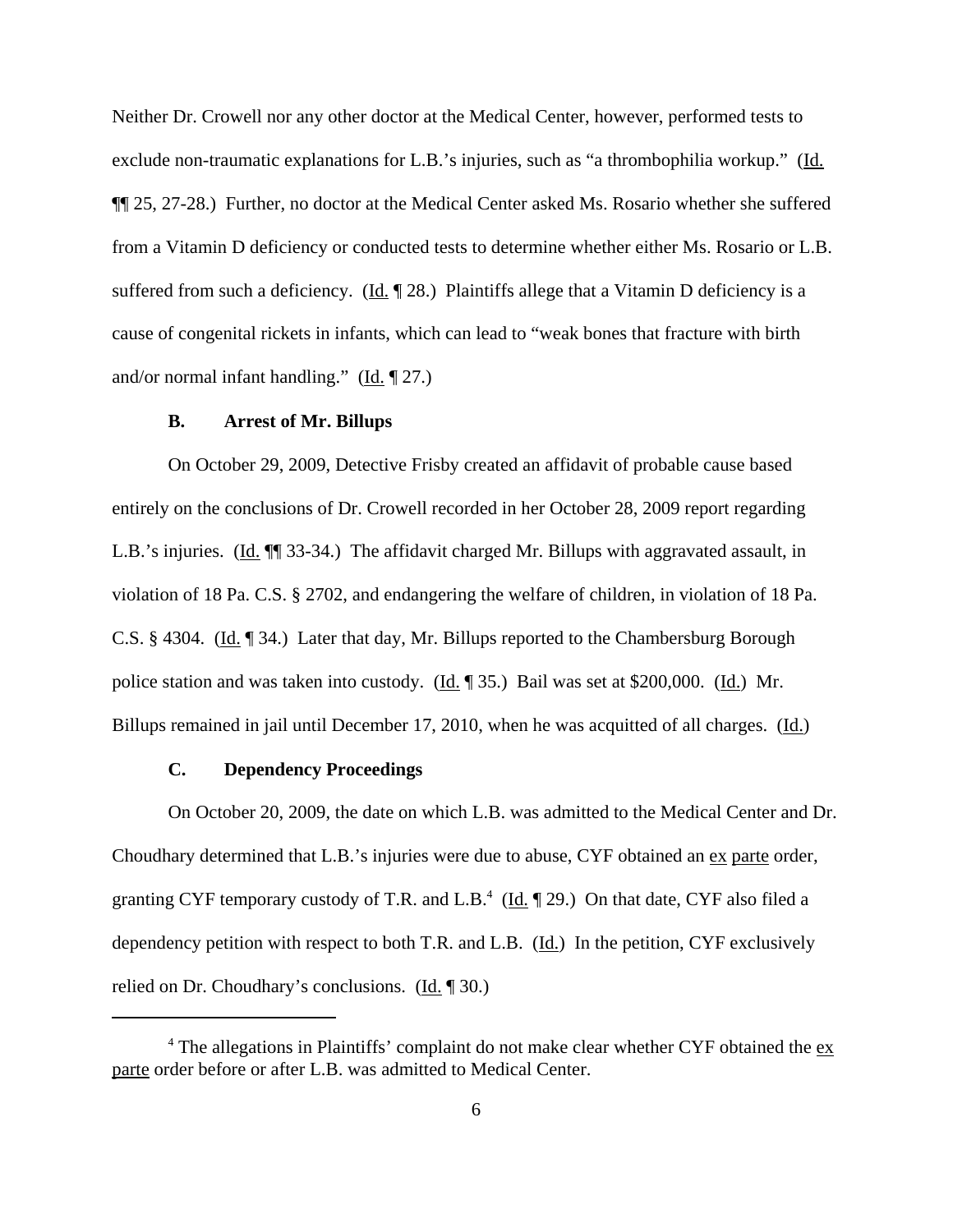Neither Dr. Crowell nor any other doctor at the Medical Center, however, performed tests to exclude non-traumatic explanations for L.B.'s injuries, such as "a thrombophilia workup." (Id. ¶¶ 25, 27-28.) Further, no doctor at the Medical Center asked Ms. Rosario whether she suffered from a Vitamin D deficiency or conducted tests to determine whether either Ms. Rosario or L.B. suffered from such a deficiency. (Id. ¶ 28.) Plaintiffs allege that a Vitamin D deficiency is a cause of congenital rickets in infants, which can lead to "weak bones that fracture with birth and/or normal infant handling." (Id. ¶ 27.)

### B. Arrest of Mr. Billups

On October 29, 2009, Detective Frisby created an affidavit of probable cause based entirely on the conclusions of Dr. Crowell recorded in her October 28, 2009 report regarding L.B.'s injuries. (Id. ¶¶ 33-34.) The affidavit charged Mr. Billups with aggravated assault, in violation of 18 Pa. C.S. § 2702, and endangering the welfare of children, in violation of 18 Pa. C.S. § 4304. (Id. ¶ 34.) Later that day, Mr. Billups reported to the Chambersburg Borough police station and was taken into custody. (Id. ¶ 35.) Bail was set at $200,000. (Id.) Mr. Billups remained in jail until December 17, 2010, when he was acquitted of all charges. (Id.)

### C. Dependency Proceedings

On October 20, 2009, the date on which L.B. was admitted to the Medical Center and Dr. Choudhary determined that L.B.'s injuries were due to abuse, CYF obtained an ex parte order, granting CYF temporary custody of T.R. and L.B.[4] (Id. ¶ 29.) On that date, CYF also filed a dependency petition with respect to both T.R. and L.B. (Id.) In the petition, CYF exclusively relied on Dr. Choudhary's conclusions. (Id. ¶ 30.)

[4] The allegations in Plaintiffs' complaint do not make clear whether CYF obtained the ex parte order before or after L.B. was admitted to Medical Center.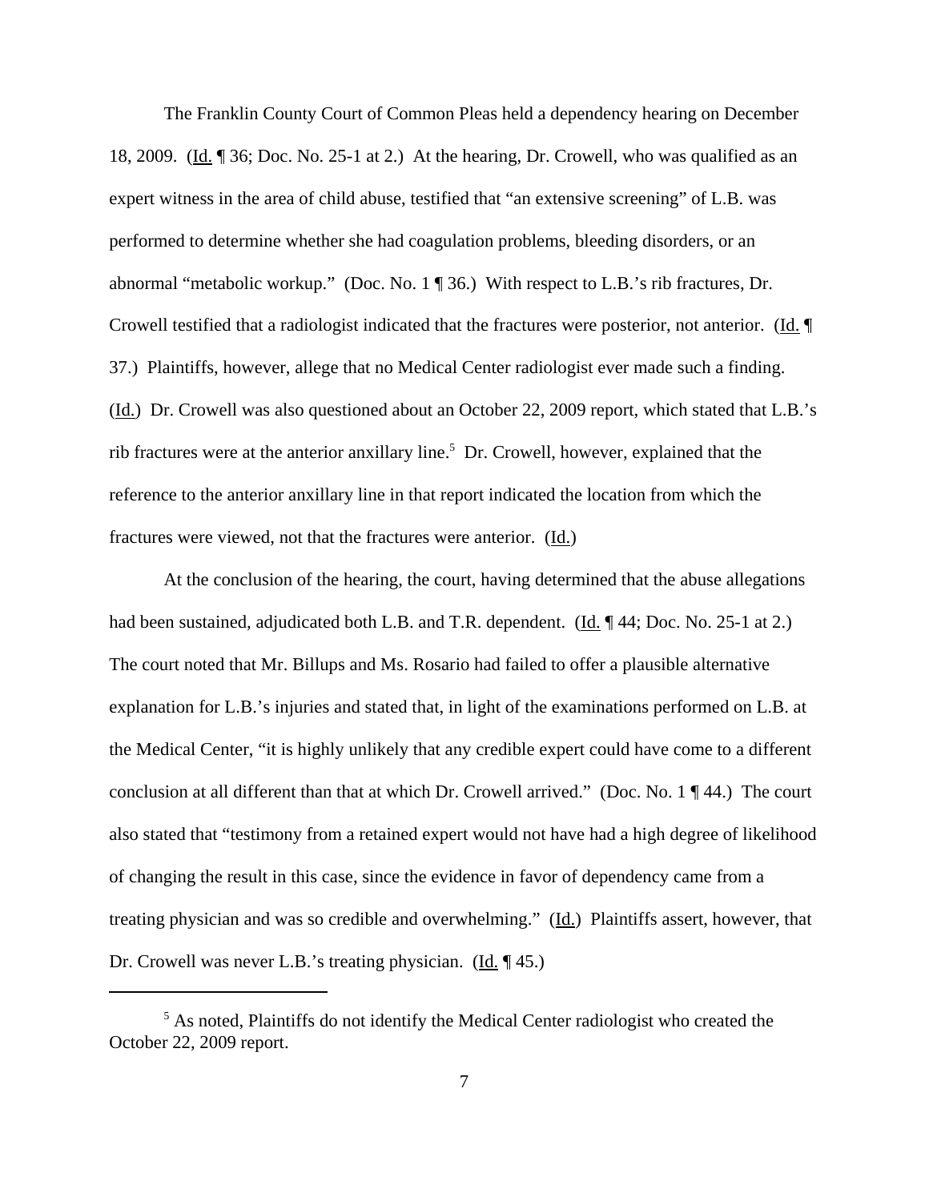The Franklin County Court of Common Pleas held a dependency hearing on December 18, 2009. (Id. ¶ 36; Doc. No. 25-1 at 2.) At the hearing, Dr. Crowell, who was qualified as an expert witness in the area of child abuse, testified that "an extensive screening" of L.B. was performed to determine whether she had coagulation problems, bleeding disorders, or an abnormal "metabolic workup." (Doc. No. 1 ¶ 36.) With respect to L.B.'s rib fractures, Dr. Crowell testified that a radiologist indicated that the fractures were posterior, not anterior. (Id. ¶ 37.) Plaintiffs, however, allege that no Medical Center radiologist ever made such a finding. (Id.) Dr. Crowell was also questioned about an October 22, 2009 report, which stated that L.B.'s rib fractures were at the anterior anxillary line.[5] Dr. Crowell, however, explained that the reference to the anterior anxillary line in that report indicated the location from which the fractures were viewed, not that the fractures were anterior. (Id.)

At the conclusion of the hearing, the court, having determined that the abuse allegations had been sustained, adjudicated both L.B. and T.R. dependent. (Id. ¶ 44; Doc. No. 25-1 at 2.) The court noted that Mr. Billups and Ms. Rosario had failed to offer a plausible alternative explanation for L.B.'s injuries and stated that, in light of the examinations performed on L.B. at the Medical Center, "it is highly unlikely that any credible expert could have come to a different conclusion at all different than that at which Dr. Crowell arrived." (Doc. No. 1 ¶ 44.) The court also stated that "testimony from a retained expert would not have had a high degree of likelihood of changing the result in this case, since the evidence in favor of dependency came from a treating physician and was so credible and overwhelming." (Id.) Plaintiffs assert, however, that Dr. Crowell was never L.B.'s treating physician. (Id. ¶ 45.)

[5] As noted, Plaintiffs do not identify the Medical Center radiologist who created the October 22, 2009 report.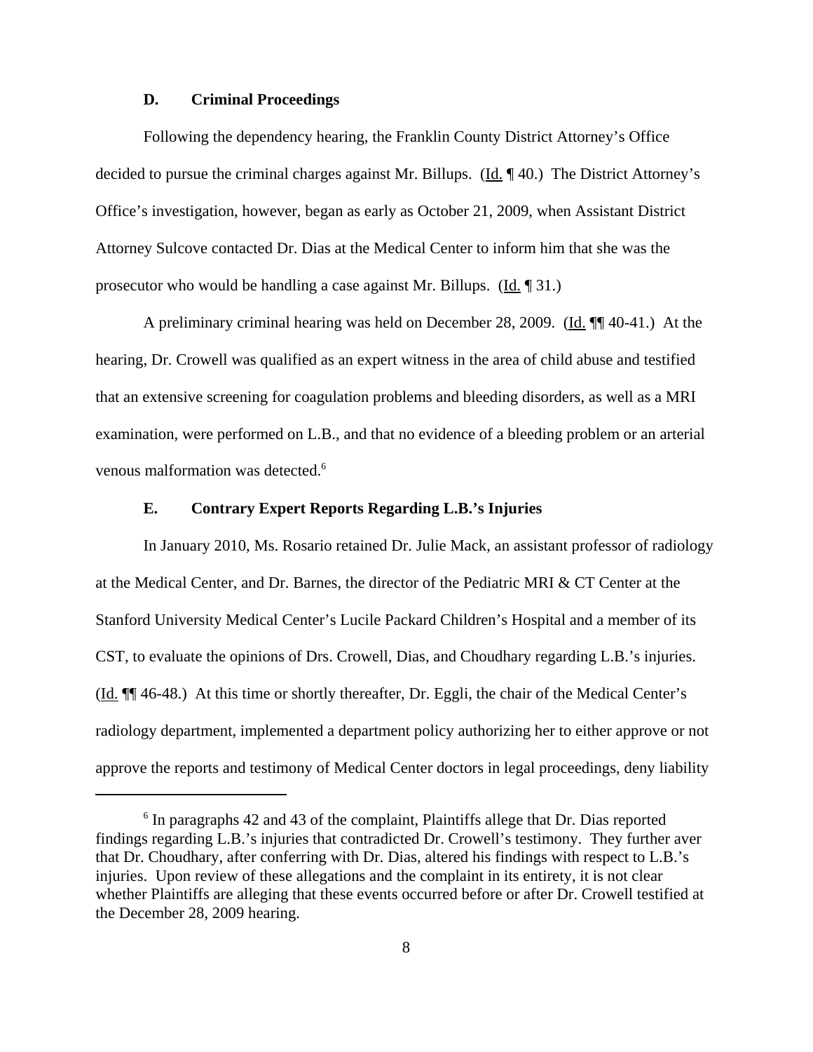### D. Criminal Proceedings

Following the dependency hearing, the Franklin County District Attorney's Office decided to pursue the criminal charges against Mr. Billups. (Id. ¶ 40.) The District Attorney's Office's investigation, however, began as early as October 21, 2009, when Assistant District Attorney Sulcove contacted Dr. Dias at the Medical Center to inform him that she was the prosecutor who would be handling a case against Mr. Billups. (Id. ¶ 31.)

A preliminary criminal hearing was held on December 28, 2009. (Id. ¶¶ 40-41.) At the hearing, Dr. Crowell was qualified as an expert witness in the area of child abuse and testified that an extensive screening for coagulation problems and bleeding disorders, as well as a MRI examination, were performed on L.B., and that no evidence of a bleeding problem or an arterial venous malformation was detected.[6]

### E. Contrary Expert Reports Regarding L.B.'s Injuries

In January 2010, Ms. Rosario retained Dr. Julie Mack, an assistant professor of radiology at the Medical Center, and Dr. Barnes, the director of the Pediatric MRI & CT Center at the Stanford University Medical Center's Lucile Packard Children's Hospital and a member of its CST, to evaluate the opinions of Drs. Crowell, Dias, and Choudhary regarding L.B.'s injuries. (Id. ¶¶ 46-48.) At this time or shortly thereafter, Dr. Eggli, the chair of the Medical Center's radiology department, implemented a department policy authorizing her to either approve or not approve the reports and testimony of Medical Center doctors in legal proceedings, deny liability

---

[6] In paragraphs 42 and 43 of the complaint, Plaintiffs allege that Dr. Dias reported findings regarding L.B.'s injuries that contradicted Dr. Crowell's testimony. They further aver that Dr. Choudhary, after conferring with Dr. Dias, altered his findings with respect to L.B.'s injuries. Upon review of these allegations and the complaint in its entirety, it is not clear whether Plaintiffs are alleging that these events occurred before or after Dr. Crowell testified at the December 28, 2009 hearing.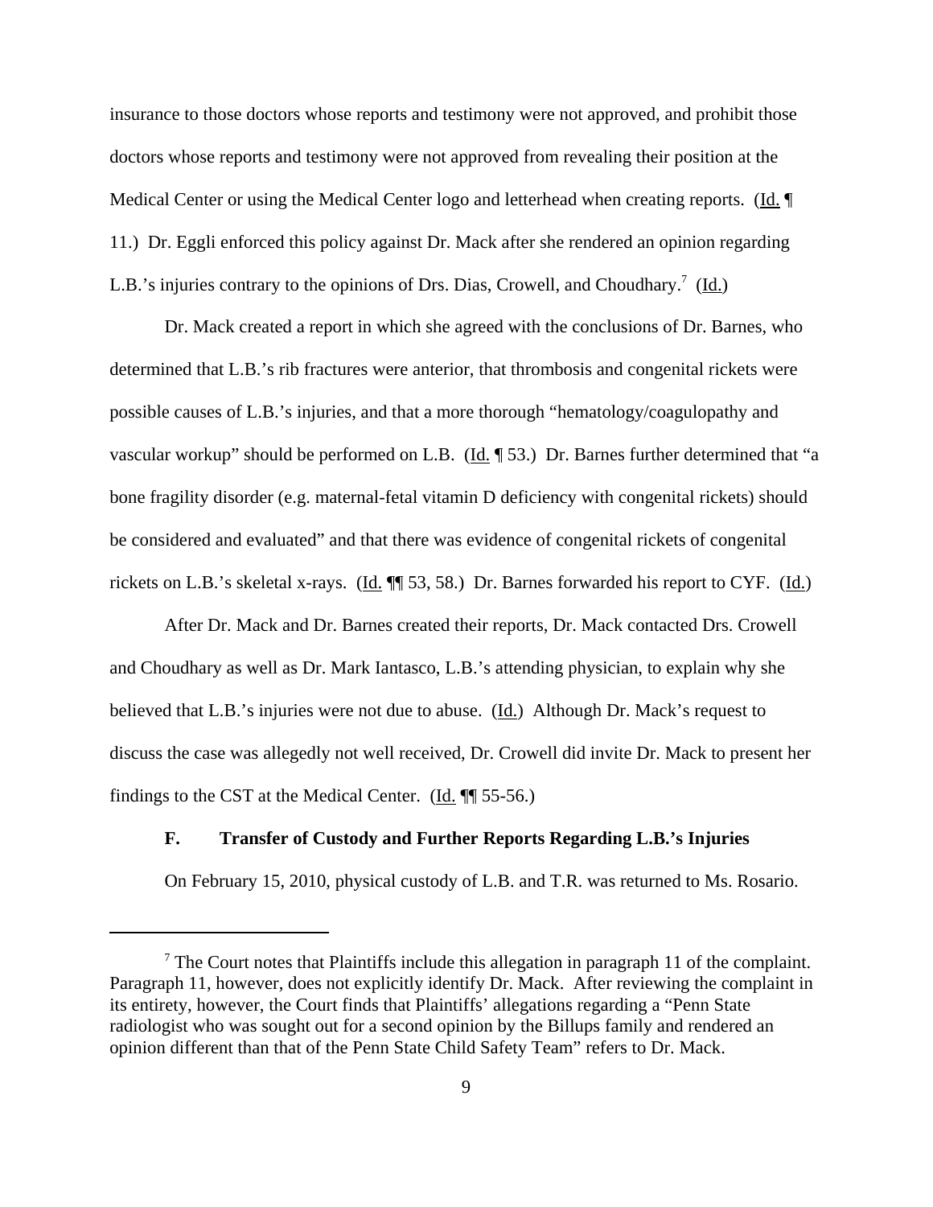insurance to those doctors whose reports and testimony were not approved, and prohibit those doctors whose reports and testimony were not approved from revealing their position at the Medical Center or using the Medical Center logo and letterhead when creating reports. (Id. ¶ 11.) Dr. Eggli enforced this policy against Dr. Mack after she rendered an opinion regarding L.B.'s injuries contrary to the opinions of Drs. Dias, Crowell, and Choudhary.[7] (Id.)

Dr. Mack created a report in which she agreed with the conclusions of Dr. Barnes, who determined that L.B.'s rib fractures were anterior, that thrombosis and congenital rickets were possible causes of L.B.'s injuries, and that a more thorough "hematology/coagulopathy and vascular workup" should be performed on L.B. (Id. ¶ 53.) Dr. Barnes further determined that "a bone fragility disorder (e.g. maternal-fetal vitamin D deficiency with congenital rickets) should be considered and evaluated" and that there was evidence of congenital rickets of congenital rickets on L.B.'s skeletal x-rays. (Id. ¶¶ 53, 58.) Dr. Barnes forwarded his report to CYF. (Id.)

After Dr. Mack and Dr. Barnes created their reports, Dr. Mack contacted Drs. Crowell and Choudhary as well as Dr. Mark Iantasco, L.B.'s attending physician, to explain why she believed that L.B.'s injuries were not due to abuse. (Id.) Although Dr. Mack's request to discuss the case was allegedly not well received, Dr. Crowell did invite Dr. Mack to present her findings to the CST at the Medical Center. (Id. ¶¶ 55-56.)

### F. Transfer of Custody and Further Reports Regarding L.B.'s Injuries

On February 15, 2010, physical custody of L.B. and T.R. was returned to Ms. Rosario.

---

[7] The Court notes that Plaintiffs include this allegation in paragraph 11 of the complaint. Paragraph 11, however, does not explicitly identify Dr. Mack. After reviewing the complaint in its entirety, however, the Court finds that Plaintiffs' allegations regarding a "Penn State radiologist who was sought out for a second opinion by the Billups family and rendered an opinion different than that of the Penn State Child Safety Team" refers to Dr. Mack.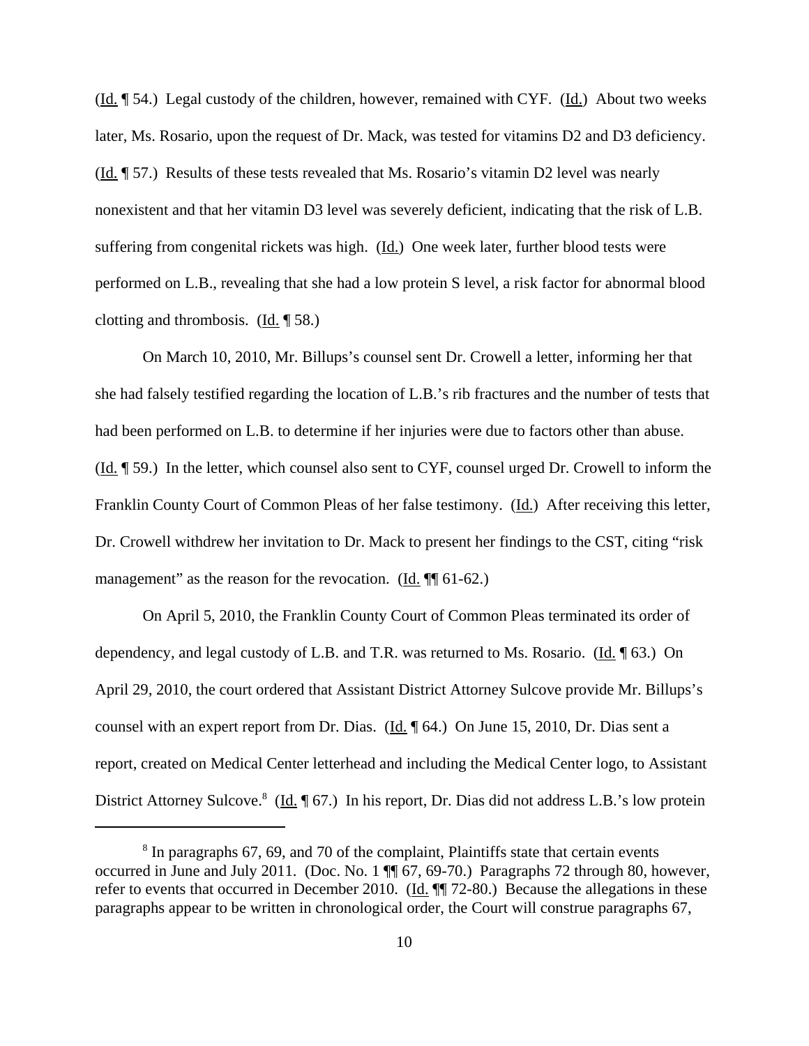(Id. ¶ 54.) Legal custody of the children, however, remained with CYF. (Id.) About two weeks later, Ms. Rosario, upon the request of Dr. Mack, was tested for vitamins D2 and D3 deficiency. (Id. ¶ 57.) Results of these tests revealed that Ms. Rosario's vitamin D2 level was nearly nonexistent and that her vitamin D3 level was severely deficient, indicating that the risk of L.B. suffering from congenital rickets was high. (Id.) One week later, further blood tests were performed on L.B., revealing that she had a low protein S level, a risk factor for abnormal blood clotting and thrombosis. (Id. ¶ 58.)

On March 10, 2010, Mr. Billups's counsel sent Dr. Crowell a letter, informing her that she had falsely testified regarding the location of L.B.'s rib fractures and the number of tests that had been performed on L.B. to determine if her injuries were due to factors other than abuse. (Id. ¶ 59.) In the letter, which counsel also sent to CYF, counsel urged Dr. Crowell to inform the Franklin County Court of Common Pleas of her false testimony. (Id.) After receiving this letter, Dr. Crowell withdrew her invitation to Dr. Mack to present her findings to the CST, citing "risk management" as the reason for the revocation. (Id. ¶¶ 61-62.)

On April 5, 2010, the Franklin County Court of Common Pleas terminated its order of dependency, and legal custody of L.B. and T.R. was returned to Ms. Rosario. (Id. ¶ 63.) On April 29, 2010, the court ordered that Assistant District Attorney Sulcove provide Mr. Billups's counsel with an expert report from Dr. Dias. (Id. ¶ 64.) On June 15, 2010, Dr. Dias sent a report, created on Medical Center letterhead and including the Medical Center logo, to Assistant District Attorney Sulcove.[8] (Id. ¶ 67.) In his report, Dr. Dias did not address L.B.'s low protein

---

[8] In paragraphs 67, 69, and 70 of the complaint, Plaintiffs state that certain events occurred in June and July 2011. (Doc. No. 1 ¶¶ 67, 69-70.) Paragraphs 72 through 80, however, refer to events that occurred in December 2010. (Id. ¶¶ 72-80.) Because the allegations in these paragraphs appear to be written in chronological order, the Court will construe paragraphs 67,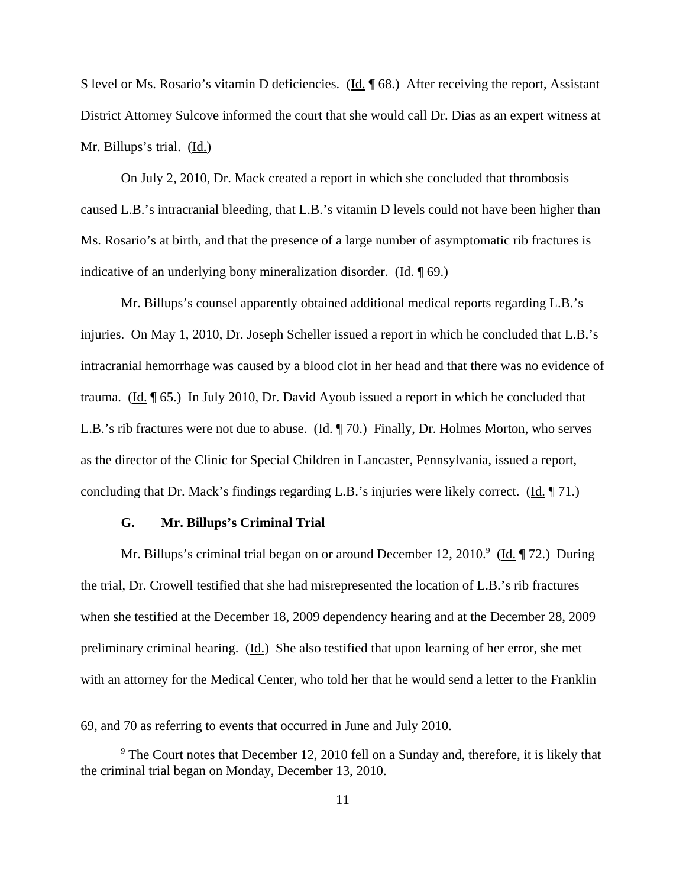S level or Ms. Rosario's vitamin D deficiencies. (Id. ¶ 68.) After receiving the report, Assistant District Attorney Sulcove informed the court that she would call Dr. Dias as an expert witness at Mr. Billups's trial. (Id.)

On July 2, 2010, Dr. Mack created a report in which she concluded that thrombosis caused L.B.'s intracranial bleeding, that L.B.'s vitamin D levels could not have been higher than Ms. Rosario's at birth, and that the presence of a large number of asymptomatic rib fractures is indicative of an underlying bony mineralization disorder. (Id. ¶ 69.)

Mr. Billups's counsel apparently obtained additional medical reports regarding L.B.'s injuries. On May 1, 2010, Dr. Joseph Scheller issued a report in which he concluded that L.B.'s intracranial hemorrhage was caused by a blood clot in her head and that there was no evidence of trauma. (Id. ¶ 65.) In July 2010, Dr. David Ayoub issued a report in which he concluded that L.B.'s rib fractures were not due to abuse. (Id. ¶ 70.) Finally, Dr. Holmes Morton, who serves as the director of the Clinic for Special Children in Lancaster, Pennsylvania, issued a report, concluding that Dr. Mack's findings regarding L.B.'s injuries were likely correct. (Id. ¶ 71.)

### G. Mr. Billups's Criminal Trial

Mr. Billups's criminal trial began on or around December 12, 2010.[9] (Id. ¶ 72.) During the trial, Dr. Crowell testified that she had misrepresented the location of L.B.'s rib fractures when she testified at the December 18, 2009 dependency hearing and at the December 28, 2009 preliminary criminal hearing. (Id.) She also testified that upon learning of her error, she met with an attorney for the Medical Center, who told her that he would send a letter to the Franklin

---

69, and 70 as referring to events that occurred in June and July 2010.

[9] The Court notes that December 12, 2010 fell on a Sunday and, therefore, it is likely that the criminal trial began on Monday, December 13, 2010.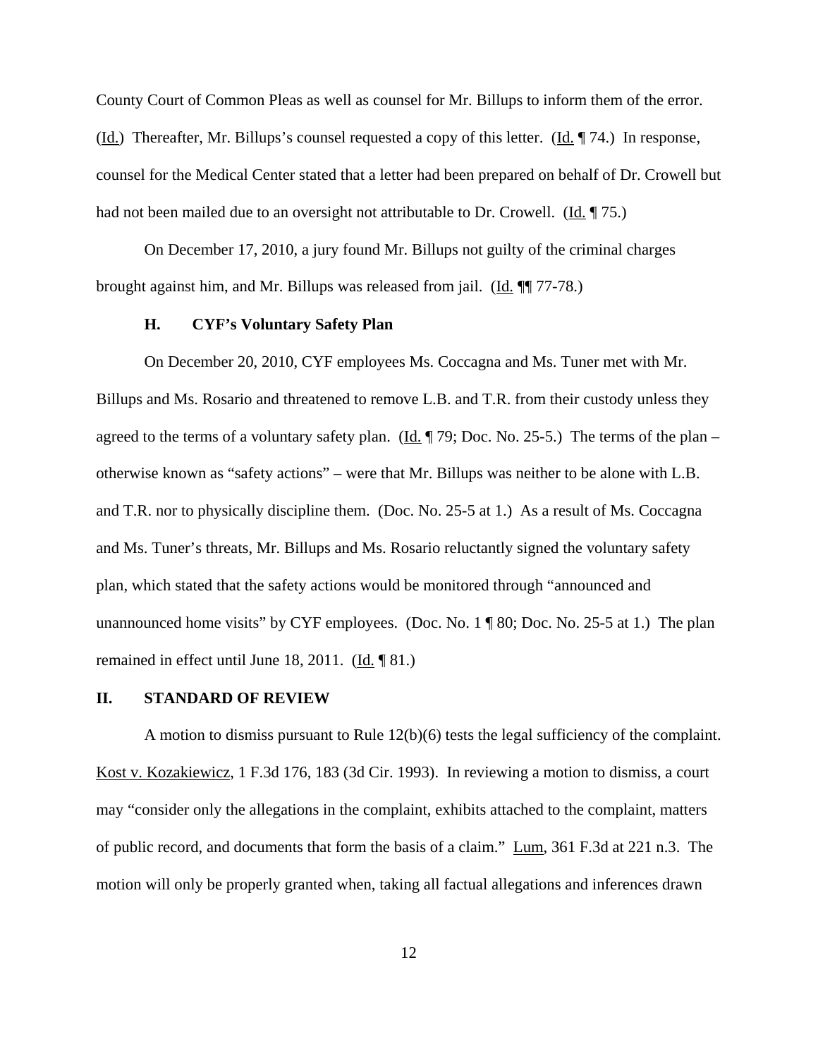County Court of Common Pleas as well as counsel for Mr. Billups to inform them of the error. (Id.) Thereafter, Mr. Billups's counsel requested a copy of this letter. (Id. ¶ 74.) In response, counsel for the Medical Center stated that a letter had been prepared on behalf of Dr. Crowell but had not been mailed due to an oversight not attributable to Dr. Crowell. (Id. ¶ 75.)

On December 17, 2010, a jury found Mr. Billups not guilty of the criminal charges brought against him, and Mr. Billups was released from jail. (Id. ¶¶ 77-78.)

### H. CYF's Voluntary Safety Plan

On December 20, 2010, CYF employees Ms. Coccagna and Ms. Tuner met with Mr. Billups and Ms. Rosario and threatened to remove L.B. and T.R. from their custody unless they agreed to the terms of a voluntary safety plan. (Id. ¶ 79; Doc. No. 25-5.) The terms of the plan – otherwise known as "safety actions" – were that Mr. Billups was neither to be alone with L.B. and T.R. nor to physically discipline them. (Doc. No. 25-5 at 1.) As a result of Ms. Coccagna and Ms. Tuner's threats, Mr. Billups and Ms. Rosario reluctantly signed the voluntary safety plan, which stated that the safety actions would be monitored through "announced and unannounced home visits" by CYF employees. (Doc. No. 1 ¶ 80; Doc. No. 25-5 at 1.) The plan remained in effect until June 18, 2011. (Id. ¶ 81.)

## II. STANDARD OF REVIEW

A motion to dismiss pursuant to Rule 12(b)(6) tests the legal sufficiency of the complaint. Kost v. Kozakiewicz, 1 F.3d 176, 183 (3d Cir. 1993). In reviewing a motion to dismiss, a court may "consider only the allegations in the complaint, exhibits attached to the complaint, matters of public record, and documents that form the basis of a claim." Lum, 361 F.3d at 221 n.3. The motion will only be properly granted when, taking all factual allegations and inferences drawn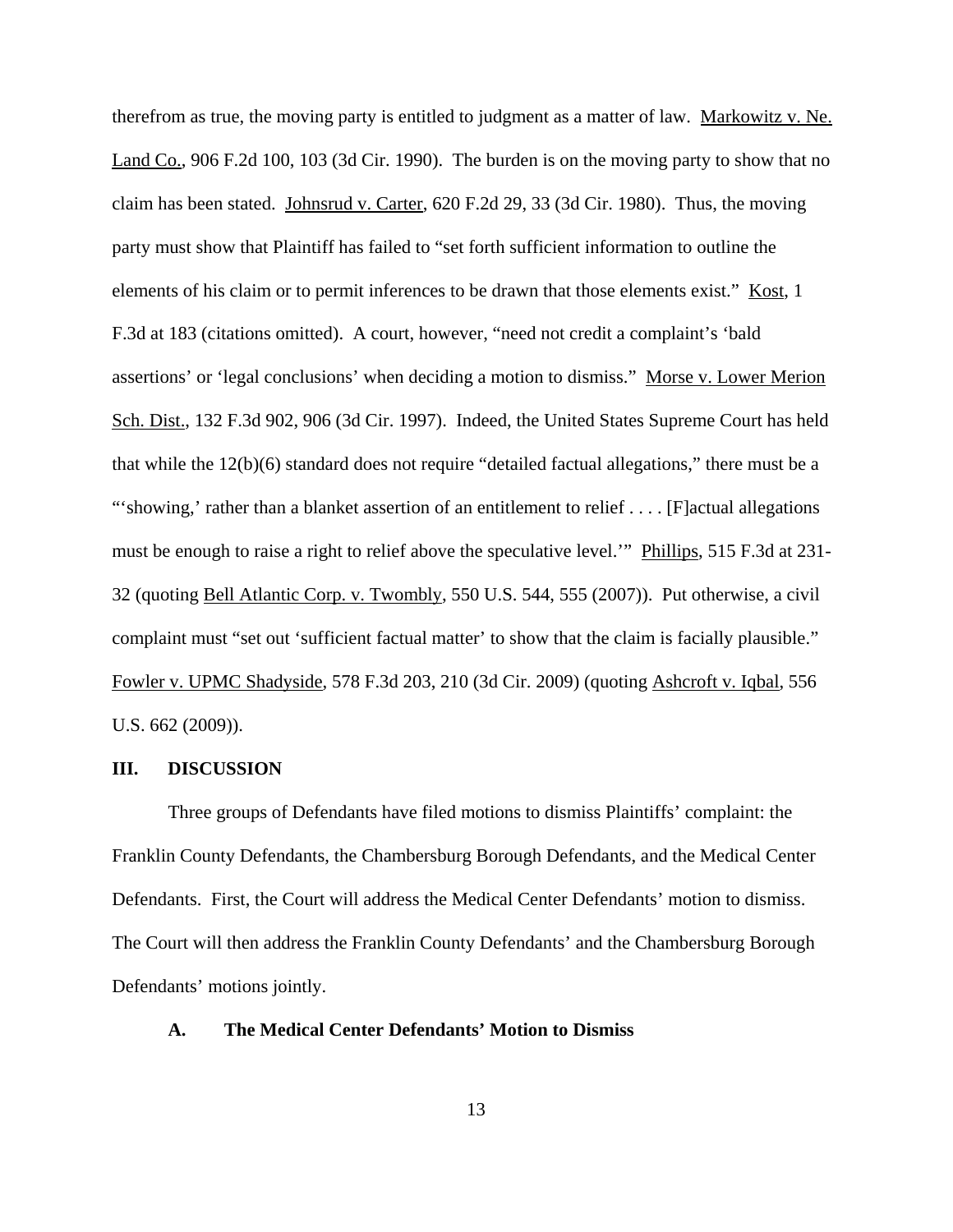therefrom as true, the moving party is entitled to judgment as a matter of law. Markowitz v. Ne. Land Co., 906 F.2d 100, 103 (3d Cir. 1990). The burden is on the moving party to show that no claim has been stated. Johnsrud v. Carter, 620 F.2d 29, 33 (3d Cir. 1980). Thus, the moving party must show that Plaintiff has failed to "set forth sufficient information to outline the elements of his claim or to permit inferences to be drawn that those elements exist." Kost, 1 F.3d at 183 (citations omitted). A court, however, "need not credit a complaint's 'bald assertions' or 'legal conclusions' when deciding a motion to dismiss." Morse v. Lower Merion Sch. Dist., 132 F.3d 902, 906 (3d Cir. 1997). Indeed, the United States Supreme Court has held that while the 12(b)(6) standard does not require "detailed factual allegations," there must be a "'showing,' rather than a blanket assertion of an entitlement to relief . . . . [F]actual allegations must be enough to raise a right to relief above the speculative level.'" Phillips, 515 F.3d at 231-32 (quoting Bell Atlantic Corp. v. Twombly, 550 U.S. 544, 555 (2007)). Put otherwise, a civil complaint must "set out 'sufficient factual matter' to show that the claim is facially plausible." Fowler v. UPMC Shadyside, 578 F.3d 203, 210 (3d Cir. 2009) (quoting Ashcroft v. Iqbal, 556 U.S. 662 (2009)).

## III. DISCUSSION

Three groups of Defendants have filed motions to dismiss Plaintiffs' complaint: the Franklin County Defendants, the Chambersburg Borough Defendants, and the Medical Center Defendants. First, the Court will address the Medical Center Defendants' motion to dismiss. The Court will then address the Franklin County Defendants' and the Chambersburg Borough Defendants' motions jointly.

### A. The Medical Center Defendants' Motion to Dismiss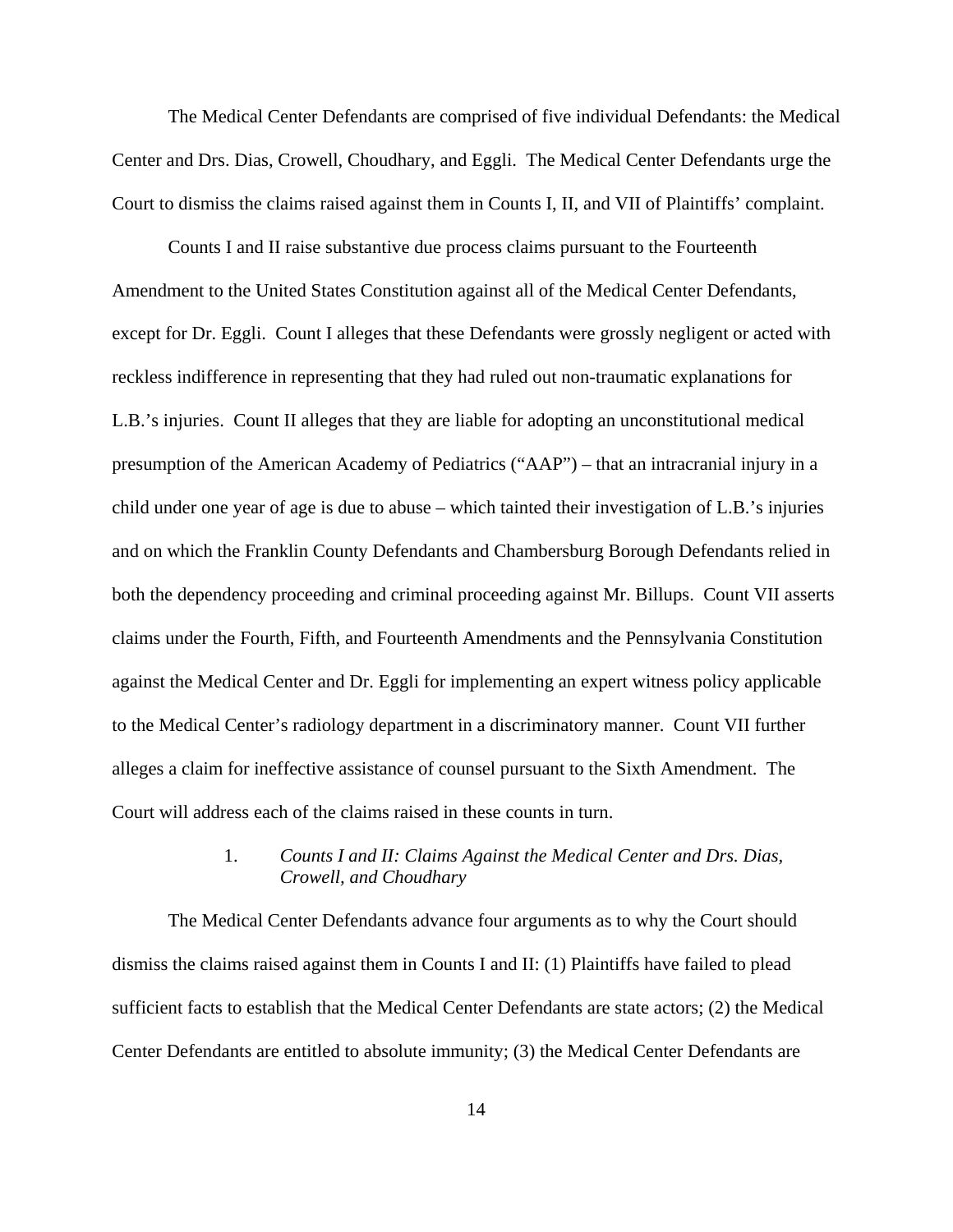The Medical Center Defendants are comprised of five individual Defendants: the Medical Center and Drs. Dias, Crowell, Choudhary, and Eggli. The Medical Center Defendants urge the Court to dismiss the claims raised against them in Counts I, II, and VII of Plaintiffs' complaint.

Counts I and II raise substantive due process claims pursuant to the Fourteenth Amendment to the United States Constitution against all of the Medical Center Defendants, except for Dr. Eggli. Count I alleges that these Defendants were grossly negligent or acted with reckless indifference in representing that they had ruled out non-traumatic explanations for L.B.'s injuries. Count II alleges that they are liable for adopting an unconstitutional medical presumption of the American Academy of Pediatrics ("AAP") – that an intracranial injury in a child under one year of age is due to abuse – which tainted their investigation of L.B.'s injuries and on which the Franklin County Defendants and Chambersburg Borough Defendants relied in both the dependency proceeding and criminal proceeding against Mr. Billups. Count VII asserts claims under the Fourth, Fifth, and Fourteenth Amendments and the Pennsylvania Constitution against the Medical Center and Dr. Eggli for implementing an expert witness policy applicable to the Medical Center's radiology department in a discriminatory manner. Count VII further alleges a claim for ineffective assistance of counsel pursuant to the Sixth Amendment. The Court will address each of the claims raised in these counts in turn.

1. *Counts I and II: Claims Against the Medical Center and Drs. Dias, Crowell, and Choudhary*

The Medical Center Defendants advance four arguments as to why the Court should dismiss the claims raised against them in Counts I and II: (1) Plaintiffs have failed to plead sufficient facts to establish that the Medical Center Defendants are state actors; (2) the Medical Center Defendants are entitled to absolute immunity; (3) the Medical Center Defendants are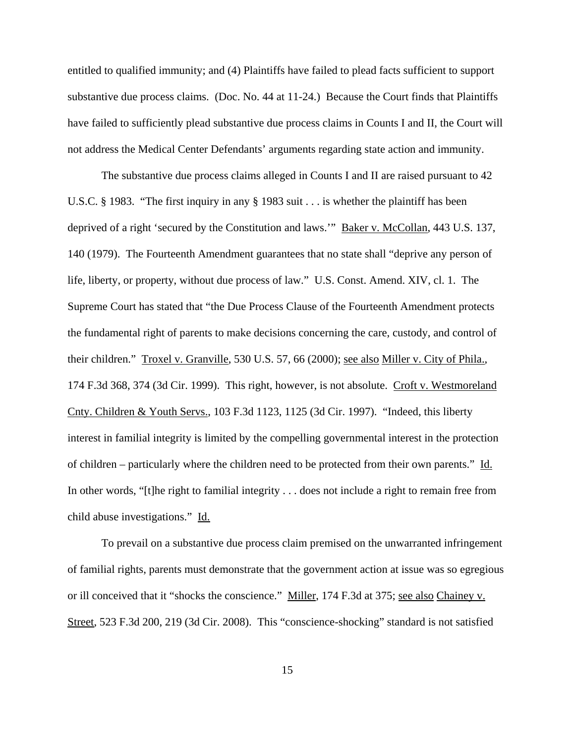entitled to qualified immunity; and (4) Plaintiffs have failed to plead facts sufficient to support substantive due process claims. (Doc. No. 44 at 11-24.) Because the Court finds that Plaintiffs have failed to sufficiently plead substantive due process claims in Counts I and II, the Court will not address the Medical Center Defendants' arguments regarding state action and immunity.

The substantive due process claims alleged in Counts I and II are raised pursuant to 42 U.S.C. § 1983. "The first inquiry in any § 1983 suit . . . is whether the plaintiff has been deprived of a right 'secured by the Constitution and laws.'" Baker v. McCollan, 443 U.S. 137, 140 (1979). The Fourteenth Amendment guarantees that no state shall "deprive any person of life, liberty, or property, without due process of law." U.S. Const. Amend. XIV, cl. 1. The Supreme Court has stated that "the Due Process Clause of the Fourteenth Amendment protects the fundamental right of parents to make decisions concerning the care, custody, and control of their children." Troxel v. Granville, 530 U.S. 57, 66 (2000); see also Miller v. City of Phila., 174 F.3d 368, 374 (3d Cir. 1999). This right, however, is not absolute. Croft v. Westmoreland Cnty. Children & Youth Servs., 103 F.3d 1123, 1125 (3d Cir. 1997). "Indeed, this liberty interest in familial integrity is limited by the compelling governmental interest in the protection of children – particularly where the children need to be protected from their own parents." Id. In other words, "[t]he right to familial integrity . . . does not include a right to remain free from child abuse investigations." Id.

To prevail on a substantive due process claim premised on the unwarranted infringement of familial rights, parents must demonstrate that the government action at issue was so egregious or ill conceived that it "shocks the conscience." Miller, 174 F.3d at 375; see also Chainey v. Street, 523 F.3d 200, 219 (3d Cir. 2008). This "conscience-shocking" standard is not satisfied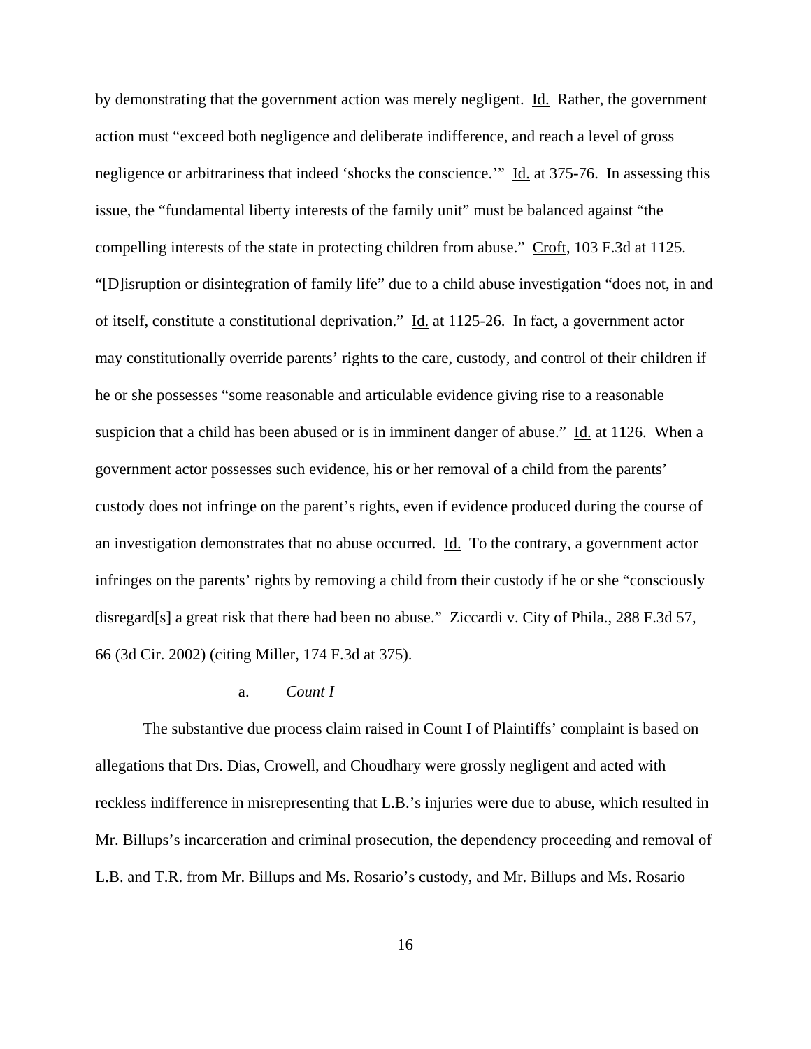by demonstrating that the government action was merely negligent. Id. Rather, the government action must "exceed both negligence and deliberate indifference, and reach a level of gross negligence or arbitrariness that indeed 'shocks the conscience.'" Id. at 375-76. In assessing this issue, the "fundamental liberty interests of the family unit" must be balanced against "the compelling interests of the state in protecting children from abuse." Croft, 103 F.3d at 1125. "[D]isruption or disintegration of family life" due to a child abuse investigation "does not, in and of itself, constitute a constitutional deprivation." Id. at 1125-26. In fact, a government actor may constitutionally override parents' rights to the care, custody, and control of their children if he or she possesses "some reasonable and articulable evidence giving rise to a reasonable suspicion that a child has been abused or is in imminent danger of abuse." Id. at 1126. When a government actor possesses such evidence, his or her removal of a child from the parents' custody does not infringe on the parent's rights, even if evidence produced during the course of an investigation demonstrates that no abuse occurred. Id. To the contrary, a government actor infringes on the parents' rights by removing a child from their custody if he or she "consciously disregard[s] a great risk that there had been no abuse." Ziccardi v. City of Phila., 288 F.3d 57, 66 (3d Cir. 2002) (citing Miller, 174 F.3d at 375).

a. *Count I*

The substantive due process claim raised in Count I of Plaintiffs' complaint is based on allegations that Drs. Dias, Crowell, and Choudhary were grossly negligent and acted with reckless indifference in misrepresenting that L.B.'s injuries were due to abuse, which resulted in Mr. Billups's incarceration and criminal prosecution, the dependency proceeding and removal of L.B. and T.R. from Mr. Billups and Ms. Rosario's custody, and Mr. Billups and Ms. Rosario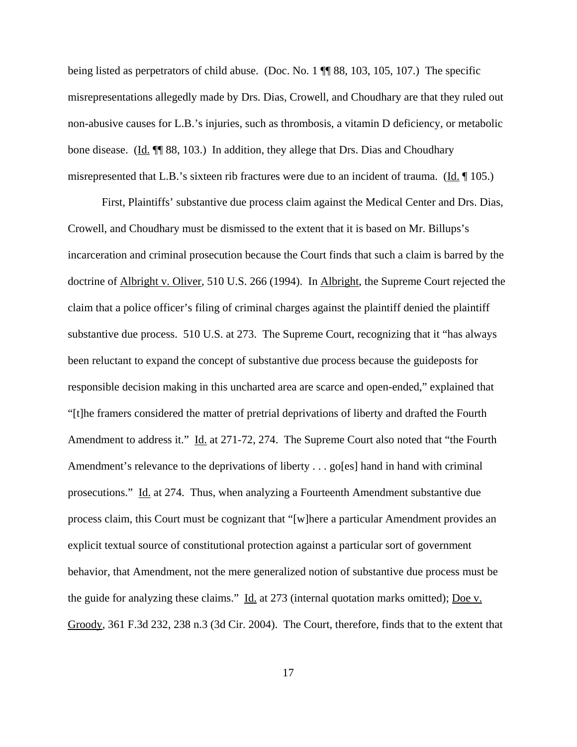being listed as perpetrators of child abuse. (Doc. No. 1 ¶¶ 88, 103, 105, 107.) The specific misrepresentations allegedly made by Drs. Dias, Crowell, and Choudhary are that they ruled out non-abusive causes for L.B.'s injuries, such as thrombosis, a vitamin D deficiency, or metabolic bone disease. (Id. ¶¶ 88, 103.) In addition, they allege that Drs. Dias and Choudhary misrepresented that L.B.'s sixteen rib fractures were due to an incident of trauma. (Id. ¶ 105.)

First, Plaintiffs' substantive due process claim against the Medical Center and Drs. Dias, Crowell, and Choudhary must be dismissed to the extent that it is based on Mr. Billups's incarceration and criminal prosecution because the Court finds that such a claim is barred by the doctrine of Albright v. Oliver, 510 U.S. 266 (1994). In Albright, the Supreme Court rejected the claim that a police officer's filing of criminal charges against the plaintiff denied the plaintiff substantive due process. 510 U.S. at 273. The Supreme Court, recognizing that it "has always been reluctant to expand the concept of substantive due process because the guideposts for responsible decision making in this uncharted area are scarce and open-ended," explained that "[t]he framers considered the matter of pretrial deprivations of liberty and drafted the Fourth Amendment to address it." Id. at 271-72, 274. The Supreme Court also noted that "the Fourth Amendment's relevance to the deprivations of liberty . . . go[es] hand in hand with criminal prosecutions." Id. at 274. Thus, when analyzing a Fourteenth Amendment substantive due process claim, this Court must be cognizant that "[w]here a particular Amendment provides an explicit textual source of constitutional protection against a particular sort of government behavior, that Amendment, not the mere generalized notion of substantive due process must be the guide for analyzing these claims." Id. at 273 (internal quotation marks omitted); Doe v. Groody, 361 F.3d 232, 238 n.3 (3d Cir. 2004). The Court, therefore, finds that to the extent that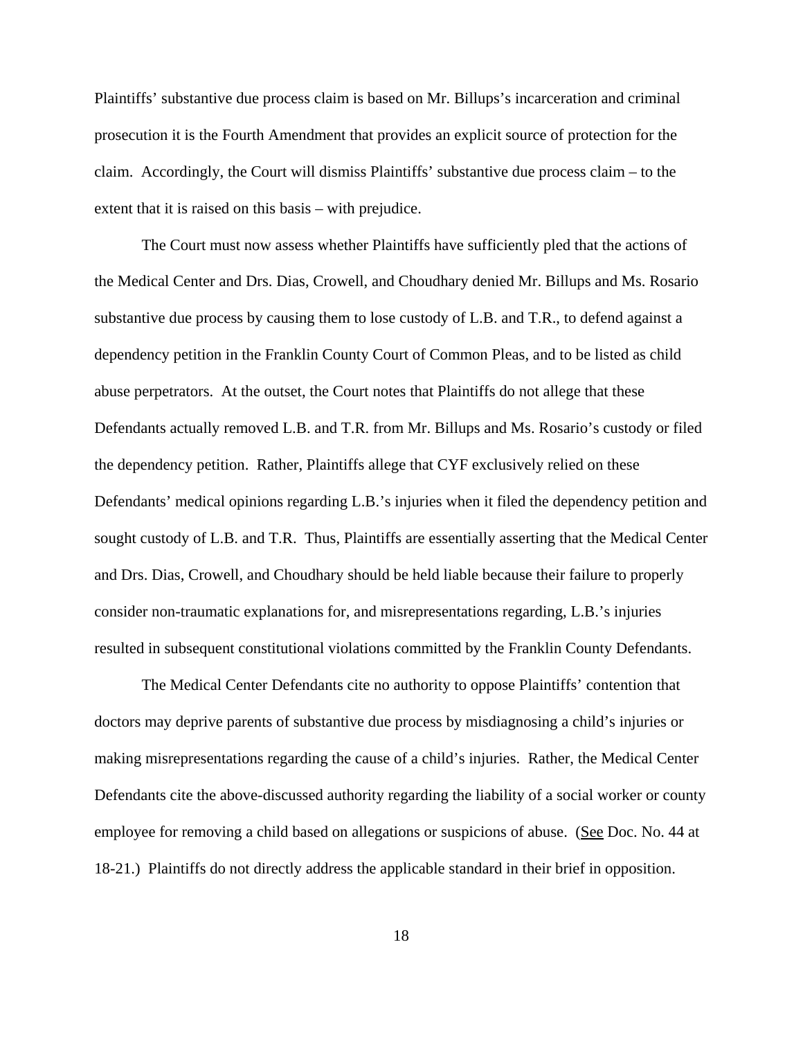Plaintiffs' substantive due process claim is based on Mr. Billups's incarceration and criminal prosecution it is the Fourth Amendment that provides an explicit source of protection for the claim. Accordingly, the Court will dismiss Plaintiffs' substantive due process claim – to the extent that it is raised on this basis – with prejudice.

The Court must now assess whether Plaintiffs have sufficiently pled that the actions of the Medical Center and Drs. Dias, Crowell, and Choudhary denied Mr. Billups and Ms. Rosario substantive due process by causing them to lose custody of L.B. and T.R., to defend against a dependency petition in the Franklin County Court of Common Pleas, and to be listed as child abuse perpetrators. At the outset, the Court notes that Plaintiffs do not allege that these Defendants actually removed L.B. and T.R. from Mr. Billups and Ms. Rosario's custody or filed the dependency petition. Rather, Plaintiffs allege that CYF exclusively relied on these Defendants' medical opinions regarding L.B.'s injuries when it filed the dependency petition and sought custody of L.B. and T.R. Thus, Plaintiffs are essentially asserting that the Medical Center and Drs. Dias, Crowell, and Choudhary should be held liable because their failure to properly consider non-traumatic explanations for, and misrepresentations regarding, L.B.'s injuries resulted in subsequent constitutional violations committed by the Franklin County Defendants.

The Medical Center Defendants cite no authority to oppose Plaintiffs' contention that doctors may deprive parents of substantive due process by misdiagnosing a child's injuries or making misrepresentations regarding the cause of a child's injuries. Rather, the Medical Center Defendants cite the above-discussed authority regarding the liability of a social worker or county employee for removing a child based on allegations or suspicions of abuse. (See Doc. No. 44 at 18-21.) Plaintiffs do not directly address the applicable standard in their brief in opposition.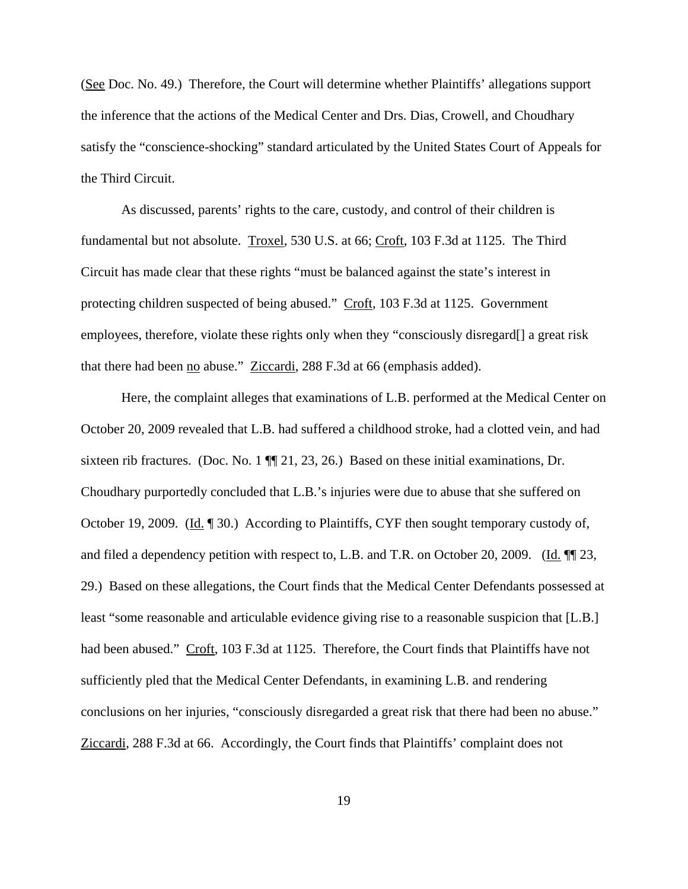(See Doc. No. 49.) Therefore, the Court will determine whether Plaintiffs' allegations support the inference that the actions of the Medical Center and Drs. Dias, Crowell, and Choudhary satisfy the "conscience-shocking" standard articulated by the United States Court of Appeals for the Third Circuit.

As discussed, parents' rights to the care, custody, and control of their children is fundamental but not absolute. Troxel, 530 U.S. at 66; Croft, 103 F.3d at 1125. The Third Circuit has made clear that these rights "must be balanced against the state's interest in protecting children suspected of being abused." Croft, 103 F.3d at 1125. Government employees, therefore, violate these rights only when they "consciously disregard[] a great risk that there had been no abuse." Ziccardi, 288 F.3d at 66 (emphasis added).

Here, the complaint alleges that examinations of L.B. performed at the Medical Center on October 20, 2009 revealed that L.B. had suffered a childhood stroke, had a clotted vein, and had sixteen rib fractures. (Doc. No. 1 ¶¶ 21, 23, 26.) Based on these initial examinations, Dr. Choudhary purportedly concluded that L.B.'s injuries were due to abuse that she suffered on October 19, 2009. (Id. ¶ 30.) According to Plaintiffs, CYF then sought temporary custody of, and filed a dependency petition with respect to, L.B. and T.R. on October 20, 2009. (Id. ¶¶ 23, 29.) Based on these allegations, the Court finds that the Medical Center Defendants possessed at least "some reasonable and articulable evidence giving rise to a reasonable suspicion that [L.B.] had been abused." Croft, 103 F.3d at 1125. Therefore, the Court finds that Plaintiffs have not sufficiently pled that the Medical Center Defendants, in examining L.B. and rendering conclusions on her injuries, "consciously disregarded a great risk that there had been no abuse." Ziccardi, 288 F.3d at 66. Accordingly, the Court finds that Plaintiffs' complaint does not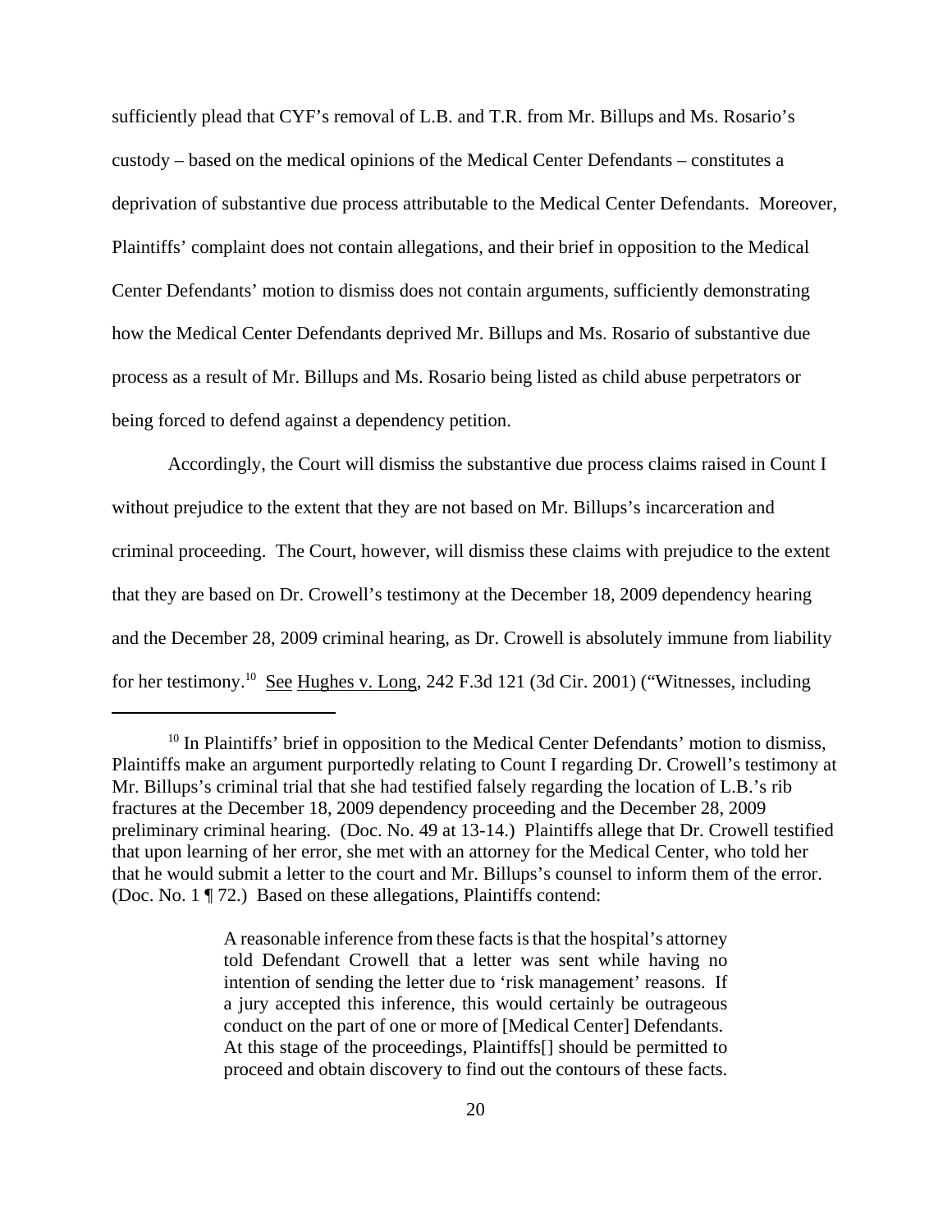sufficiently plead that CYF's removal of L.B. and T.R. from Mr. Billups and Ms. Rosario's custody – based on the medical opinions of the Medical Center Defendants – constitutes a deprivation of substantive due process attributable to the Medical Center Defendants. Moreover, Plaintiffs' complaint does not contain allegations, and their brief in opposition to the Medical Center Defendants' motion to dismiss does not contain arguments, sufficiently demonstrating how the Medical Center Defendants deprived Mr. Billups and Ms. Rosario of substantive due process as a result of Mr. Billups and Ms. Rosario being listed as child abuse perpetrators or being forced to defend against a dependency petition.

Accordingly, the Court will dismiss the substantive due process claims raised in Count I without prejudice to the extent that they are not based on Mr. Billups's incarceration and criminal proceeding. The Court, however, will dismiss these claims with prejudice to the extent that they are based on Dr. Crowell's testimony at the December 18, 2009 dependency hearing and the December 28, 2009 criminal hearing, as Dr. Crowell is absolutely immune from liability for her testimony.[10] See Hughes v. Long, 242 F.3d 121 (3d Cir. 2001) ("Witnesses, including

---

[10] In Plaintiffs' brief in opposition to the Medical Center Defendants' motion to dismiss, Plaintiffs make an argument purportedly relating to Count I regarding Dr. Crowell's testimony at Mr. Billups's criminal trial that she had testified falsely regarding the location of L.B.'s rib fractures at the December 18, 2009 dependency proceeding and the December 28, 2009 preliminary criminal hearing. (Doc. No. 49 at 13-14.) Plaintiffs allege that Dr. Crowell testified that upon learning of her error, she met with an attorney for the Medical Center, who told her that he would submit a letter to the court and Mr. Billups's counsel to inform them of the error. (Doc. No. 1 ¶ 72.) Based on these allegations, Plaintiffs contend:

> A reasonable inference from these facts is that the hospital's attorney told Defendant Crowell that a letter was sent while having no intention of sending the letter due to 'risk management' reasons. If a jury accepted this inference, this would certainly be outrageous conduct on the part of one or more of [Medical Center] Defendants. At this stage of the proceedings, Plaintiffs[] should be permitted to proceed and obtain discovery to find out the contours of these facts.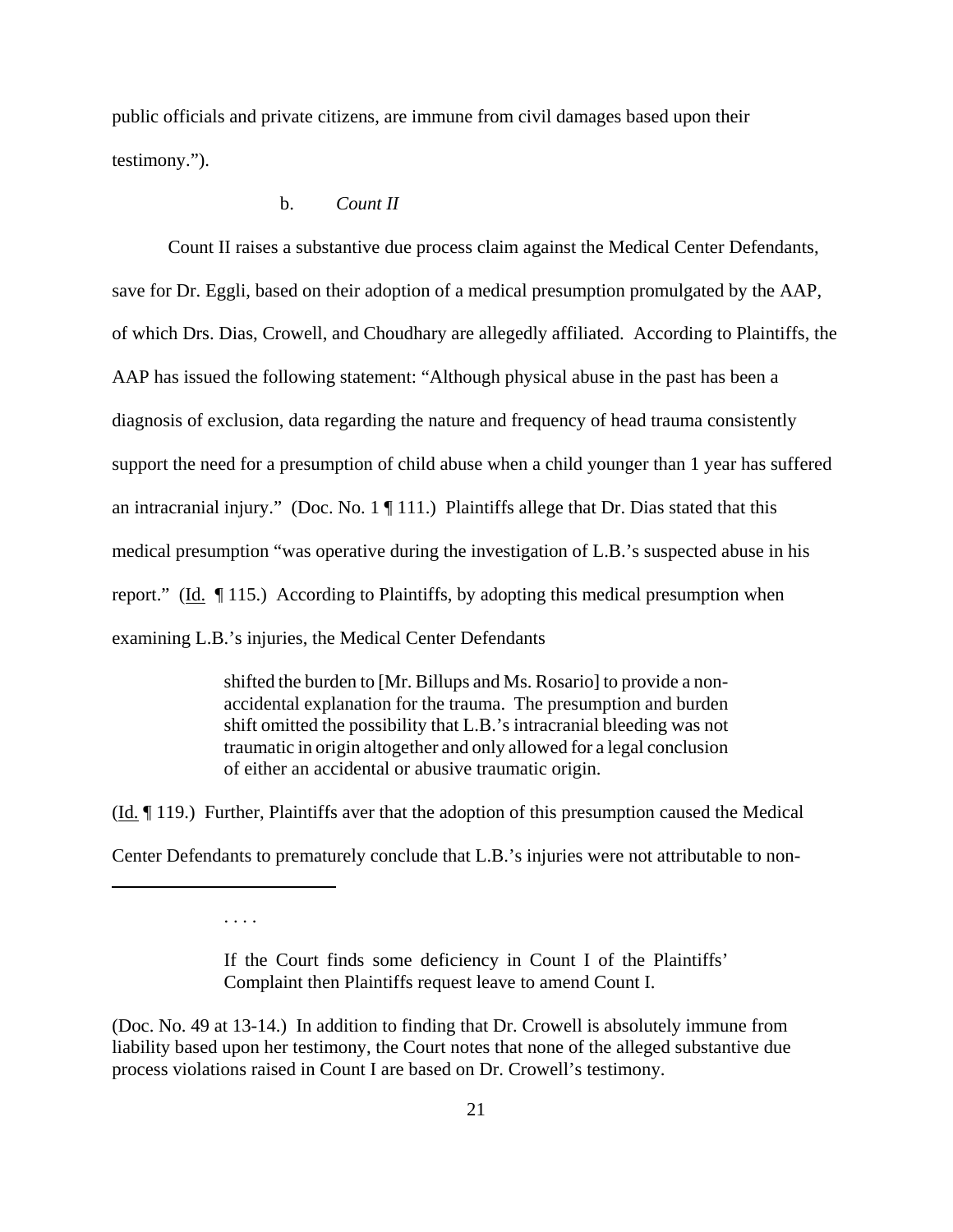public officials and private citizens, are immune from civil damages based upon their testimony.").

b. *Count II*

Count II raises a substantive due process claim against the Medical Center Defendants, save for Dr. Eggli, based on their adoption of a medical presumption promulgated by the AAP, of which Drs. Dias, Crowell, and Choudhary are allegedly affiliated. According to Plaintiffs, the AAP has issued the following statement: "Although physical abuse in the past has been a diagnosis of exclusion, data regarding the nature and frequency of head trauma consistently support the need for a presumption of child abuse when a child younger than 1 year has suffered an intracranial injury." (Doc. No. 1 ¶ 111.) Plaintiffs allege that Dr. Dias stated that this medical presumption "was operative during the investigation of L.B.'s suspected abuse in his report." (Id. ¶ 115.) According to Plaintiffs, by adopting this medical presumption when examining L.B.'s injuries, the Medical Center Defendants

> shifted the burden to [Mr. Billups and Ms. Rosario] to provide a non-accidental explanation for the trauma. The presumption and burden shift omitted the possibility that L.B.'s intracranial bleeding was not traumatic in origin altogether and only allowed for a legal conclusion of either an accidental or abusive traumatic origin.

(Id. ¶ 119.) Further, Plaintiffs aver that the adoption of this presumption caused the Medical Center Defendants to prematurely conclude that L.B.'s injuries were not attributable to non-

---

> . . . .
>
> If the Court finds some deficiency in Count I of the Plaintiffs' Complaint then Plaintiffs request leave to amend Count I.

(Doc. No. 49 at 13-14.) In addition to finding that Dr. Crowell is absolutely immune from liability based upon her testimony, the Court notes that none of the alleged substantive due process violations raised in Count I are based on Dr. Crowell's testimony.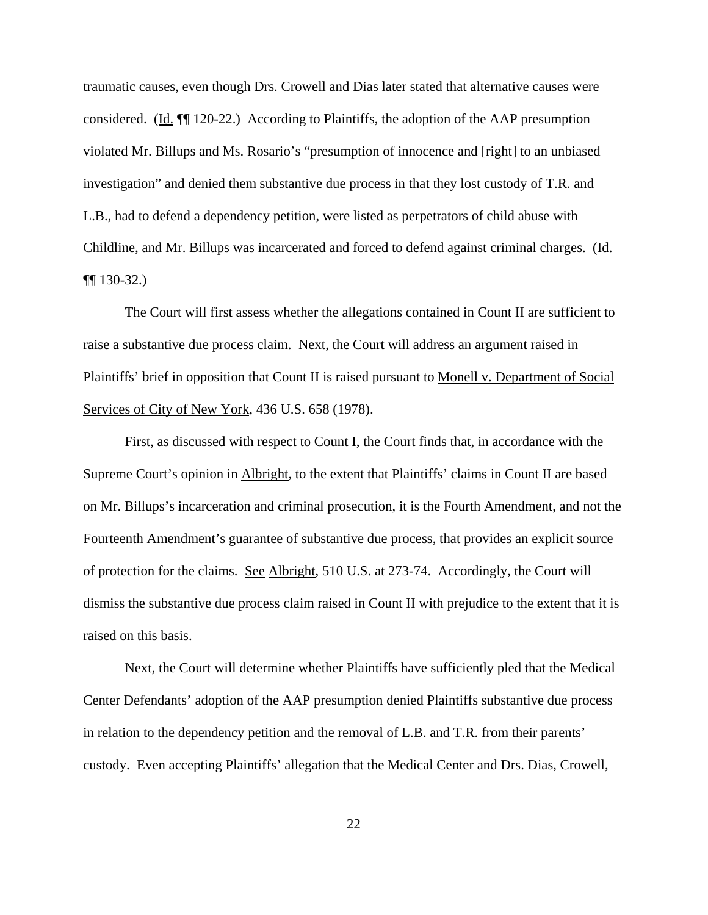traumatic causes, even though Drs. Crowell and Dias later stated that alternative causes were considered. (Id. ¶¶ 120-22.) According to Plaintiffs, the adoption of the AAP presumption violated Mr. Billups and Ms. Rosario's "presumption of innocence and [right] to an unbiased investigation" and denied them substantive due process in that they lost custody of T.R. and L.B., had to defend a dependency petition, were listed as perpetrators of child abuse with Childline, and Mr. Billups was incarcerated and forced to defend against criminal charges. (Id. ¶¶ 130-32.)

The Court will first assess whether the allegations contained in Count II are sufficient to raise a substantive due process claim. Next, the Court will address an argument raised in Plaintiffs' brief in opposition that Count II is raised pursuant to Monell v. Department of Social Services of City of New York, 436 U.S. 658 (1978).

First, as discussed with respect to Count I, the Court finds that, in accordance with the Supreme Court's opinion in Albright, to the extent that Plaintiffs' claims in Count II are based on Mr. Billups's incarceration and criminal prosecution, it is the Fourth Amendment, and not the Fourteenth Amendment's guarantee of substantive due process, that provides an explicit source of protection for the claims. See Albright, 510 U.S. at 273-74. Accordingly, the Court will dismiss the substantive due process claim raised in Count II with prejudice to the extent that it is raised on this basis.

Next, the Court will determine whether Plaintiffs have sufficiently pled that the Medical Center Defendants' adoption of the AAP presumption denied Plaintiffs substantive due process in relation to the dependency petition and the removal of L.B. and T.R. from their parents' custody. Even accepting Plaintiffs' allegation that the Medical Center and Drs. Dias, Crowell,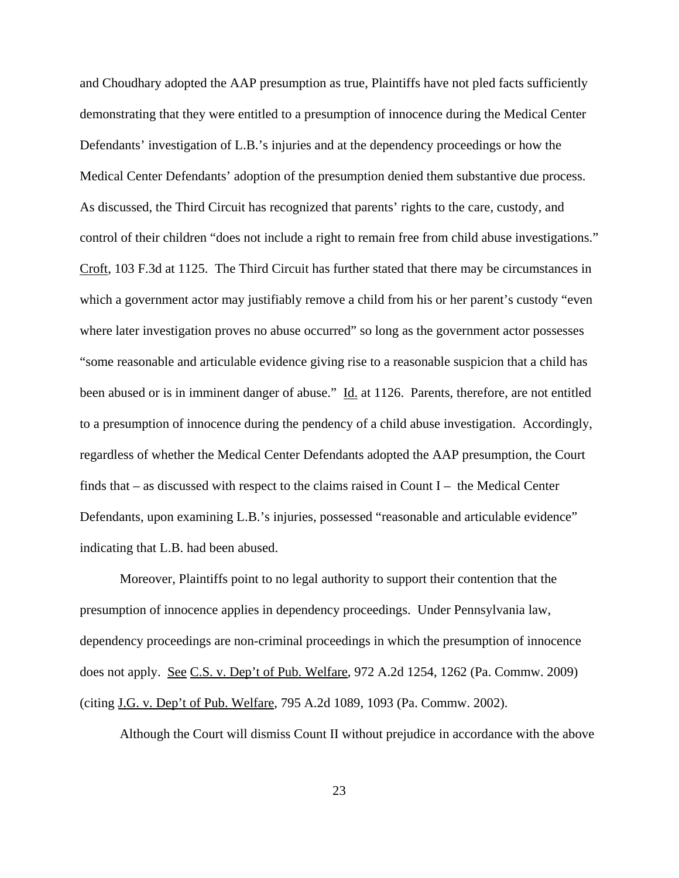and Choudhary adopted the AAP presumption as true, Plaintiffs have not pled facts sufficiently demonstrating that they were entitled to a presumption of innocence during the Medical Center Defendants' investigation of L.B.'s injuries and at the dependency proceedings or how the Medical Center Defendants' adoption of the presumption denied them substantive due process. As discussed, the Third Circuit has recognized that parents' rights to the care, custody, and control of their children "does not include a right to remain free from child abuse investigations." Croft, 103 F.3d at 1125. The Third Circuit has further stated that there may be circumstances in which a government actor may justifiably remove a child from his or her parent's custody "even where later investigation proves no abuse occurred" so long as the government actor possesses "some reasonable and articulable evidence giving rise to a reasonable suspicion that a child has been abused or is in imminent danger of abuse." Id. at 1126. Parents, therefore, are not entitled to a presumption of innocence during the pendency of a child abuse investigation. Accordingly, regardless of whether the Medical Center Defendants adopted the AAP presumption, the Court finds that – as discussed with respect to the claims raised in Count I – the Medical Center Defendants, upon examining L.B.'s injuries, possessed "reasonable and articulable evidence" indicating that L.B. had been abused.

Moreover, Plaintiffs point to no legal authority to support their contention that the presumption of innocence applies in dependency proceedings. Under Pennsylvania law, dependency proceedings are non-criminal proceedings in which the presumption of innocence does not apply. See C.S. v. Dep't of Pub. Welfare, 972 A.2d 1254, 1262 (Pa. Commw. 2009) (citing J.G. v. Dep't of Pub. Welfare, 795 A.2d 1089, 1093 (Pa. Commw. 2002).

Although the Court will dismiss Count II without prejudice in accordance with the above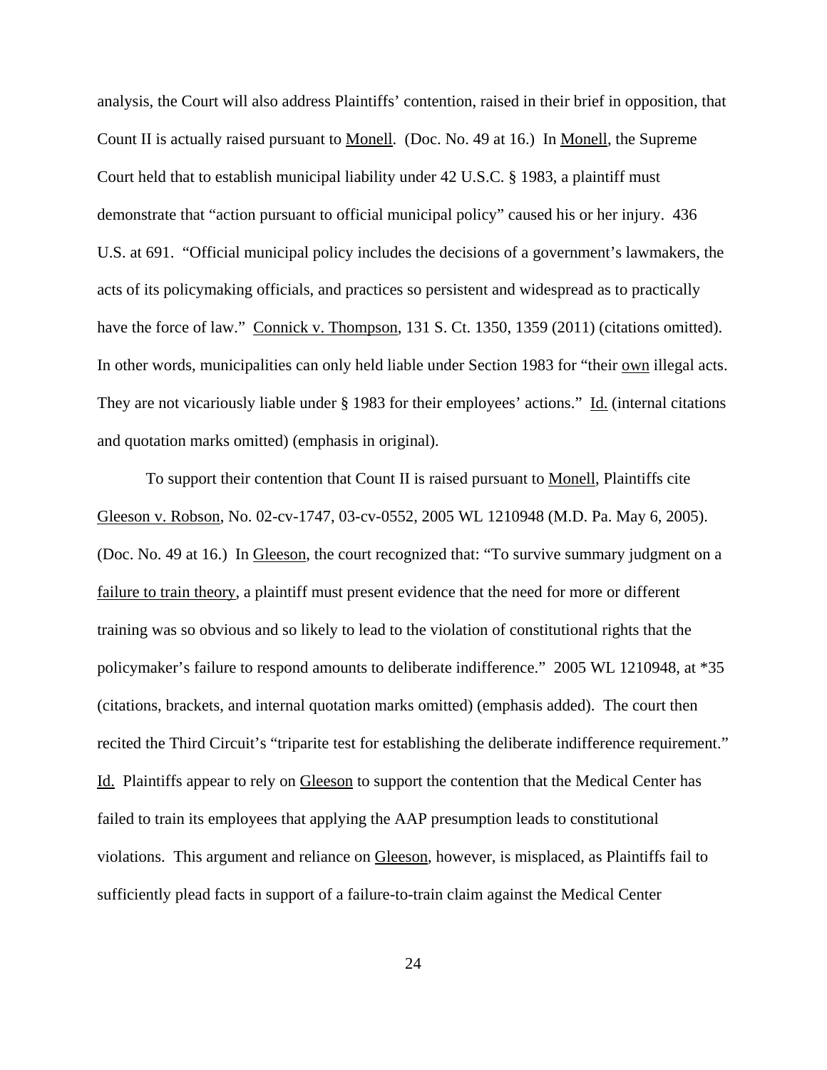analysis, the Court will also address Plaintiffs' contention, raised in their brief in opposition, that Count II is actually raised pursuant to Monell. (Doc. No. 49 at 16.) In Monell, the Supreme Court held that to establish municipal liability under 42 U.S.C. § 1983, a plaintiff must demonstrate that "action pursuant to official municipal policy" caused his or her injury. 436 U.S. at 691. "Official municipal policy includes the decisions of a government's lawmakers, the acts of its policymaking officials, and practices so persistent and widespread as to practically have the force of law." Connick v. Thompson, 131 S. Ct. 1350, 1359 (2011) (citations omitted). In other words, municipalities can only held liable under Section 1983 for "their own illegal acts. They are not vicariously liable under § 1983 for their employees' actions." Id. (internal citations and quotation marks omitted) (emphasis in original).

To support their contention that Count II is raised pursuant to Monell, Plaintiffs cite Gleeson v. Robson, No. 02-cv-1747, 03-cv-0552, 2005 WL 1210948 (M.D. Pa. May 6, 2005). (Doc. No. 49 at 16.) In Gleeson, the court recognized that: "To survive summary judgment on a failure to train theory, a plaintiff must present evidence that the need for more or different training was so obvious and so likely to lead to the violation of constitutional rights that the policymaker's failure to respond amounts to deliberate indifference." 2005 WL 1210948, at *35 (citations, brackets, and internal quotation marks omitted) (emphasis added). The court then recited the Third Circuit's "triparite test for establishing the deliberate indifference requirement." Id. Plaintiffs appear to rely on Gleeson to support the contention that the Medical Center has failed to train its employees that applying the AAP presumption leads to constitutional violations. This argument and reliance on Gleeson, however, is misplaced, as Plaintiffs fail to sufficiently plead facts in support of a failure-to-train claim against the Medical Center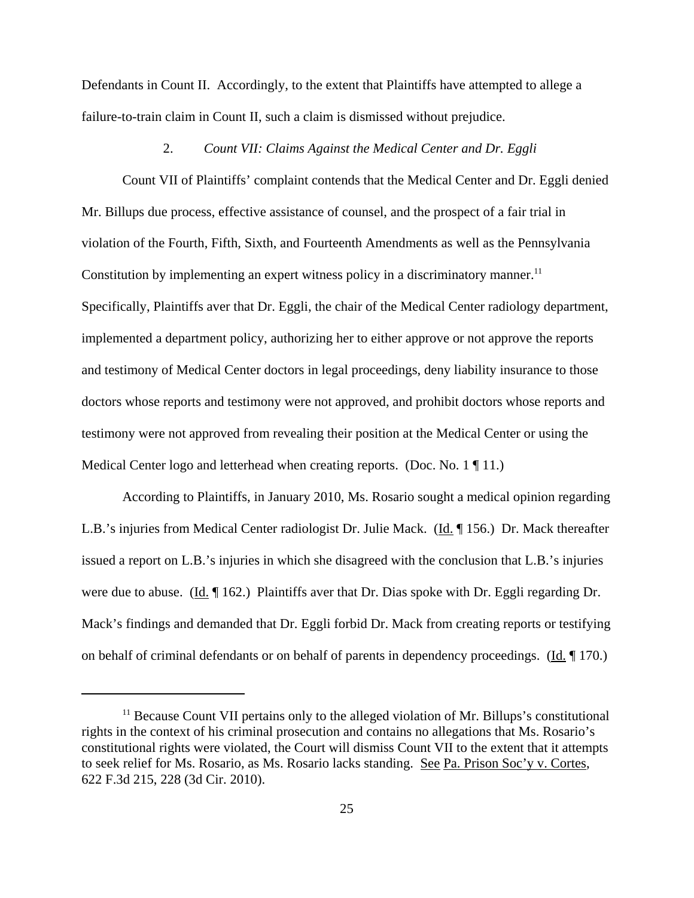Defendants in Count II. Accordingly, to the extent that Plaintiffs have attempted to allege a failure-to-train claim in Count II, such a claim is dismissed without prejudice.

2. *Count VII: Claims Against the Medical Center and Dr. Eggli*

Count VII of Plaintiffs' complaint contends that the Medical Center and Dr. Eggli denied Mr. Billups due process, effective assistance of counsel, and the prospect of a fair trial in violation of the Fourth, Fifth, Sixth, and Fourteenth Amendments as well as the Pennsylvania Constitution by implementing an expert witness policy in a discriminatory manner.[11] Specifically, Plaintiffs aver that Dr. Eggli, the chair of the Medical Center radiology department, implemented a department policy, authorizing her to either approve or not approve the reports and testimony of Medical Center doctors in legal proceedings, deny liability insurance to those doctors whose reports and testimony were not approved, and prohibit doctors whose reports and testimony were not approved from revealing their position at the Medical Center or using the Medical Center logo and letterhead when creating reports. (Doc. No. 1 ¶ 11.)

According to Plaintiffs, in January 2010, Ms. Rosario sought a medical opinion regarding L.B.'s injuries from Medical Center radiologist Dr. Julie Mack. (Id. ¶ 156.) Dr. Mack thereafter issued a report on L.B.'s injuries in which she disagreed with the conclusion that L.B.'s injuries were due to abuse. (Id. ¶ 162.) Plaintiffs aver that Dr. Dias spoke with Dr. Eggli regarding Dr. Mack's findings and demanded that Dr. Eggli forbid Dr. Mack from creating reports or testifying on behalf of criminal defendants or on behalf of parents in dependency proceedings. (Id. ¶ 170.)

---

[11] Because Count VII pertains only to the alleged violation of Mr. Billups's constitutional rights in the context of his criminal prosecution and contains no allegations that Ms. Rosario's constitutional rights were violated, the Court will dismiss Count VII to the extent that it attempts to seek relief for Ms. Rosario, as Ms. Rosario lacks standing. See Pa. Prison Soc'y v. Cortes, 622 F.3d 215, 228 (3d Cir. 2010).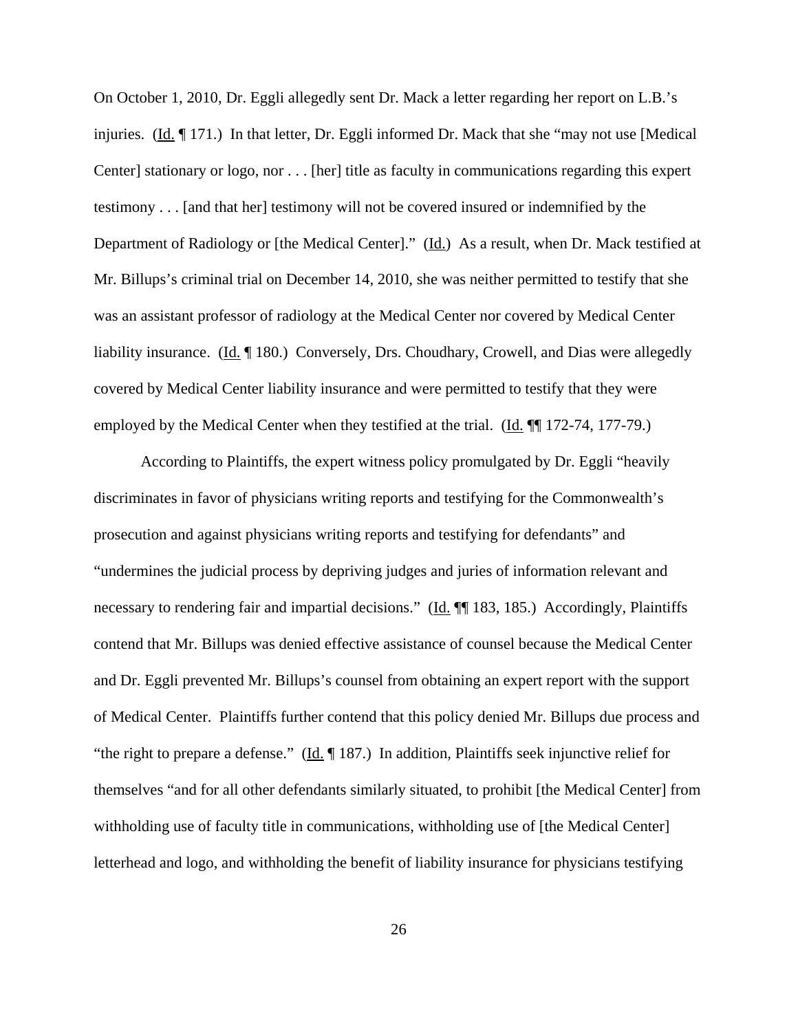On October 1, 2010, Dr. Eggli allegedly sent Dr. Mack a letter regarding her report on L.B.'s injuries. (Id. ¶ 171.) In that letter, Dr. Eggli informed Dr. Mack that she "may not use [Medical Center] stationary or logo, nor . . . [her] title as faculty in communications regarding this expert testimony . . . [and that her] testimony will not be covered insured or indemnified by the Department of Radiology or [the Medical Center]." (Id.) As a result, when Dr. Mack testified at Mr. Billups's criminal trial on December 14, 2010, she was neither permitted to testify that she was an assistant professor of radiology at the Medical Center nor covered by Medical Center liability insurance. (Id. ¶ 180.) Conversely, Drs. Choudhary, Crowell, and Dias were allegedly covered by Medical Center liability insurance and were permitted to testify that they were employed by the Medical Center when they testified at the trial. (Id. ¶¶ 172-74, 177-79.)

According to Plaintiffs, the expert witness policy promulgated by Dr. Eggli "heavily discriminates in favor of physicians writing reports and testifying for the Commonwealth's prosecution and against physicians writing reports and testifying for defendants" and "undermines the judicial process by depriving judges and juries of information relevant and necessary to rendering fair and impartial decisions." (Id. ¶¶ 183, 185.) Accordingly, Plaintiffs contend that Mr. Billups was denied effective assistance of counsel because the Medical Center and Dr. Eggli prevented Mr. Billups's counsel from obtaining an expert report with the support of Medical Center. Plaintiffs further contend that this policy denied Mr. Billups due process and "the right to prepare a defense." (Id. ¶ 187.) In addition, Plaintiffs seek injunctive relief for themselves "and for all other defendants similarly situated, to prohibit [the Medical Center] from withholding use of faculty title in communications, withholding use of [the Medical Center] letterhead and logo, and withholding the benefit of liability insurance for physicians testifying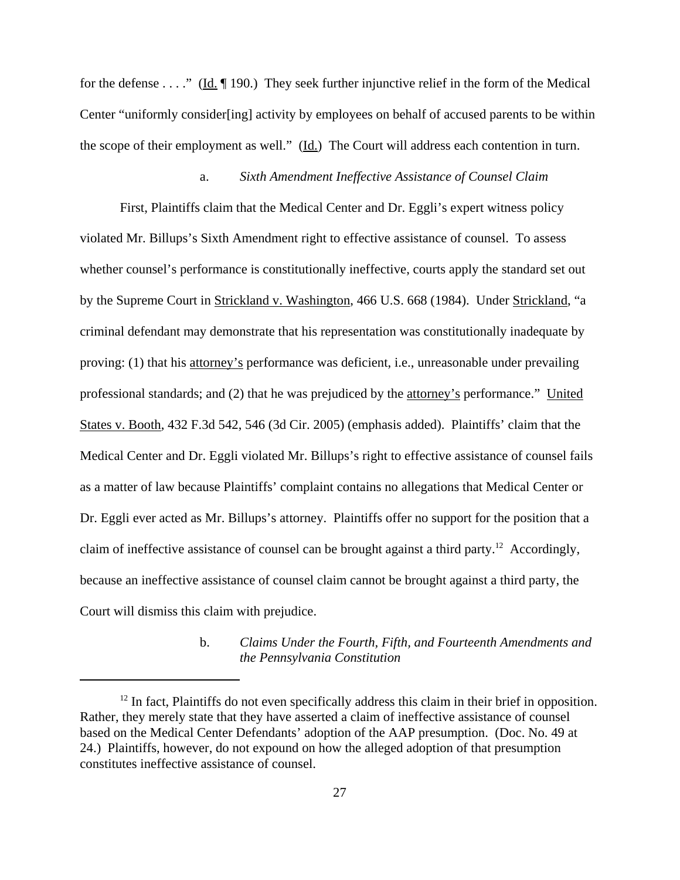for the defense . . . ." (Id. ¶ 190.) They seek further injunctive relief in the form of the Medical Center "uniformly consider[ing] activity by employees on behalf of accused parents to be within the scope of their employment as well." (Id.) The Court will address each contention in turn.

a. *Sixth Amendment Ineffective Assistance of Counsel Claim*

First, Plaintiffs claim that the Medical Center and Dr. Eggli's expert witness policy violated Mr. Billups's Sixth Amendment right to effective assistance of counsel. To assess whether counsel's performance is constitutionally ineffective, courts apply the standard set out by the Supreme Court in Strickland v. Washington, 466 U.S. 668 (1984). Under Strickland, "a criminal defendant may demonstrate that his representation was constitutionally inadequate by proving: (1) that his attorney's performance was deficient, i.e., unreasonable under prevailing professional standards; and (2) that he was prejudiced by the attorney's performance." United States v. Booth, 432 F.3d 542, 546 (3d Cir. 2005) (emphasis added). Plaintiffs' claim that the Medical Center and Dr. Eggli violated Mr. Billups's right to effective assistance of counsel fails as a matter of law because Plaintiffs' complaint contains no allegations that Medical Center or Dr. Eggli ever acted as Mr. Billups's attorney. Plaintiffs offer no support for the position that a claim of ineffective assistance of counsel can be brought against a third party.[12] Accordingly, because an ineffective assistance of counsel claim cannot be brought against a third party, the Court will dismiss this claim with prejudice.

b. *Claims Under the Fourth, Fifth, and Fourteenth Amendments and the Pennsylvania Constitution*

[12] In fact, Plaintiffs do not even specifically address this claim in their brief in opposition. Rather, they merely state that they have asserted a claim of ineffective assistance of counsel based on the Medical Center Defendants' adoption of the AAP presumption. (Doc. No. 49 at 24.) Plaintiffs, however, do not expound on how the alleged adoption of that presumption constitutes ineffective assistance of counsel.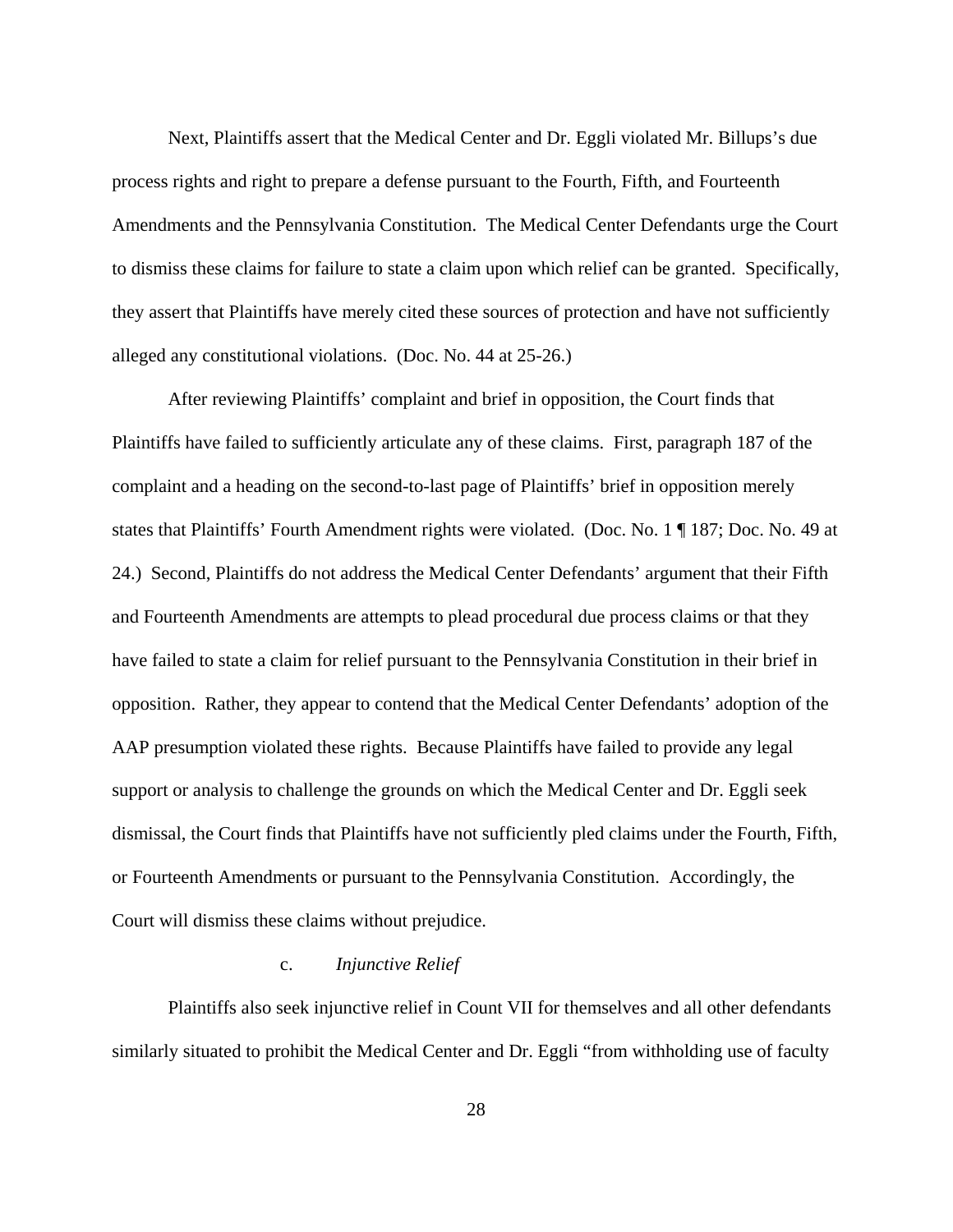Next, Plaintiffs assert that the Medical Center and Dr. Eggli violated Mr. Billups's due process rights and right to prepare a defense pursuant to the Fourth, Fifth, and Fourteenth Amendments and the Pennsylvania Constitution. The Medical Center Defendants urge the Court to dismiss these claims for failure to state a claim upon which relief can be granted. Specifically, they assert that Plaintiffs have merely cited these sources of protection and have not sufficiently alleged any constitutional violations. (Doc. No. 44 at 25-26.)

After reviewing Plaintiffs' complaint and brief in opposition, the Court finds that Plaintiffs have failed to sufficiently articulate any of these claims. First, paragraph 187 of the complaint and a heading on the second-to-last page of Plaintiffs' brief in opposition merely states that Plaintiffs' Fourth Amendment rights were violated. (Doc. No. 1 ¶ 187; Doc. No. 49 at 24.) Second, Plaintiffs do not address the Medical Center Defendants' argument that their Fifth and Fourteenth Amendments are attempts to plead procedural due process claims or that they have failed to state a claim for relief pursuant to the Pennsylvania Constitution in their brief in opposition. Rather, they appear to contend that the Medical Center Defendants' adoption of the AAP presumption violated these rights. Because Plaintiffs have failed to provide any legal support or analysis to challenge the grounds on which the Medical Center and Dr. Eggli seek dismissal, the Court finds that Plaintiffs have not sufficiently pled claims under the Fourth, Fifth, or Fourteenth Amendments or pursuant to the Pennsylvania Constitution. Accordingly, the Court will dismiss these claims without prejudice.

c. *Injunctive Relief*

Plaintiffs also seek injunctive relief in Count VII for themselves and all other defendants similarly situated to prohibit the Medical Center and Dr. Eggli "from withholding use of faculty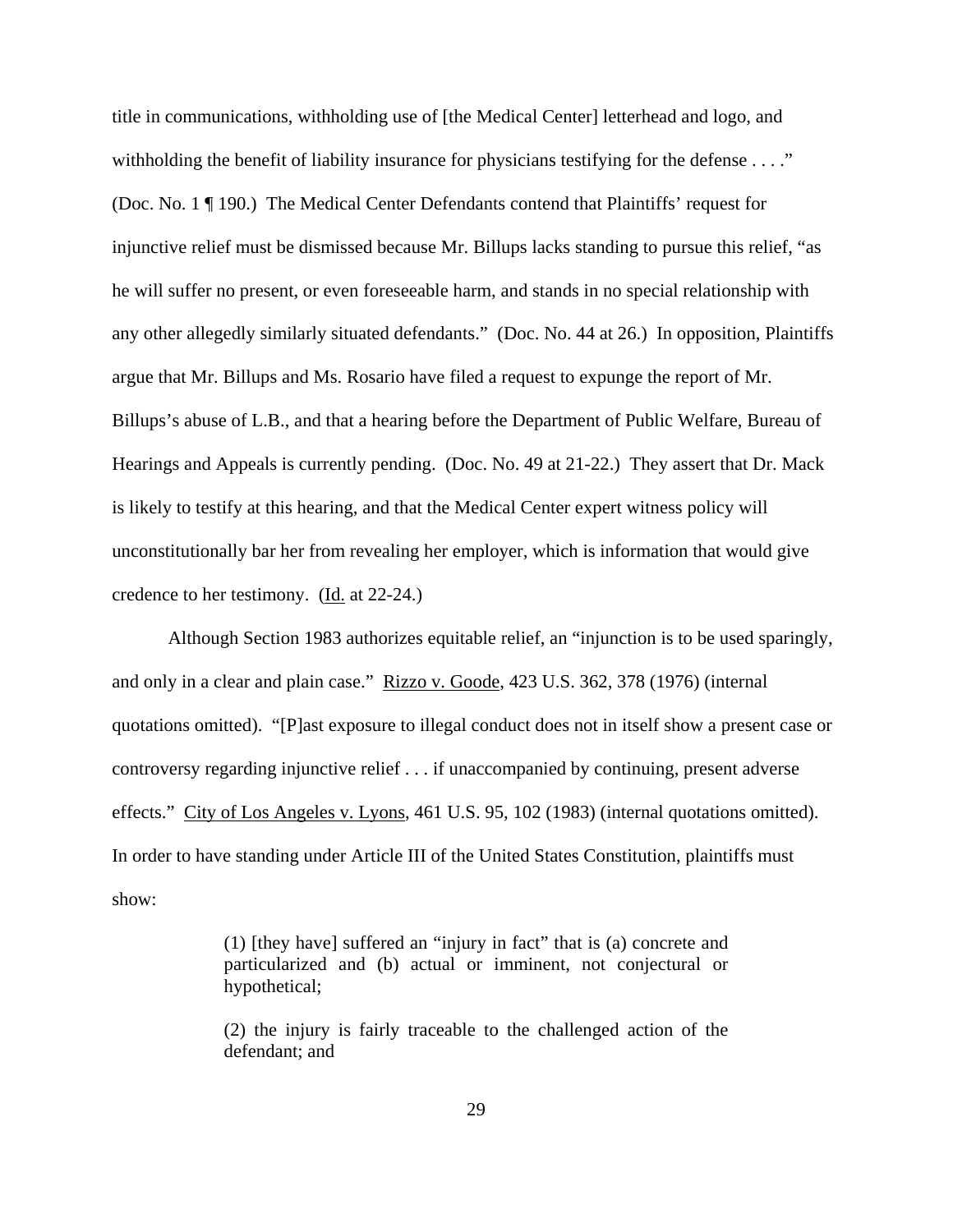title in communications, withholding use of [the Medical Center] letterhead and logo, and withholding the benefit of liability insurance for physicians testifying for the defense . . . ." (Doc. No. 1 ¶ 190.) The Medical Center Defendants contend that Plaintiffs' request for injunctive relief must be dismissed because Mr. Billups lacks standing to pursue this relief, "as he will suffer no present, or even foreseeable harm, and stands in no special relationship with any other allegedly similarly situated defendants." (Doc. No. 44 at 26.) In opposition, Plaintiffs argue that Mr. Billups and Ms. Rosario have filed a request to expunge the report of Mr. Billups's abuse of L.B., and that a hearing before the Department of Public Welfare, Bureau of Hearings and Appeals is currently pending. (Doc. No. 49 at 21-22.) They assert that Dr. Mack is likely to testify at this hearing, and that the Medical Center expert witness policy will unconstitutionally bar her from revealing her employer, which is information that would give credence to her testimony. (Id. at 22-24.)

Although Section 1983 authorizes equitable relief, an "injunction is to be used sparingly, and only in a clear and plain case." Rizzo v. Goode, 423 U.S. 362, 378 (1976) (internal quotations omitted). "[P]ast exposure to illegal conduct does not in itself show a present case or controversy regarding injunctive relief . . . if unaccompanied by continuing, present adverse effects." City of Los Angeles v. Lyons, 461 U.S. 95, 102 (1983) (internal quotations omitted). In order to have standing under Article III of the United States Constitution, plaintiffs must show:

> (1) [they have] suffered an "injury in fact" that is (a) concrete and particularized and (b) actual or imminent, not conjectural or hypothetical;
>
> (2) the injury is fairly traceable to the challenged action of the defendant; and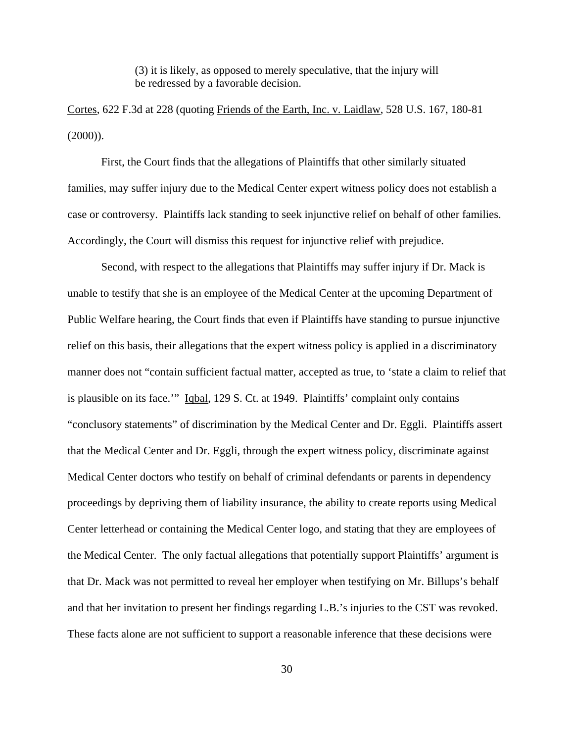> (3) it is likely, as opposed to merely speculative, that the injury will be redressed by a favorable decision.

Cortes, 622 F.3d at 228 (quoting Friends of the Earth, Inc. v. Laidlaw, 528 U.S. 167, 180-81 (2000)).

First, the Court finds that the allegations of Plaintiffs that other similarly situated families, may suffer injury due to the Medical Center expert witness policy does not establish a case or controversy. Plaintiffs lack standing to seek injunctive relief on behalf of other families. Accordingly, the Court will dismiss this request for injunctive relief with prejudice.

Second, with respect to the allegations that Plaintiffs may suffer injury if Dr. Mack is unable to testify that she is an employee of the Medical Center at the upcoming Department of Public Welfare hearing, the Court finds that even if Plaintiffs have standing to pursue injunctive relief on this basis, their allegations that the expert witness policy is applied in a discriminatory manner does not "contain sufficient factual matter, accepted as true, to 'state a claim to relief that is plausible on its face.'" Iqbal, 129 S. Ct. at 1949. Plaintiffs' complaint only contains "conclusory statements" of discrimination by the Medical Center and Dr. Eggli. Plaintiffs assert that the Medical Center and Dr. Eggli, through the expert witness policy, discriminate against Medical Center doctors who testify on behalf of criminal defendants or parents in dependency proceedings by depriving them of liability insurance, the ability to create reports using Medical Center letterhead or containing the Medical Center logo, and stating that they are employees of the Medical Center. The only factual allegations that potentially support Plaintiffs' argument is that Dr. Mack was not permitted to reveal her employer when testifying on Mr. Billups's behalf and that her invitation to present her findings regarding L.B.'s injuries to the CST was revoked. These facts alone are not sufficient to support a reasonable inference that these decisions were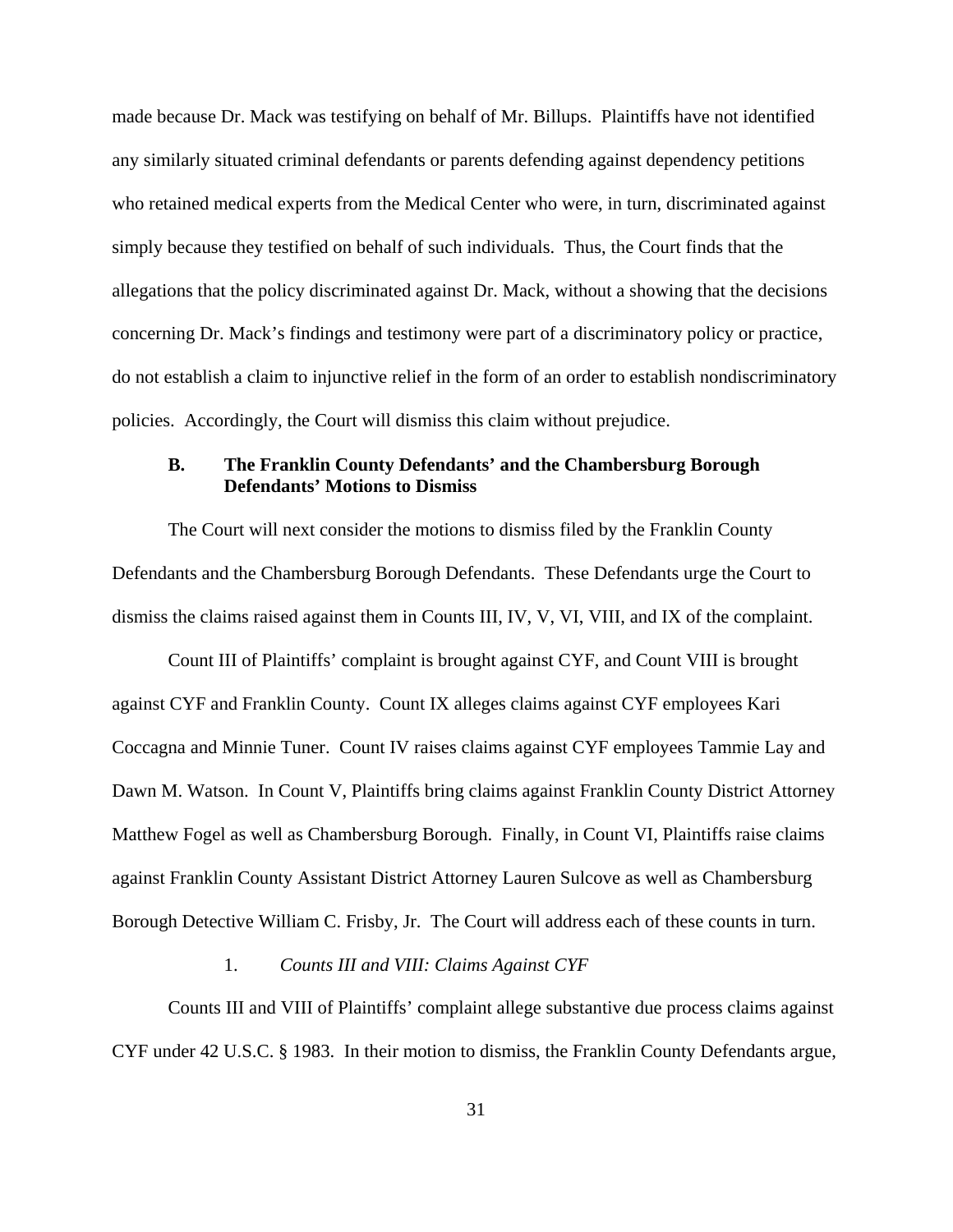made because Dr. Mack was testifying on behalf of Mr. Billups. Plaintiffs have not identified any similarly situated criminal defendants or parents defending against dependency petitions who retained medical experts from the Medical Center who were, in turn, discriminated against simply because they testified on behalf of such individuals. Thus, the Court finds that the allegations that the policy discriminated against Dr. Mack, without a showing that the decisions concerning Dr. Mack's findings and testimony were part of a discriminatory policy or practice, do not establish a claim to injunctive relief in the form of an order to establish nondiscriminatory policies. Accordingly, the Court will dismiss this claim without prejudice.

### B. The Franklin County Defendants' and the Chambersburg Borough Defendants' Motions to Dismiss

The Court will next consider the motions to dismiss filed by the Franklin County Defendants and the Chambersburg Borough Defendants. These Defendants urge the Court to dismiss the claims raised against them in Counts III, IV, V, VI, VIII, and IX of the complaint.

Count III of Plaintiffs' complaint is brought against CYF, and Count VIII is brought against CYF and Franklin County. Count IX alleges claims against CYF employees Kari Coccagna and Minnie Tuner. Count IV raises claims against CYF employees Tammie Lay and Dawn M. Watson. In Count V, Plaintiffs bring claims against Franklin County District Attorney Matthew Fogel as well as Chambersburg Borough. Finally, in Count VI, Plaintiffs raise claims against Franklin County Assistant District Attorney Lauren Sulcove as well as Chambersburg Borough Detective William C. Frisby, Jr. The Court will address each of these counts in turn.

#### 1. *Counts III and VIII: Claims Against CYF*

Counts III and VIII of Plaintiffs' complaint allege substantive due process claims against CYF under 42 U.S.C. § 1983. In their motion to dismiss, the Franklin County Defendants argue,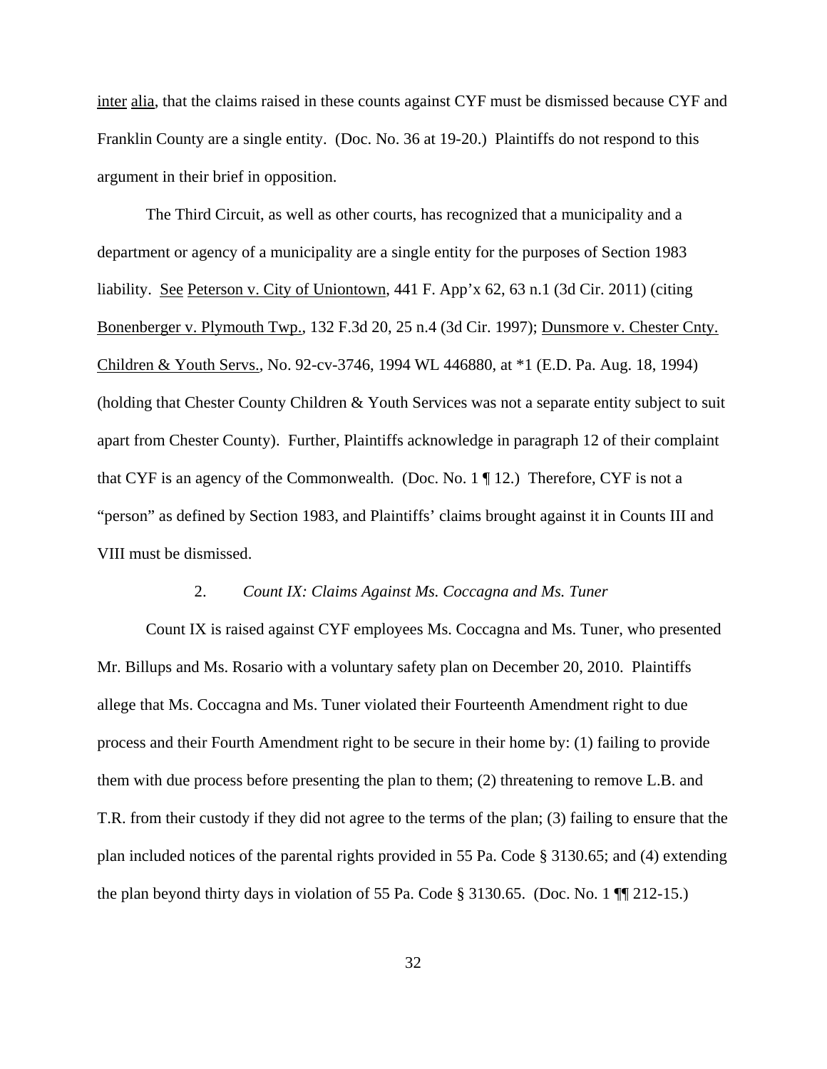inter alia, that the claims raised in these counts against CYF must be dismissed because CYF and Franklin County are a single entity. (Doc. No. 36 at 19-20.) Plaintiffs do not respond to this argument in their brief in opposition.

The Third Circuit, as well as other courts, has recognized that a municipality and a department or agency of a municipality are a single entity for the purposes of Section 1983 liability. See Peterson v. City of Uniontown, 441 F. App'x 62, 63 n.1 (3d Cir. 2011) (citing Bonenberger v. Plymouth Twp., 132 F.3d 20, 25 n.4 (3d Cir. 1997); Dunsmore v. Chester Cnty. Children & Youth Servs., No. 92-cv-3746, 1994 WL 446880, at *1 (E.D. Pa. Aug. 18, 1994) (holding that Chester County Children & Youth Services was not a separate entity subject to suit apart from Chester County). Further, Plaintiffs acknowledge in paragraph 12 of their complaint that CYF is an agency of the Commonwealth. (Doc. No. 1 ¶ 12.) Therefore, CYF is not a "person" as defined by Section 1983, and Plaintiffs' claims brought against it in Counts III and VIII must be dismissed.

### 2. *Count IX: Claims Against Ms. Coccagna and Ms. Tuner*

Count IX is raised against CYF employees Ms. Coccagna and Ms. Tuner, who presented Mr. Billups and Ms. Rosario with a voluntary safety plan on December 20, 2010. Plaintiffs allege that Ms. Coccagna and Ms. Tuner violated their Fourteenth Amendment right to due process and their Fourth Amendment right to be secure in their home by: (1) failing to provide them with due process before presenting the plan to them; (2) threatening to remove L.B. and T.R. from their custody if they did not agree to the terms of the plan; (3) failing to ensure that the plan included notices of the parental rights provided in 55 Pa. Code § 3130.65; and (4) extending the plan beyond thirty days in violation of 55 Pa. Code § 3130.65. (Doc. No. 1 ¶¶ 212-15.)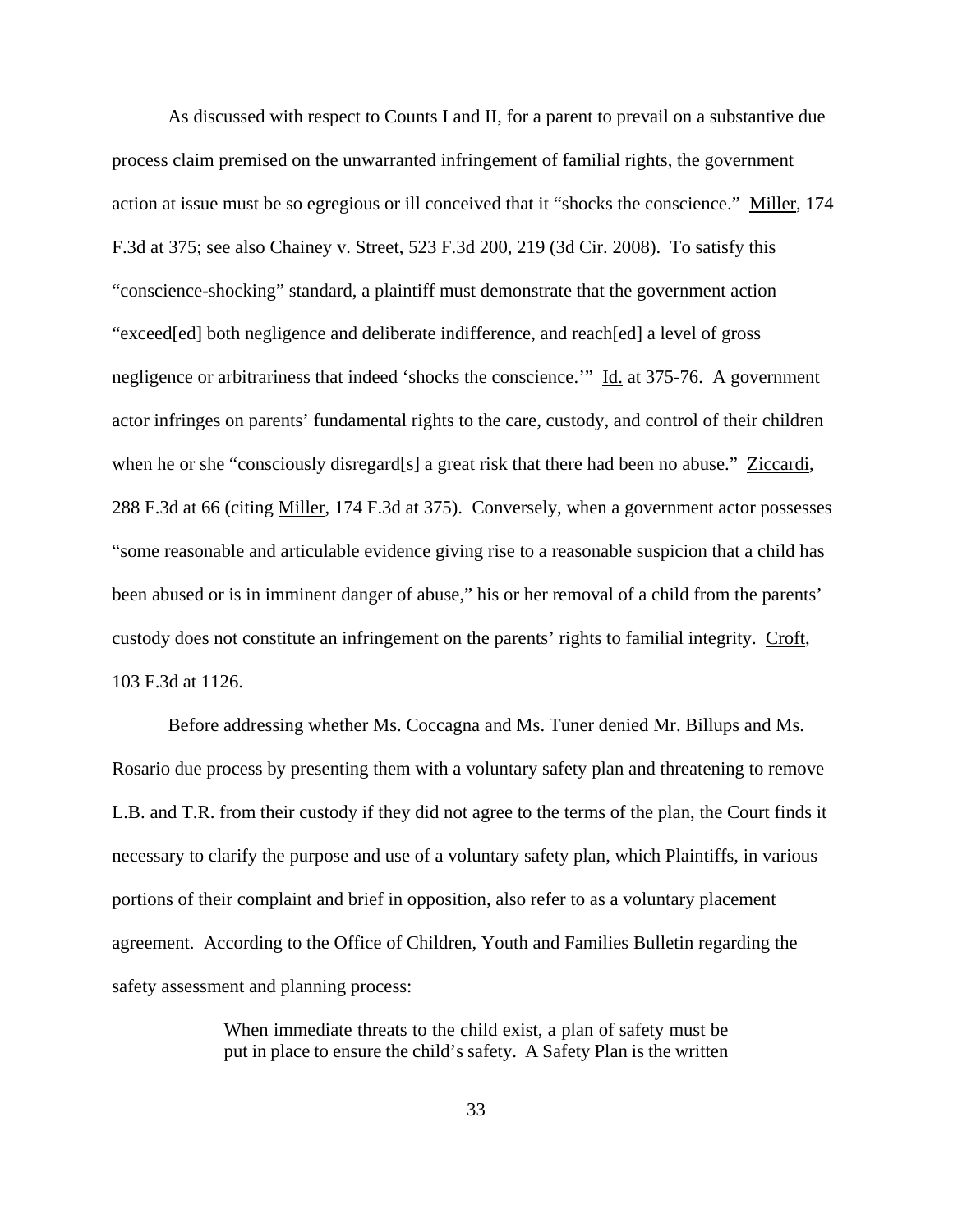As discussed with respect to Counts I and II, for a parent to prevail on a substantive due process claim premised on the unwarranted infringement of familial rights, the government action at issue must be so egregious or ill conceived that it "shocks the conscience." Miller, 174 F.3d at 375; see also Chainey v. Street, 523 F.3d 200, 219 (3d Cir. 2008). To satisfy this "conscience-shocking" standard, a plaintiff must demonstrate that the government action "exceed[ed] both negligence and deliberate indifference, and reach[ed] a level of gross negligence or arbitrariness that indeed 'shocks the conscience.'" Id. at 375-76. A government actor infringes on parents' fundamental rights to the care, custody, and control of their children when he or she "consciously disregard[s] a great risk that there had been no abuse." Ziccardi, 288 F.3d at 66 (citing Miller, 174 F.3d at 375). Conversely, when a government actor possesses "some reasonable and articulable evidence giving rise to a reasonable suspicion that a child has been abused or is in imminent danger of abuse," his or her removal of a child from the parents' custody does not constitute an infringement on the parents' rights to familial integrity. Croft, 103 F.3d at 1126.

Before addressing whether Ms. Coccagna and Ms. Tuner denied Mr. Billups and Ms. Rosario due process by presenting them with a voluntary safety plan and threatening to remove L.B. and T.R. from their custody if they did not agree to the terms of the plan, the Court finds it necessary to clarify the purpose and use of a voluntary safety plan, which Plaintiffs, in various portions of their complaint and brief in opposition, also refer to as a voluntary placement agreement. According to the Office of Children, Youth and Families Bulletin regarding the safety assessment and planning process:

> When immediate threats to the child exist, a plan of safety must be put in place to ensure the child's safety. A Safety Plan is the written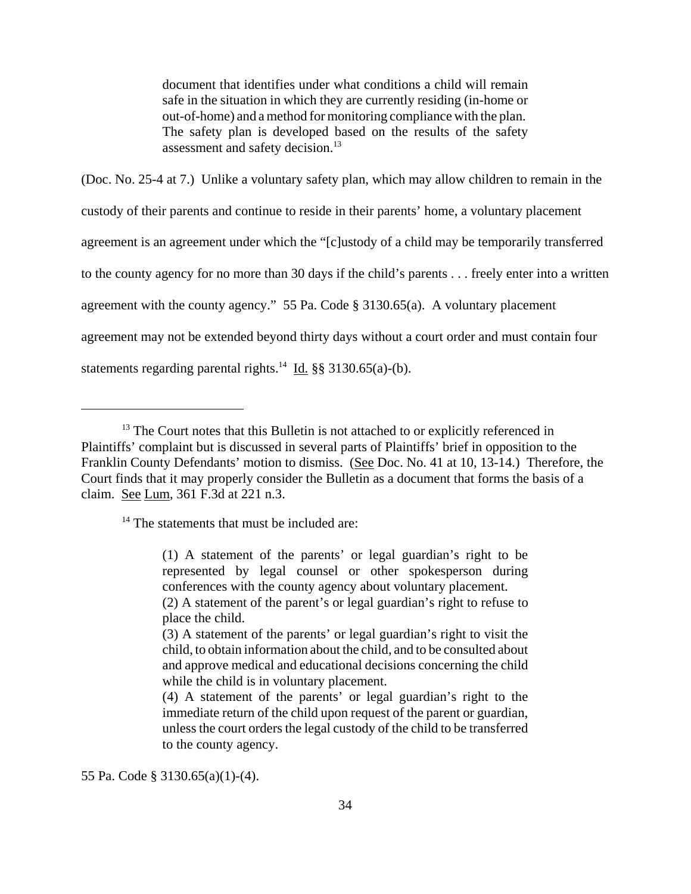> document that identifies under what conditions a child will remain safe in the situation in which they are currently residing (in-home or out-of-home) and a method for monitoring compliance with the plan. The safety plan is developed based on the results of the safety assessment and safety decision.[13]

(Doc. No. 25-4 at 7.) Unlike a voluntary safety plan, which may allow children to remain in the custody of their parents and continue to reside in their parents' home, a voluntary placement agreement is an agreement under which the "[c]ustody of a child may be temporarily transferred to the county agency for no more than 30 days if the child's parents . . . freely enter into a written agreement with the county agency." 55 Pa. Code § 3130.65(a). A voluntary placement agreement may not be extended beyond thirty days without a court order and must contain four statements regarding parental rights.[14] Id. §§ 3130.65(a)-(b).

---

[13] The Court notes that this Bulletin is not attached to or explicitly referenced in Plaintiffs' complaint but is discussed in several parts of Plaintiffs' brief in opposition to the Franklin County Defendants' motion to dismiss. (See Doc. No. 41 at 10, 13-14.) Therefore, the Court finds that it may properly consider the Bulletin as a document that forms the basis of a claim. See Lum, 361 F.3d at 221 n.3.

[14] The statements that must be included are:

> (1) A statement of the parents' or legal guardian's right to be represented by legal counsel or other spokesperson during conferences with the county agency about voluntary placement.
> (2) A statement of the parent's or legal guardian's right to refuse to place the child.
> (3) A statement of the parents' or legal guardian's right to visit the child, to obtain information about the child, and to be consulted about and approve medical and educational decisions concerning the child while the child is in voluntary placement.
> (4) A statement of the parents' or legal guardian's right to the immediate return of the child upon request of the parent or guardian, unless the court orders the legal custody of the child to be transferred to the county agency.

55 Pa. Code § 3130.65(a)(1)-(4).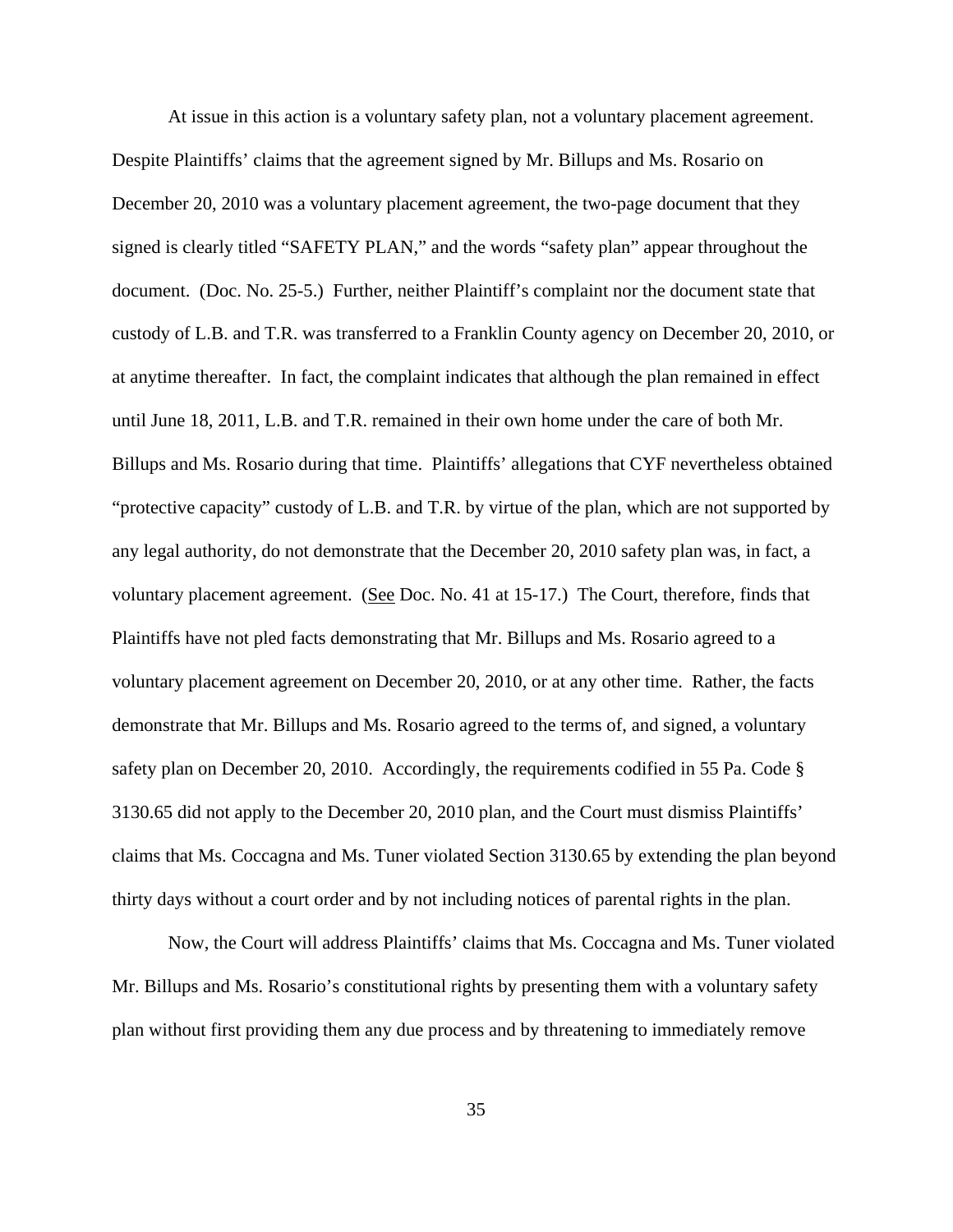At issue in this action is a voluntary safety plan, not a voluntary placement agreement. Despite Plaintiffs' claims that the agreement signed by Mr. Billups and Ms. Rosario on December 20, 2010 was a voluntary placement agreement, the two-page document that they signed is clearly titled "SAFETY PLAN," and the words "safety plan" appear throughout the document. (Doc. No. 25-5.) Further, neither Plaintiff's complaint nor the document state that custody of L.B. and T.R. was transferred to a Franklin County agency on December 20, 2010, or at anytime thereafter. In fact, the complaint indicates that although the plan remained in effect until June 18, 2011, L.B. and T.R. remained in their own home under the care of both Mr. Billups and Ms. Rosario during that time. Plaintiffs' allegations that CYF nevertheless obtained "protective capacity" custody of L.B. and T.R. by virtue of the plan, which are not supported by any legal authority, do not demonstrate that the December 20, 2010 safety plan was, in fact, a voluntary placement agreement. (See Doc. No. 41 at 15-17.) The Court, therefore, finds that Plaintiffs have not pled facts demonstrating that Mr. Billups and Ms. Rosario agreed to a voluntary placement agreement on December 20, 2010, or at any other time. Rather, the facts demonstrate that Mr. Billups and Ms. Rosario agreed to the terms of, and signed, a voluntary safety plan on December 20, 2010. Accordingly, the requirements codified in 55 Pa. Code § 3130.65 did not apply to the December 20, 2010 plan, and the Court must dismiss Plaintiffs' claims that Ms. Coccagna and Ms. Tuner violated Section 3130.65 by extending the plan beyond thirty days without a court order and by not including notices of parental rights in the plan.

Now, the Court will address Plaintiffs' claims that Ms. Coccagna and Ms. Tuner violated Mr. Billups and Ms. Rosario's constitutional rights by presenting them with a voluntary safety plan without first providing them any due process and by threatening to immediately remove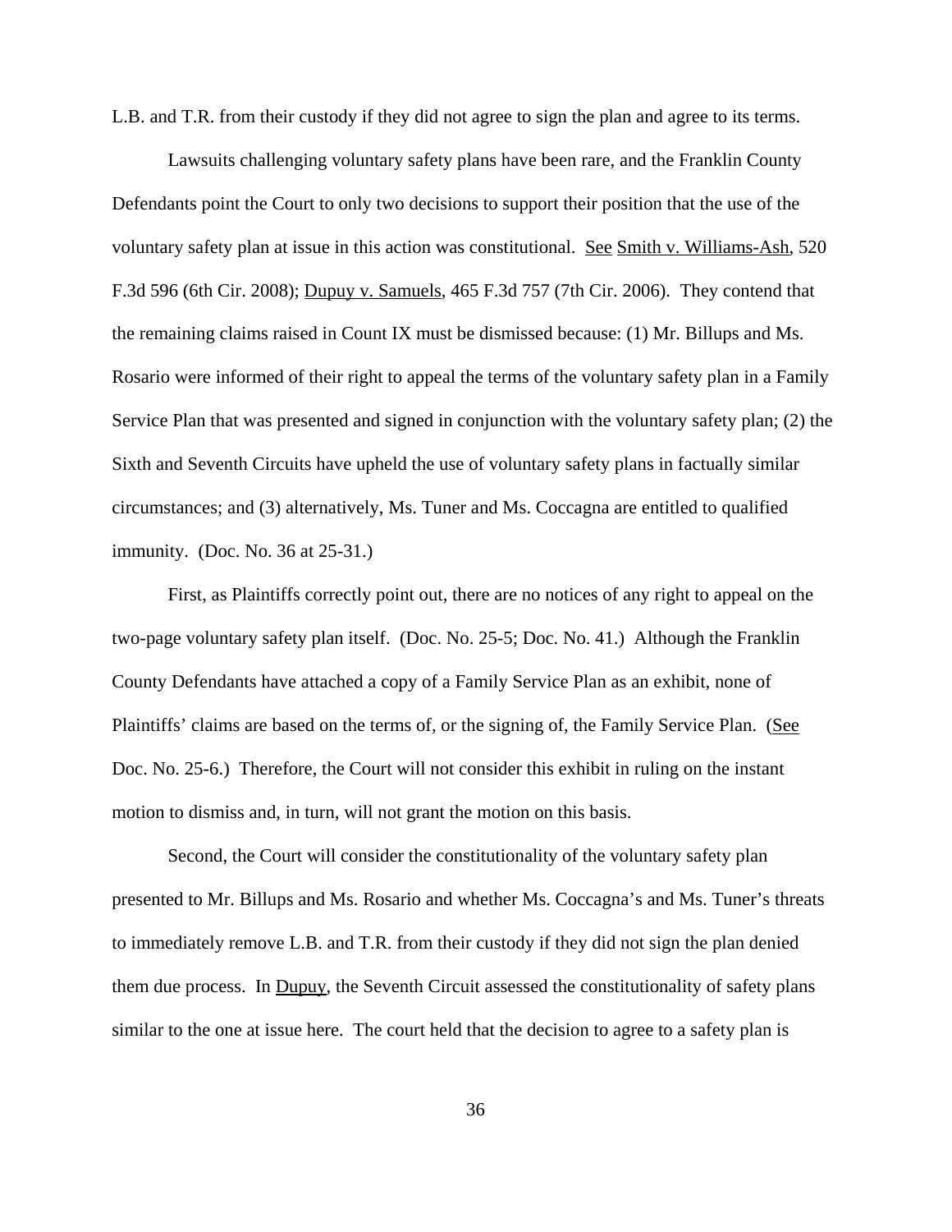L.B. and T.R. from their custody if they did not agree to sign the plan and agree to its terms.

Lawsuits challenging voluntary safety plans have been rare, and the Franklin County Defendants point the Court to only two decisions to support their position that the use of the voluntary safety plan at issue in this action was constitutional. See Smith v. Williams-Ash, 520 F.3d 596 (6th Cir. 2008); Dupuy v. Samuels, 465 F.3d 757 (7th Cir. 2006). They contend that the remaining claims raised in Count IX must be dismissed because: (1) Mr. Billups and Ms. Rosario were informed of their right to appeal the terms of the voluntary safety plan in a Family Service Plan that was presented and signed in conjunction with the voluntary safety plan; (2) the Sixth and Seventh Circuits have upheld the use of voluntary safety plans in factually similar circumstances; and (3) alternatively, Ms. Tuner and Ms. Coccagna are entitled to qualified immunity. (Doc. No. 36 at 25-31.)

First, as Plaintiffs correctly point out, there are no notices of any right to appeal on the two-page voluntary safety plan itself. (Doc. No. 25-5; Doc. No. 41.) Although the Franklin County Defendants have attached a copy of a Family Service Plan as an exhibit, none of Plaintiffs' claims are based on the terms of, or the signing of, the Family Service Plan. (See Doc. No. 25-6.) Therefore, the Court will not consider this exhibit in ruling on the instant motion to dismiss and, in turn, will not grant the motion on this basis.

Second, the Court will consider the constitutionality of the voluntary safety plan presented to Mr. Billups and Ms. Rosario and whether Ms. Coccagna's and Ms. Tuner's threats to immediately remove L.B. and T.R. from their custody if they did not sign the plan denied them due process. In Dupuy, the Seventh Circuit assessed the constitutionality of safety plans similar to the one at issue here. The court held that the decision to agree to a safety plan is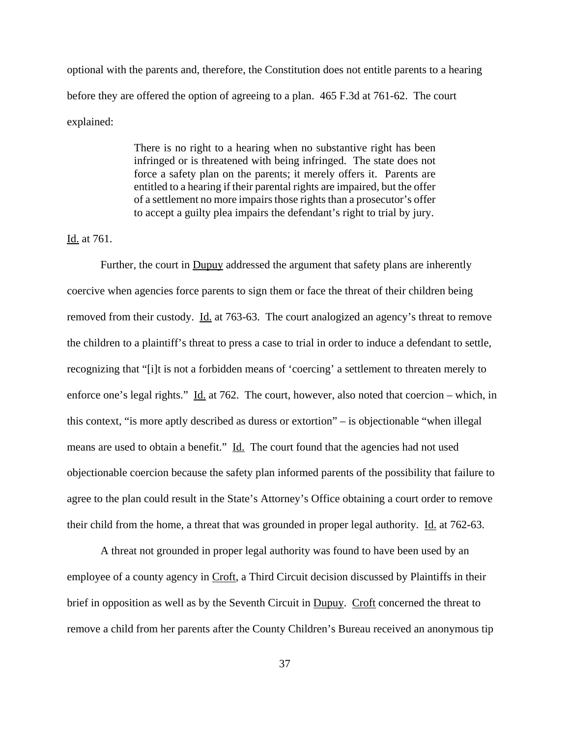optional with the parents and, therefore, the Constitution does not entitle parents to a hearing before they are offered the option of agreeing to a plan. 465 F.3d at 761-62. The court explained:

> There is no right to a hearing when no substantive right has been infringed or is threatened with being infringed. The state does not force a safety plan on the parents; it merely offers it. Parents are entitled to a hearing if their parental rights are impaired, but the offer of a settlement no more impairs those rights than a prosecutor's offer to accept a guilty plea impairs the defendant's right to trial by jury.

Id. at 761.

Further, the court in Dupuy addressed the argument that safety plans are inherently coercive when agencies force parents to sign them or face the threat of their children being removed from their custody. Id. at 763-63. The court analogized an agency's threat to remove the children to a plaintiff's threat to press a case to trial in order to induce a defendant to settle, recognizing that "[i]t is not a forbidden means of 'coercing' a settlement to threaten merely to enforce one's legal rights." Id. at 762. The court, however, also noted that coercion – which, in this context, "is more aptly described as duress or extortion" – is objectionable "when illegal means are used to obtain a benefit." Id. The court found that the agencies had not used objectionable coercion because the safety plan informed parents of the possibility that failure to agree to the plan could result in the State's Attorney's Office obtaining a court order to remove their child from the home, a threat that was grounded in proper legal authority. Id. at 762-63.

A threat not grounded in proper legal authority was found to have been used by an employee of a county agency in Croft, a Third Circuit decision discussed by Plaintiffs in their brief in opposition as well as by the Seventh Circuit in Dupuy. Croft concerned the threat to remove a child from her parents after the County Children's Bureau received an anonymous tip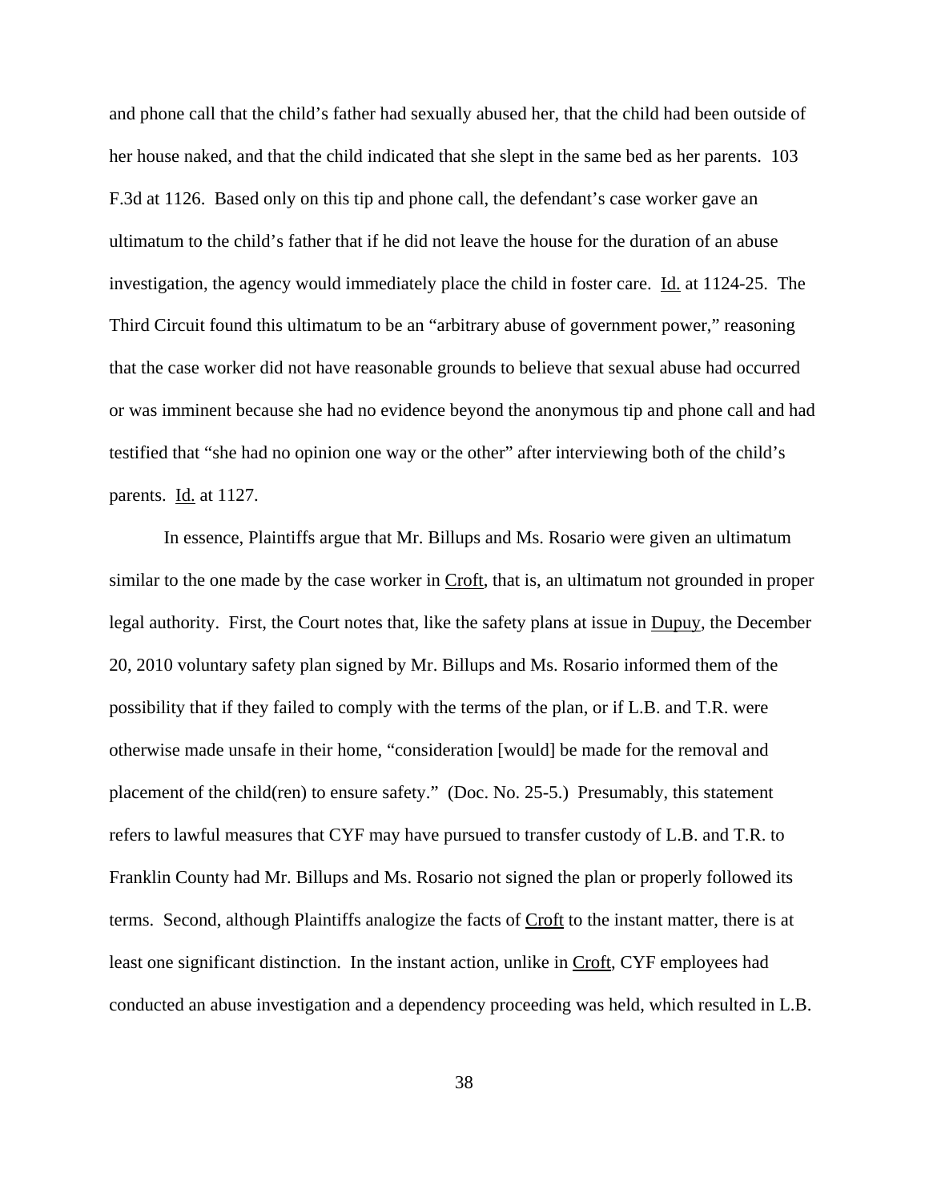and phone call that the child's father had sexually abused her, that the child had been outside of her house naked, and that the child indicated that she slept in the same bed as her parents. 103 F.3d at 1126. Based only on this tip and phone call, the defendant's case worker gave an ultimatum to the child's father that if he did not leave the house for the duration of an abuse investigation, the agency would immediately place the child in foster care. Id. at 1124-25. The Third Circuit found this ultimatum to be an "arbitrary abuse of government power," reasoning that the case worker did not have reasonable grounds to believe that sexual abuse had occurred or was imminent because she had no evidence beyond the anonymous tip and phone call and had testified that "she had no opinion one way or the other" after interviewing both of the child's parents. Id. at 1127.

In essence, Plaintiffs argue that Mr. Billups and Ms. Rosario were given an ultimatum similar to the one made by the case worker in Croft, that is, an ultimatum not grounded in proper legal authority. First, the Court notes that, like the safety plans at issue in Dupuy, the December 20, 2010 voluntary safety plan signed by Mr. Billups and Ms. Rosario informed them of the possibility that if they failed to comply with the terms of the plan, or if L.B. and T.R. were otherwise made unsafe in their home, "consideration [would] be made for the removal and placement of the child(ren) to ensure safety." (Doc. No. 25-5.) Presumably, this statement refers to lawful measures that CYF may have pursued to transfer custody of L.B. and T.R. to Franklin County had Mr. Billups and Ms. Rosario not signed the plan or properly followed its terms. Second, although Plaintiffs analogize the facts of Croft to the instant matter, there is at least one significant distinction. In the instant action, unlike in Croft, CYF employees had conducted an abuse investigation and a dependency proceeding was held, which resulted in L.B.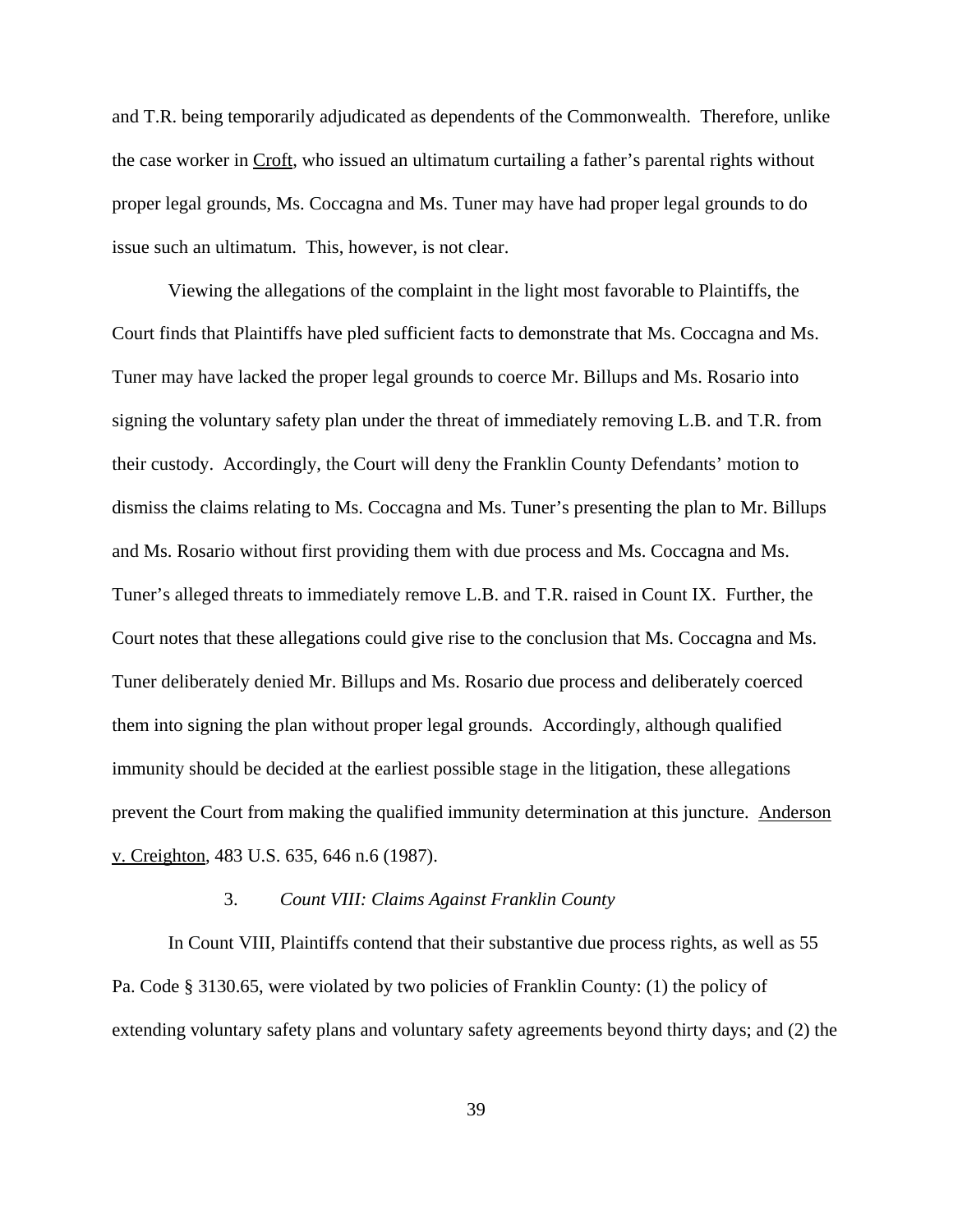and T.R. being temporarily adjudicated as dependents of the Commonwealth. Therefore, unlike the case worker in Croft, who issued an ultimatum curtailing a father's parental rights without proper legal grounds, Ms. Coccagna and Ms. Tuner may have had proper legal grounds to do issue such an ultimatum. This, however, is not clear.

Viewing the allegations of the complaint in the light most favorable to Plaintiffs, the Court finds that Plaintiffs have pled sufficient facts to demonstrate that Ms. Coccagna and Ms. Tuner may have lacked the proper legal grounds to coerce Mr. Billups and Ms. Rosario into signing the voluntary safety plan under the threat of immediately removing L.B. and T.R. from their custody. Accordingly, the Court will deny the Franklin County Defendants' motion to dismiss the claims relating to Ms. Coccagna and Ms. Tuner's presenting the plan to Mr. Billups and Ms. Rosario without first providing them with due process and Ms. Coccagna and Ms. Tuner's alleged threats to immediately remove L.B. and T.R. raised in Count IX. Further, the Court notes that these allegations could give rise to the conclusion that Ms. Coccagna and Ms. Tuner deliberately denied Mr. Billups and Ms. Rosario due process and deliberately coerced them into signing the plan without proper legal grounds. Accordingly, although qualified immunity should be decided at the earliest possible stage in the litigation, these allegations prevent the Court from making the qualified immunity determination at this juncture. Anderson v. Creighton, 483 U.S. 635, 646 n.6 (1987).

### 3. *Count VIII: Claims Against Franklin County*

In Count VIII, Plaintiffs contend that their substantive due process rights, as well as 55 Pa. Code § 3130.65, were violated by two policies of Franklin County: (1) the policy of extending voluntary safety plans and voluntary safety agreements beyond thirty days; and (2) the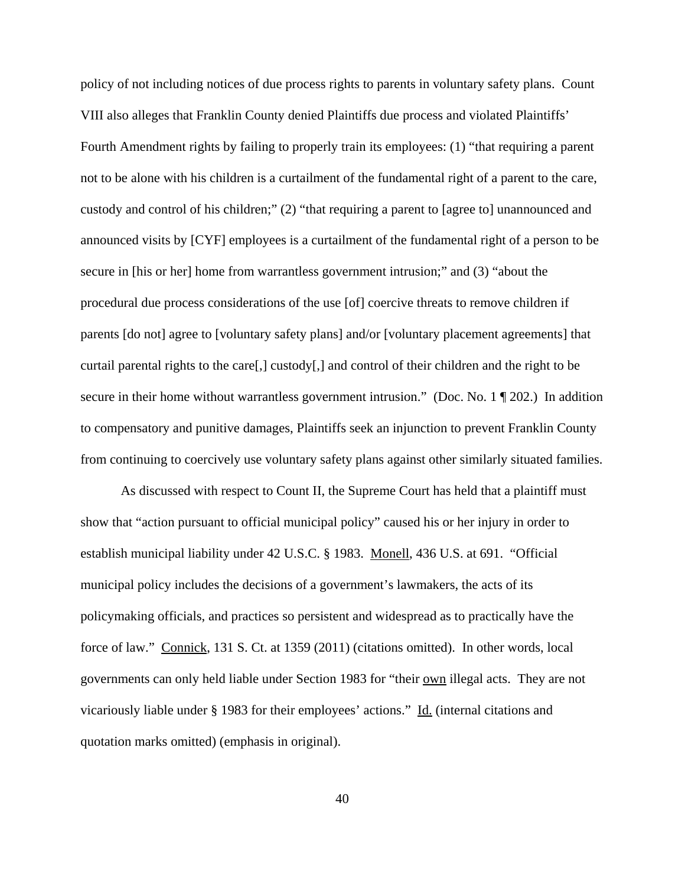policy of not including notices of due process rights to parents in voluntary safety plans. Count VIII also alleges that Franklin County denied Plaintiffs due process and violated Plaintiffs' Fourth Amendment rights by failing to properly train its employees: (1) "that requiring a parent not to be alone with his children is a curtailment of the fundamental right of a parent to the care, custody and control of his children;" (2) "that requiring a parent to [agree to] unannounced and announced visits by [CYF] employees is a curtailment of the fundamental right of a person to be secure in [his or her] home from warrantless government intrusion;" and (3) "about the procedural due process considerations of the use [of] coercive threats to remove children if parents [do not] agree to [voluntary safety plans] and/or [voluntary placement agreements] that curtail parental rights to the care[,] custody[,] and control of their children and the right to be secure in their home without warrantless government intrusion." (Doc. No. 1 ¶ 202.) In addition to compensatory and punitive damages, Plaintiffs seek an injunction to prevent Franklin County from continuing to coercively use voluntary safety plans against other similarly situated families.

As discussed with respect to Count II, the Supreme Court has held that a plaintiff must show that "action pursuant to official municipal policy" caused his or her injury in order to establish municipal liability under 42 U.S.C. § 1983. Monell, 436 U.S. at 691. "Official municipal policy includes the decisions of a government's lawmakers, the acts of its policymaking officials, and practices so persistent and widespread as to practically have the force of law." Connick, 131 S. Ct. at 1359 (2011) (citations omitted). In other words, local governments can only held liable under Section 1983 for "their own illegal acts. They are not vicariously liable under § 1983 for their employees' actions." Id. (internal citations and quotation marks omitted) (emphasis in original).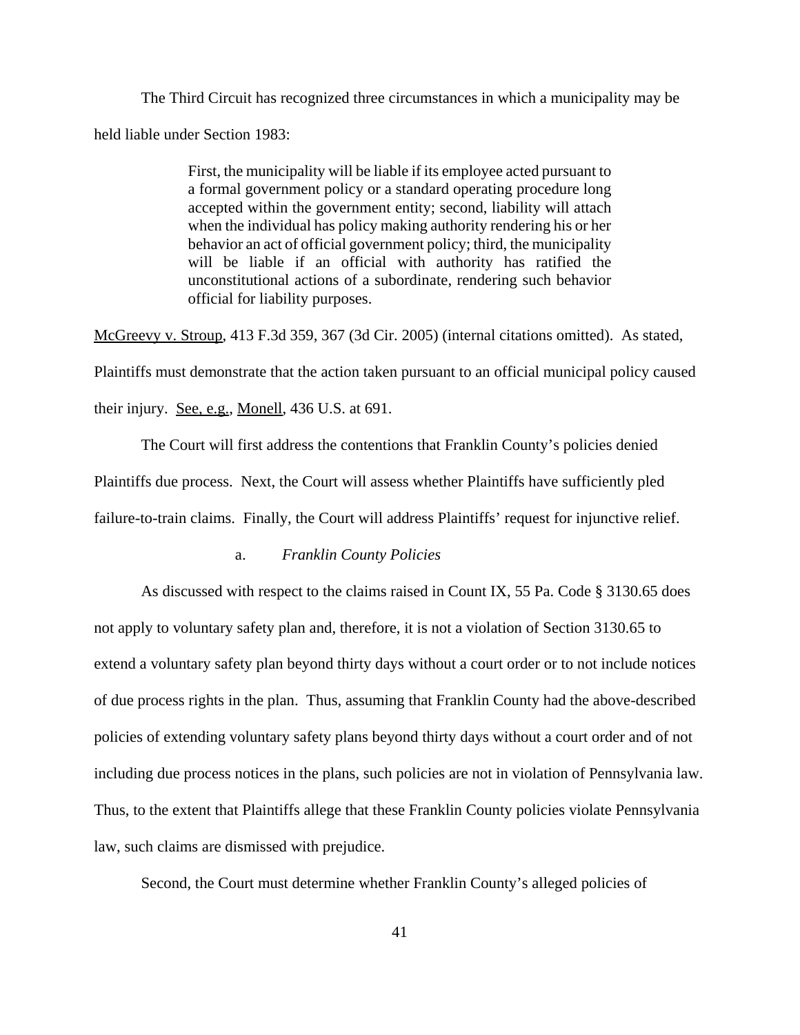The Third Circuit has recognized three circumstances in which a municipality may be held liable under Section 1983:

> First, the municipality will be liable if its employee acted pursuant to a formal government policy or a standard operating procedure long accepted within the government entity; second, liability will attach when the individual has policy making authority rendering his or her behavior an act of official government policy; third, the municipality will be liable if an official with authority has ratified the unconstitutional actions of a subordinate, rendering such behavior official for liability purposes.

McGreevy v. Stroup, 413 F.3d 359, 367 (3d Cir. 2005) (internal citations omitted). As stated, Plaintiffs must demonstrate that the action taken pursuant to an official municipal policy caused their injury. See, e.g., Monell, 436 U.S. at 691.

The Court will first address the contentions that Franklin County's policies denied Plaintiffs due process. Next, the Court will assess whether Plaintiffs have sufficiently pled failure-to-train claims. Finally, the Court will address Plaintiffs' request for injunctive relief.

a. *Franklin County Policies*

As discussed with respect to the claims raised in Count IX, 55 Pa. Code § 3130.65 does not apply to voluntary safety plan and, therefore, it is not a violation of Section 3130.65 to extend a voluntary safety plan beyond thirty days without a court order or to not include notices of due process rights in the plan. Thus, assuming that Franklin County had the above-described policies of extending voluntary safety plans beyond thirty days without a court order and of not including due process notices in the plans, such policies are not in violation of Pennsylvania law. Thus, to the extent that Plaintiffs allege that these Franklin County policies violate Pennsylvania law, such claims are dismissed with prejudice.

Second, the Court must determine whether Franklin County's alleged policies of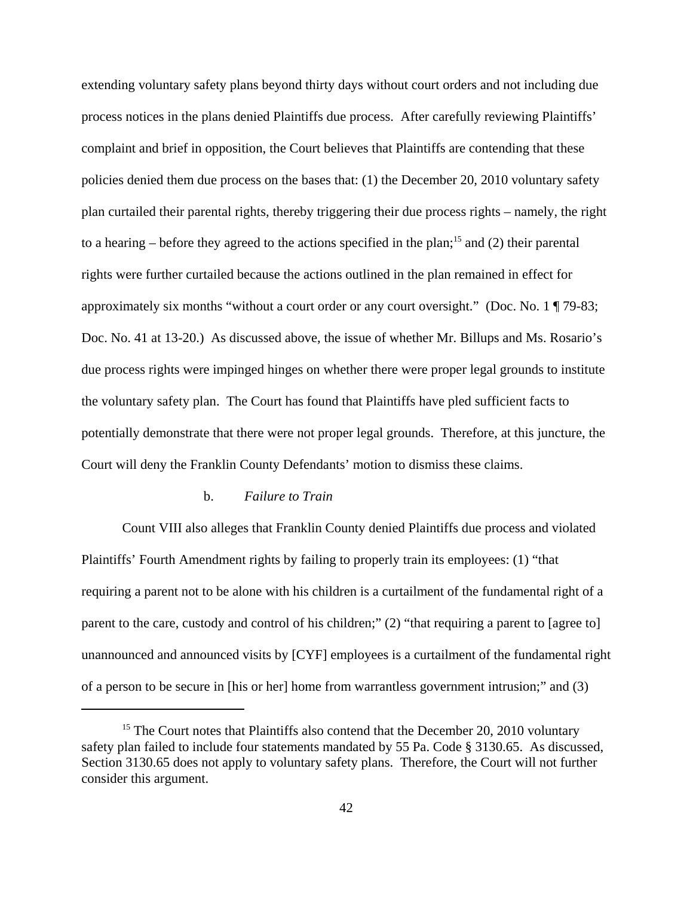extending voluntary safety plans beyond thirty days without court orders and not including due process notices in the plans denied Plaintiffs due process. After carefully reviewing Plaintiffs' complaint and brief in opposition, the Court believes that Plaintiffs are contending that these policies denied them due process on the bases that: (1) the December 20, 2010 voluntary safety plan curtailed their parental rights, thereby triggering their due process rights – namely, the right to a hearing – before they agreed to the actions specified in the plan;[15] and (2) their parental rights were further curtailed because the actions outlined in the plan remained in effect for approximately six months "without a court order or any court oversight." (Doc. No. 1 ¶ 79-83; Doc. No. 41 at 13-20.) As discussed above, the issue of whether Mr. Billups and Ms. Rosario's due process rights were impinged hinges on whether there were proper legal grounds to institute the voluntary safety plan. The Court has found that Plaintiffs have pled sufficient facts to potentially demonstrate that there were not proper legal grounds. Therefore, at this juncture, the Court will deny the Franklin County Defendants' motion to dismiss these claims.

b. *Failure to Train*

Count VIII also alleges that Franklin County denied Plaintiffs due process and violated Plaintiffs' Fourth Amendment rights by failing to properly train its employees: (1) "that requiring a parent not to be alone with his children is a curtailment of the fundamental right of a parent to the care, custody and control of his children;" (2) "that requiring a parent to [agree to] unannounced and announced visits by [CYF] employees is a curtailment of the fundamental right of a person to be secure in [his or her] home from warrantless government intrusion;" and (3)

[15] The Court notes that Plaintiffs also contend that the December 20, 2010 voluntary safety plan failed to include four statements mandated by 55 Pa. Code § 3130.65. As discussed, Section 3130.65 does not apply to voluntary safety plans. Therefore, the Court will not further consider this argument.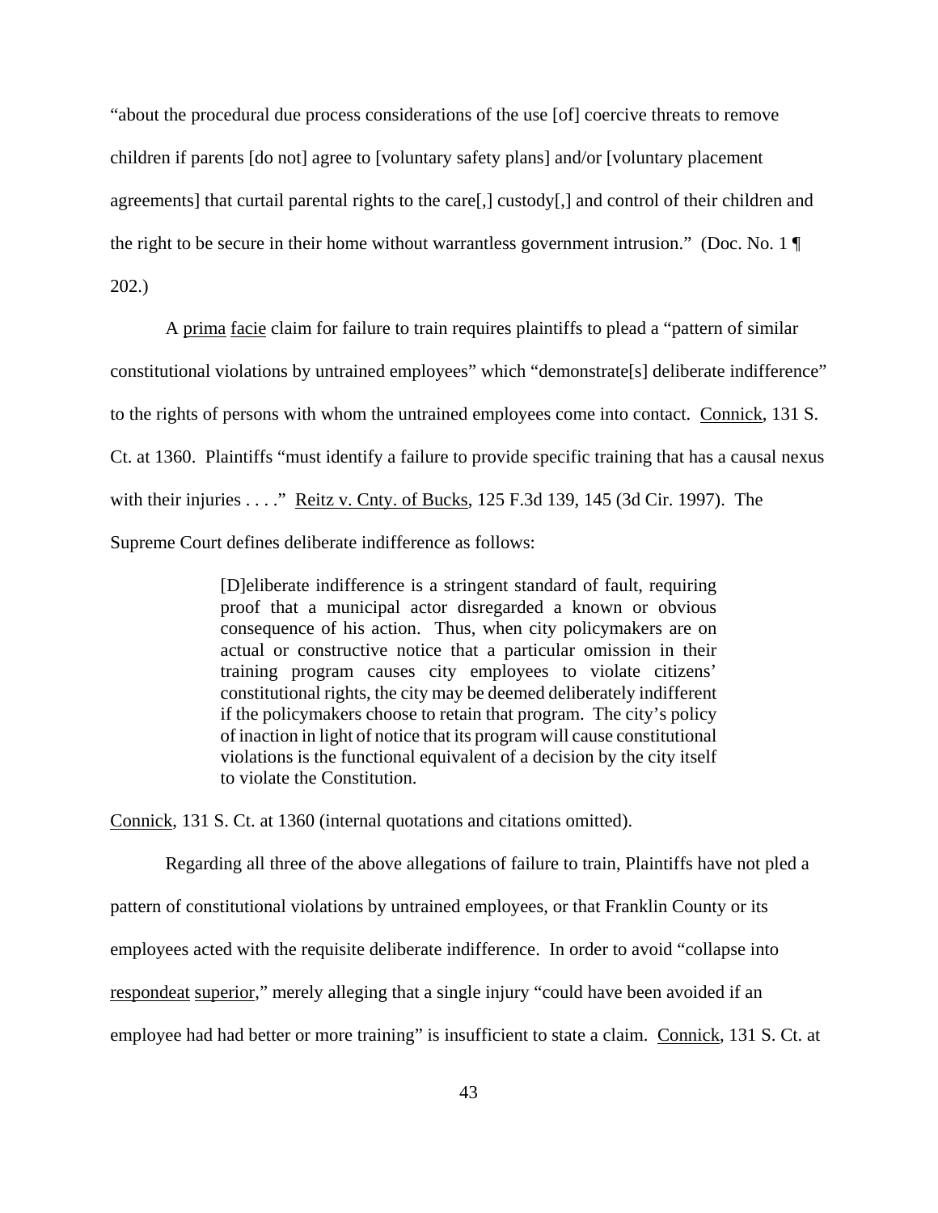"about the procedural due process considerations of the use [of] coercive threats to remove children if parents [do not] agree to [voluntary safety plans] and/or [voluntary placement agreements] that curtail parental rights to the care[,] custody[,] and control of their children and the right to be secure in their home without warrantless government intrusion." (Doc. No. 1 ¶ 202.)

A prima facie claim for failure to train requires plaintiffs to plead a "pattern of similar constitutional violations by untrained employees" which "demonstrate[s] deliberate indifference" to the rights of persons with whom the untrained employees come into contact. Connick, 131 S. Ct. at 1360. Plaintiffs "must identify a failure to provide specific training that has a causal nexus with their injuries . . . ." Reitz v. Cnty. of Bucks, 125 F.3d 139, 145 (3d Cir. 1997). The Supreme Court defines deliberate indifference as follows:

> [D]eliberate indifference is a stringent standard of fault, requiring proof that a municipal actor disregarded a known or obvious consequence of his action. Thus, when city policymakers are on actual or constructive notice that a particular omission in their training program causes city employees to violate citizens' constitutional rights, the city may be deemed deliberately indifferent if the policymakers choose to retain that program. The city's policy of inaction in light of notice that its program will cause constitutional violations is the functional equivalent of a decision by the city itself to violate the Constitution.

Connick, 131 S. Ct. at 1360 (internal quotations and citations omitted).

Regarding all three of the above allegations of failure to train, Plaintiffs have not pled a pattern of constitutional violations by untrained employees, or that Franklin County or its employees acted with the requisite deliberate indifference. In order to avoid "collapse into respondeat superior," merely alleging that a single injury "could have been avoided if an employee had had better or more training" is insufficient to state a claim. Connick, 131 S. Ct. at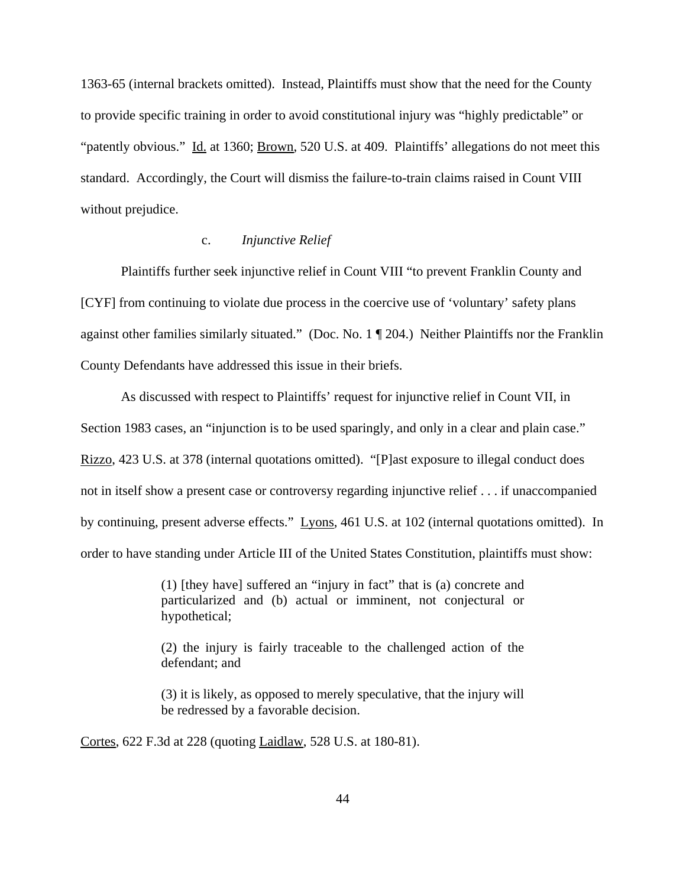1363-65 (internal brackets omitted). Instead, Plaintiffs must show that the need for the County to provide specific training in order to avoid constitutional injury was "highly predictable" or "patently obvious." Id. at 1360; Brown, 520 U.S. at 409. Plaintiffs' allegations do not meet this standard. Accordingly, the Court will dismiss the failure-to-train claims raised in Count VIII without prejudice.

c. *Injunctive Relief*

Plaintiffs further seek injunctive relief in Count VIII "to prevent Franklin County and [CYF] from continuing to violate due process in the coercive use of 'voluntary' safety plans against other families similarly situated." (Doc. No. 1 ¶ 204.) Neither Plaintiffs nor the Franklin County Defendants have addressed this issue in their briefs.

As discussed with respect to Plaintiffs' request for injunctive relief in Count VII, in Section 1983 cases, an "injunction is to be used sparingly, and only in a clear and plain case." Rizzo, 423 U.S. at 378 (internal quotations omitted). "[P]ast exposure to illegal conduct does not in itself show a present case or controversy regarding injunctive relief . . . if unaccompanied by continuing, present adverse effects." Lyons, 461 U.S. at 102 (internal quotations omitted). In order to have standing under Article III of the United States Constitution, plaintiffs must show:

> (1) [they have] suffered an "injury in fact" that is (a) concrete and particularized and (b) actual or imminent, not conjectural or hypothetical;
>
> (2) the injury is fairly traceable to the challenged action of the defendant; and
>
> (3) it is likely, as opposed to merely speculative, that the injury will be redressed by a favorable decision.

Cortes, 622 F.3d at 228 (quoting Laidlaw, 528 U.S. at 180-81).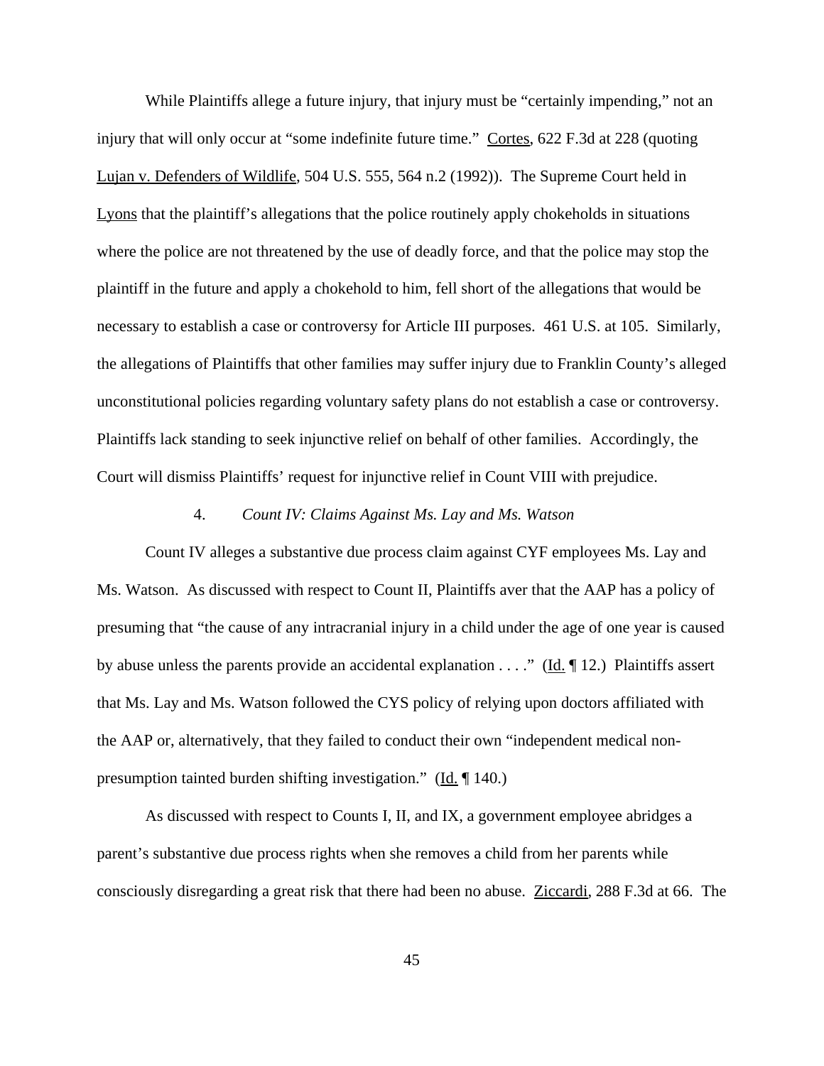While Plaintiffs allege a future injury, that injury must be "certainly impending," not an injury that will only occur at "some indefinite future time." Cortes, 622 F.3d at 228 (quoting Lujan v. Defenders of Wildlife, 504 U.S. 555, 564 n.2 (1992)). The Supreme Court held in Lyons that the plaintiff's allegations that the police routinely apply chokeholds in situations where the police are not threatened by the use of deadly force, and that the police may stop the plaintiff in the future and apply a chokehold to him, fell short of the allegations that would be necessary to establish a case or controversy for Article III purposes. 461 U.S. at 105. Similarly, the allegations of Plaintiffs that other families may suffer injury due to Franklin County's alleged unconstitutional policies regarding voluntary safety plans do not establish a case or controversy. Plaintiffs lack standing to seek injunctive relief on behalf of other families. Accordingly, the Court will dismiss Plaintiffs' request for injunctive relief in Count VIII with prejudice.

#### 4. *Count IV: Claims Against Ms. Lay and Ms. Watson*

Count IV alleges a substantive due process claim against CYF employees Ms. Lay and Ms. Watson. As discussed with respect to Count II, Plaintiffs aver that the AAP has a policy of presuming that "the cause of any intracranial injury in a child under the age of one year is caused by abuse unless the parents provide an accidental explanation . . . ." (Id. ¶ 12.) Plaintiffs assert that Ms. Lay and Ms. Watson followed the CYS policy of relying upon doctors affiliated with the AAP or, alternatively, that they failed to conduct their own "independent medical non-presumption tainted burden shifting investigation." (Id. ¶ 140.)

As discussed with respect to Counts I, II, and IX, a government employee abridges a parent's substantive due process rights when she removes a child from her parents while consciously disregarding a great risk that there had been no abuse. Ziccardi, 288 F.3d at 66. The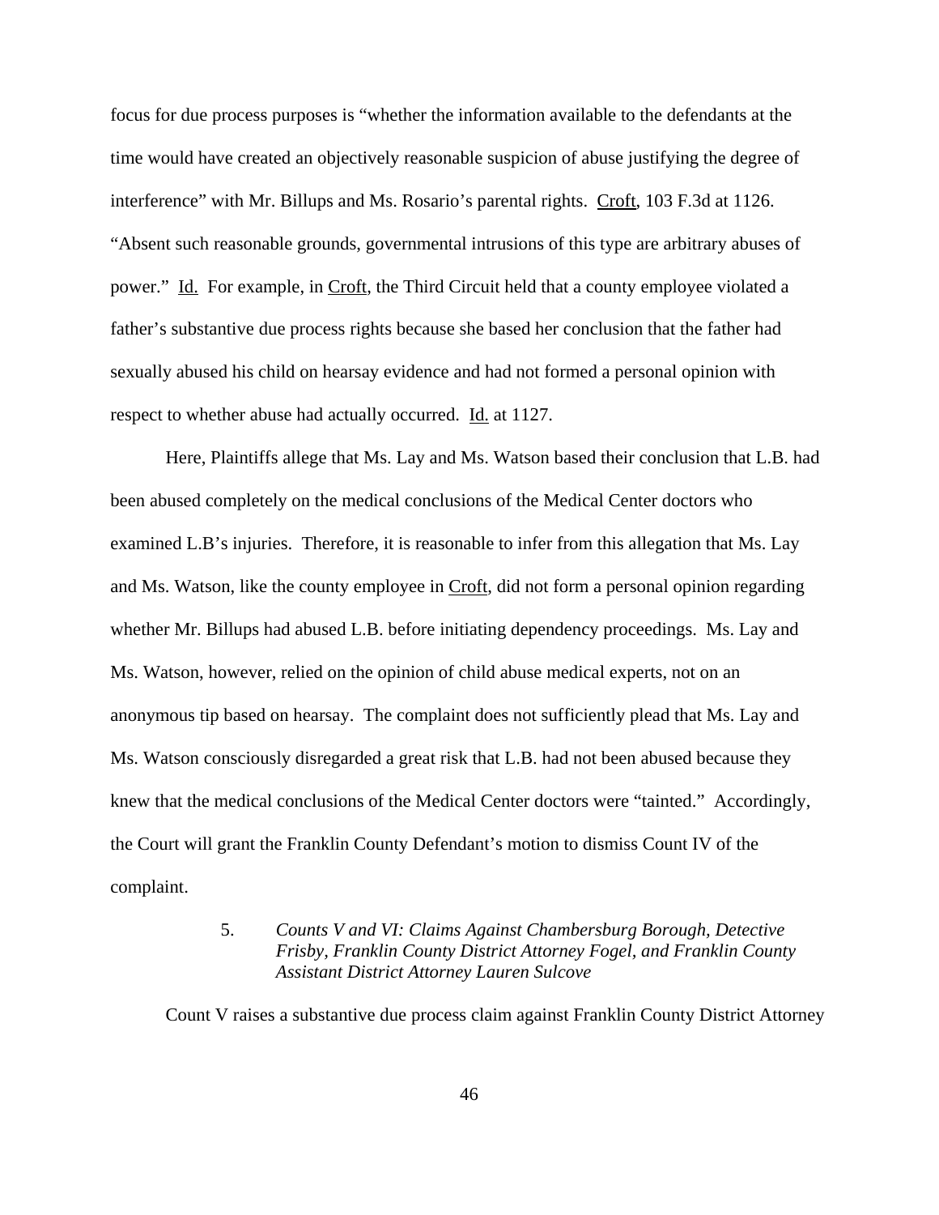focus for due process purposes is "whether the information available to the defendants at the time would have created an objectively reasonable suspicion of abuse justifying the degree of interference" with Mr. Billups and Ms. Rosario's parental rights. Croft, 103 F.3d at 1126. "Absent such reasonable grounds, governmental intrusions of this type are arbitrary abuses of power." Id. For example, in Croft, the Third Circuit held that a county employee violated a father's substantive due process rights because she based her conclusion that the father had sexually abused his child on hearsay evidence and had not formed a personal opinion with respect to whether abuse had actually occurred. Id. at 1127.

Here, Plaintiffs allege that Ms. Lay and Ms. Watson based their conclusion that L.B. had been abused completely on the medical conclusions of the Medical Center doctors who examined L.B's injuries. Therefore, it is reasonable to infer from this allegation that Ms. Lay and Ms. Watson, like the county employee in Croft, did not form a personal opinion regarding whether Mr. Billups had abused L.B. before initiating dependency proceedings. Ms. Lay and Ms. Watson, however, relied on the opinion of child abuse medical experts, not on an anonymous tip based on hearsay. The complaint does not sufficiently plead that Ms. Lay and Ms. Watson consciously disregarded a great risk that L.B. had not been abused because they knew that the medical conclusions of the Medical Center doctors were "tainted." Accordingly, the Court will grant the Franklin County Defendant's motion to dismiss Count IV of the complaint.

5. *Counts V and VI: Claims Against Chambersburg Borough, Detective Frisby, Franklin County District Attorney Fogel, and Franklin County Assistant District Attorney Lauren Sulcove*

Count V raises a substantive due process claim against Franklin County District Attorney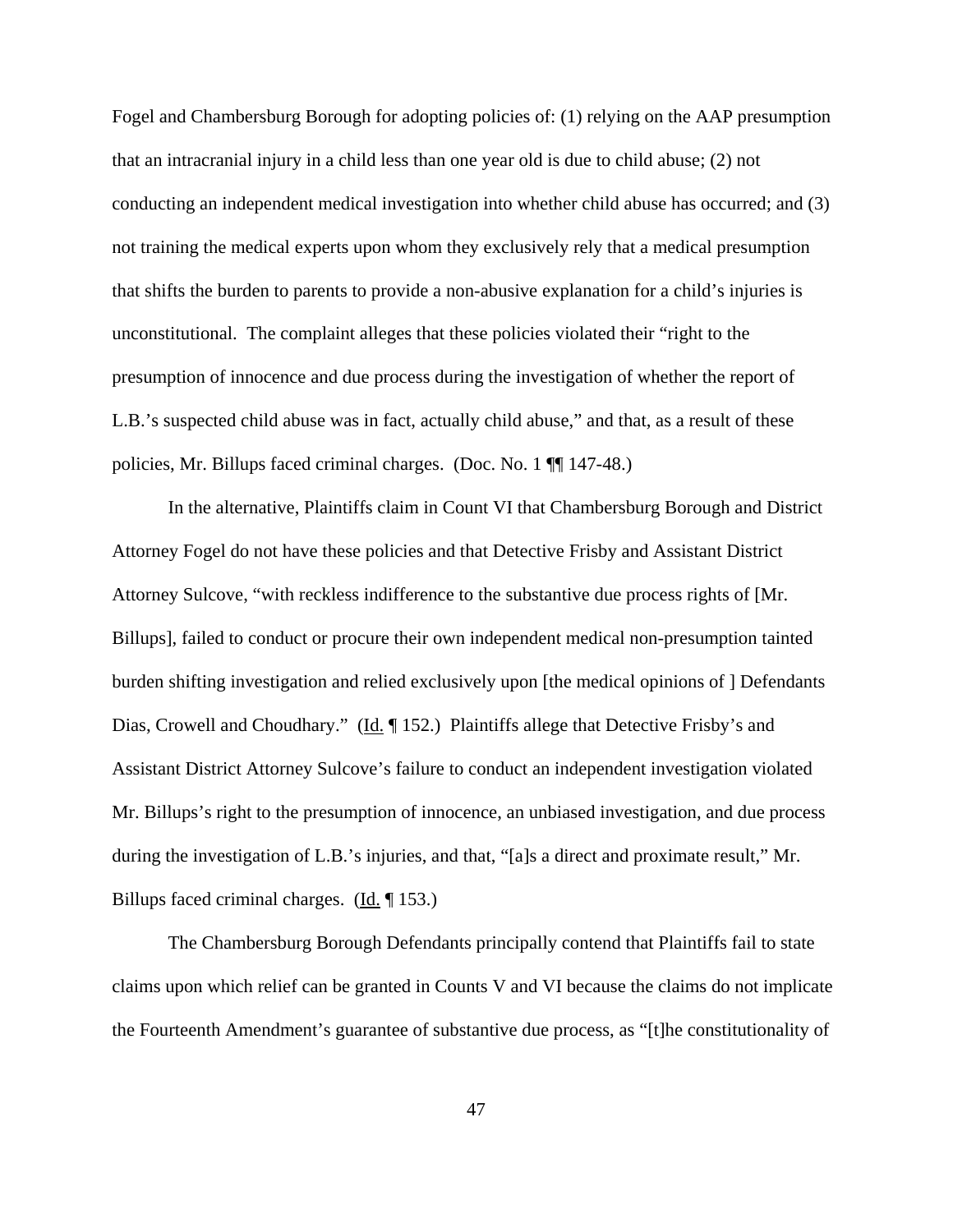Fogel and Chambersburg Borough for adopting policies of: (1) relying on the AAP presumption that an intracranial injury in a child less than one year old is due to child abuse; (2) not conducting an independent medical investigation into whether child abuse has occurred; and (3) not training the medical experts upon whom they exclusively rely that a medical presumption that shifts the burden to parents to provide a non-abusive explanation for a child's injuries is unconstitutional. The complaint alleges that these policies violated their "right to the presumption of innocence and due process during the investigation of whether the report of L.B.'s suspected child abuse was in fact, actually child abuse," and that, as a result of these policies, Mr. Billups faced criminal charges. (Doc. No. 1 ¶¶ 147-48.)

In the alternative, Plaintiffs claim in Count VI that Chambersburg Borough and District Attorney Fogel do not have these policies and that Detective Frisby and Assistant District Attorney Sulcove, "with reckless indifference to the substantive due process rights of [Mr. Billups], failed to conduct or procure their own independent medical non-presumption tainted burden shifting investigation and relied exclusively upon [the medical opinions of ] Defendants Dias, Crowell and Choudhary." (Id. ¶ 152.) Plaintiffs allege that Detective Frisby's and Assistant District Attorney Sulcove's failure to conduct an independent investigation violated Mr. Billups's right to the presumption of innocence, an unbiased investigation, and due process during the investigation of L.B.'s injuries, and that, "[a]s a direct and proximate result," Mr. Billups faced criminal charges. (Id. ¶ 153.)

The Chambersburg Borough Defendants principally contend that Plaintiffs fail to state claims upon which relief can be granted in Counts V and VI because the claims do not implicate the Fourteenth Amendment's guarantee of substantive due process, as "[t]he constitutionality of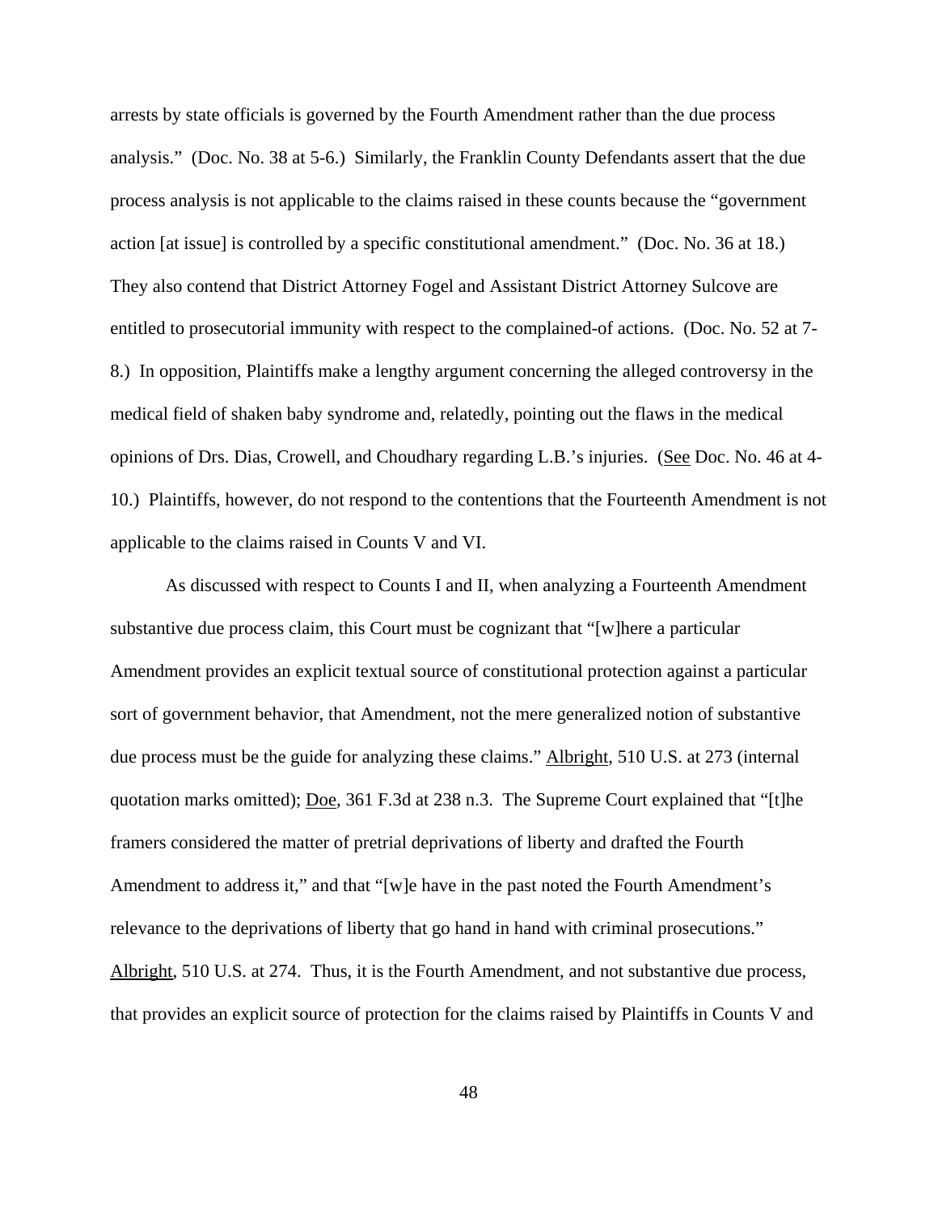arrests by state officials is governed by the Fourth Amendment rather than the due process analysis." (Doc. No. 38 at 5-6.) Similarly, the Franklin County Defendants assert that the due process analysis is not applicable to the claims raised in these counts because the "government action [at issue] is controlled by a specific constitutional amendment." (Doc. No. 36 at 18.) They also contend that District Attorney Fogel and Assistant District Attorney Sulcove are entitled to prosecutorial immunity with respect to the complained-of actions. (Doc. No. 52 at 7-8.) In opposition, Plaintiffs make a lengthy argument concerning the alleged controversy in the medical field of shaken baby syndrome and, relatedly, pointing out the flaws in the medical opinions of Drs. Dias, Crowell, and Choudhary regarding L.B.'s injuries. (See Doc. No. 46 at 4-10.) Plaintiffs, however, do not respond to the contentions that the Fourteenth Amendment is not applicable to the claims raised in Counts V and VI.

As discussed with respect to Counts I and II, when analyzing a Fourteenth Amendment substantive due process claim, this Court must be cognizant that "[w]here a particular Amendment provides an explicit textual source of constitutional protection against a particular sort of government behavior, that Amendment, not the mere generalized notion of substantive due process must be the guide for analyzing these claims." Albright, 510 U.S. at 273 (internal quotation marks omitted); Doe, 361 F.3d at 238 n.3. The Supreme Court explained that "[t]he framers considered the matter of pretrial deprivations of liberty and drafted the Fourth Amendment to address it," and that "[w]e have in the past noted the Fourth Amendment's relevance to the deprivations of liberty that go hand in hand with criminal prosecutions." Albright, 510 U.S. at 274. Thus, it is the Fourth Amendment, and not substantive due process, that provides an explicit source of protection for the claims raised by Plaintiffs in Counts V and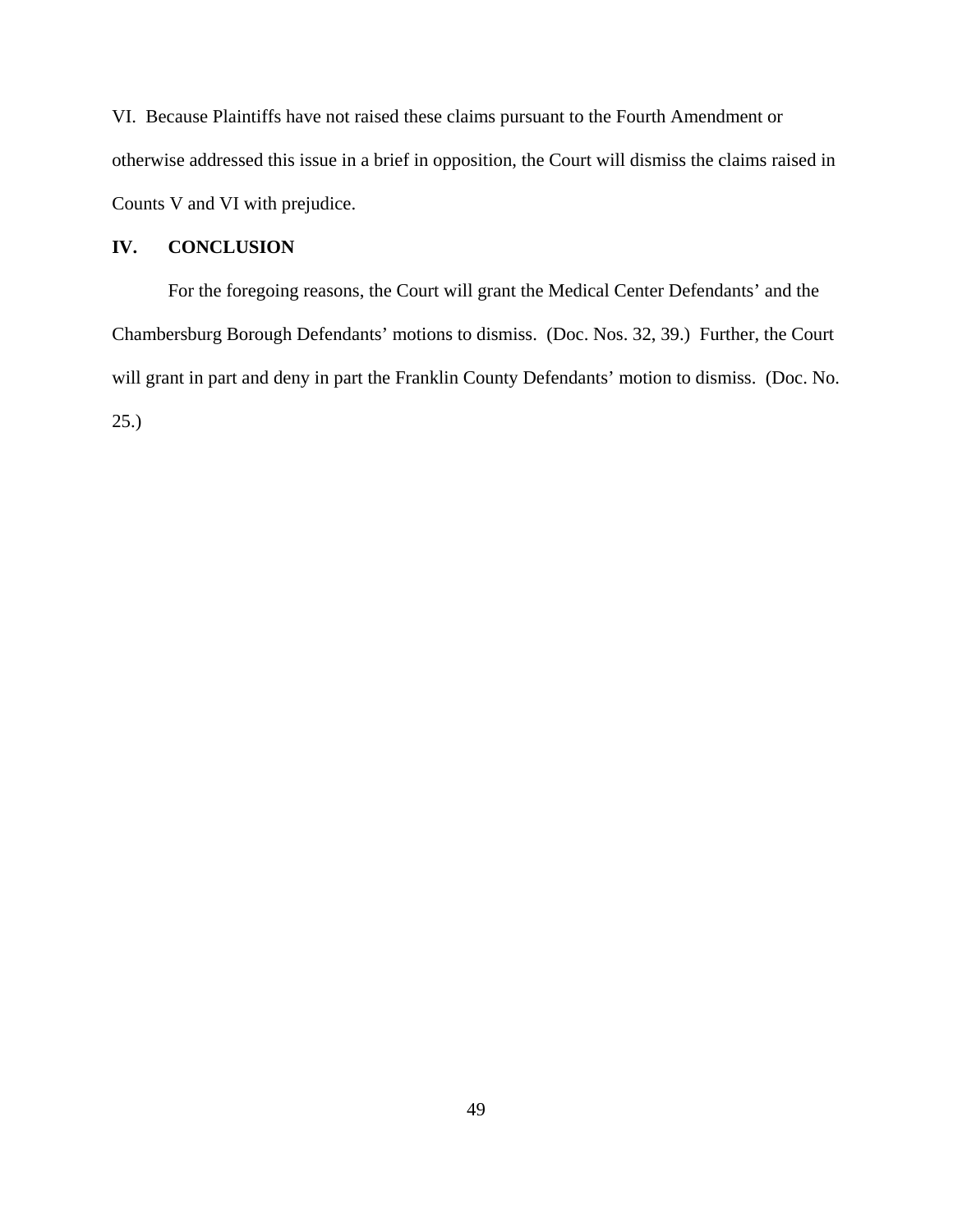VI. Because Plaintiffs have not raised these claims pursuant to the Fourth Amendment or otherwise addressed this issue in a brief in opposition, the Court will dismiss the claims raised in Counts V and VI with prejudice.

## IV. CONCLUSION

For the foregoing reasons, the Court will grant the Medical Center Defendants' and the Chambersburg Borough Defendants' motions to dismiss. (Doc. Nos. 32, 39.) Further, the Court will grant in part and deny in part the Franklin County Defendants' motion to dismiss. (Doc. No. 25.)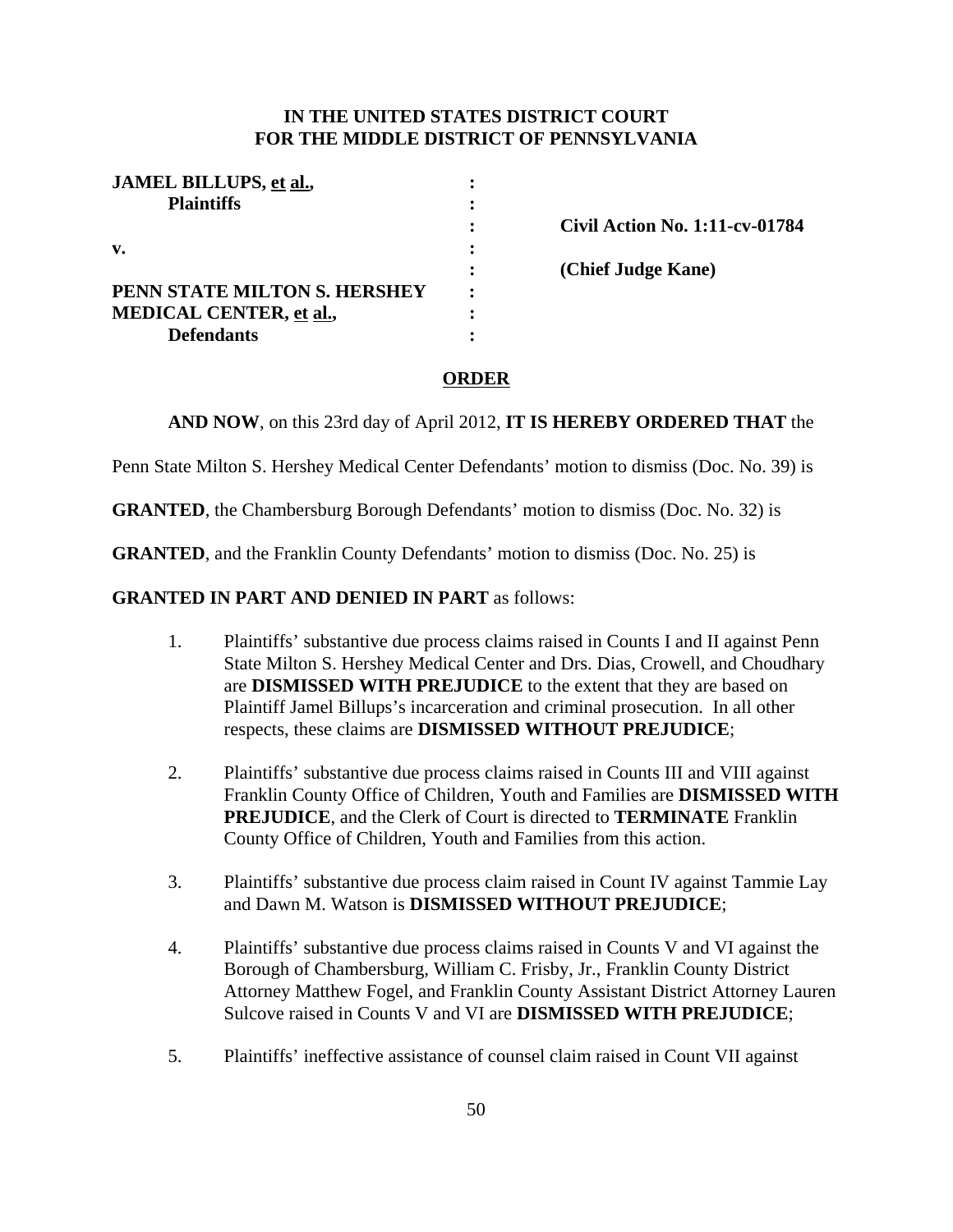**IN THE UNITED STATES DISTRICT COURT**
**FOR THE MIDDLE DISTRICT OF PENNSYLVANIA**

| | | |
|---|---|---|
| **JAMEL BILLUPS, et al.,** | : | |
| **Plaintiffs** | : | |
| | : | **Civil Action No. 1:11-cv-01784** |
| **v.** | : | |
| | : | **(Chief Judge Kane)** |
| **PENN STATE MILTON S. HERSHEY** | : | |
| **MEDICAL CENTER, et al.,** | : | |
| **Defendants** | : | |

**ORDER**

**AND NOW**, on this 23rd day of April 2012, **IT IS HEREBY ORDERED THAT** the Penn State Milton S. Hershey Medical Center Defendants' motion to dismiss (Doc. No. 39) is **GRANTED**, the Chambersburg Borough Defendants' motion to dismiss (Doc. No. 32) is **GRANTED**, and the Franklin County Defendants' motion to dismiss (Doc. No. 25) is **GRANTED IN PART AND DENIED IN PART** as follows:

1. Plaintiffs' substantive due process claims raised in Counts I and II against Penn State Milton S. Hershey Medical Center and Drs. Dias, Crowell, and Choudhary are **DISMISSED WITH PREJUDICE** to the extent that they are based on Plaintiff Jamel Billups's incarceration and criminal prosecution. In all other respects, these claims are **DISMISSED WITHOUT PREJUDICE**;

2. Plaintiffs' substantive due process claims raised in Counts III and VIII against Franklin County Office of Children, Youth and Families are **DISMISSED WITH PREJUDICE**, and the Clerk of Court is directed to **TERMINATE** Franklin County Office of Children, Youth and Families from this action.

3. Plaintiffs' substantive due process claim raised in Count IV against Tammie Lay and Dawn M. Watson is **DISMISSED WITHOUT PREJUDICE**;

4. Plaintiffs' substantive due process claims raised in Counts V and VI against the Borough of Chambersburg, William C. Frisby, Jr., Franklin County District Attorney Matthew Fogel, and Franklin County Assistant District Attorney Lauren Sulcove raised in Counts V and VI are **DISMISSED WITH PREJUDICE**;

5. Plaintiffs' ineffective assistance of counsel claim raised in Count VII against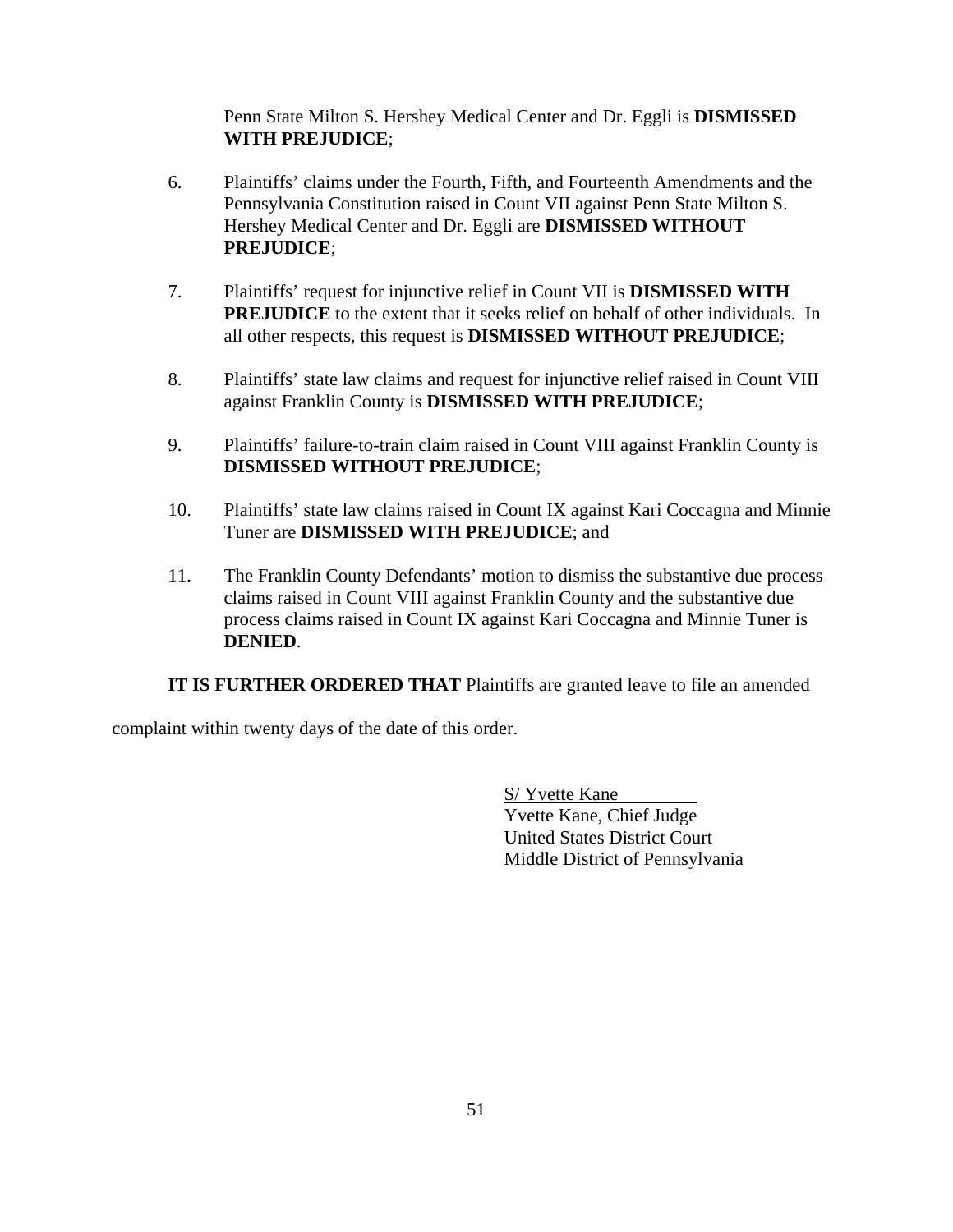Penn State Milton S. Hershey Medical Center and Dr. Eggli is **DISMISSED WITH PREJUDICE**;

6. Plaintiffs' claims under the Fourth, Fifth, and Fourteenth Amendments and the Pennsylvania Constitution raised in Count VII against Penn State Milton S. Hershey Medical Center and Dr. Eggli are **DISMISSED WITHOUT PREJUDICE**;

7. Plaintiffs' request for injunctive relief in Count VII is **DISMISSED WITH PREJUDICE** to the extent that it seeks relief on behalf of other individuals. In all other respects, this request is **DISMISSED WITHOUT PREJUDICE**;

8. Plaintiffs' state law claims and request for injunctive relief raised in Count VIII against Franklin County is **DISMISSED WITH PREJUDICE**;

9. Plaintiffs' failure-to-train claim raised in Count VIII against Franklin County is **DISMISSED WITHOUT PREJUDICE**;

10. Plaintiffs' state law claims raised in Count IX against Kari Coccagna and Minnie Tuner are **DISMISSED WITH PREJUDICE**; and

11. The Franklin County Defendants' motion to dismiss the substantive due process claims raised in Count VIII against Franklin County and the substantive due process claims raised in Count IX against Kari Coccagna and Minnie Tuner is **DENIED**.

**IT IS FURTHER ORDERED THAT** Plaintiffs are granted leave to file an amended complaint within twenty days of the date of this order.

S/ Yvette Kane
Yvette Kane, Chief Judge
United States District Court
Middle District of Pennsylvania